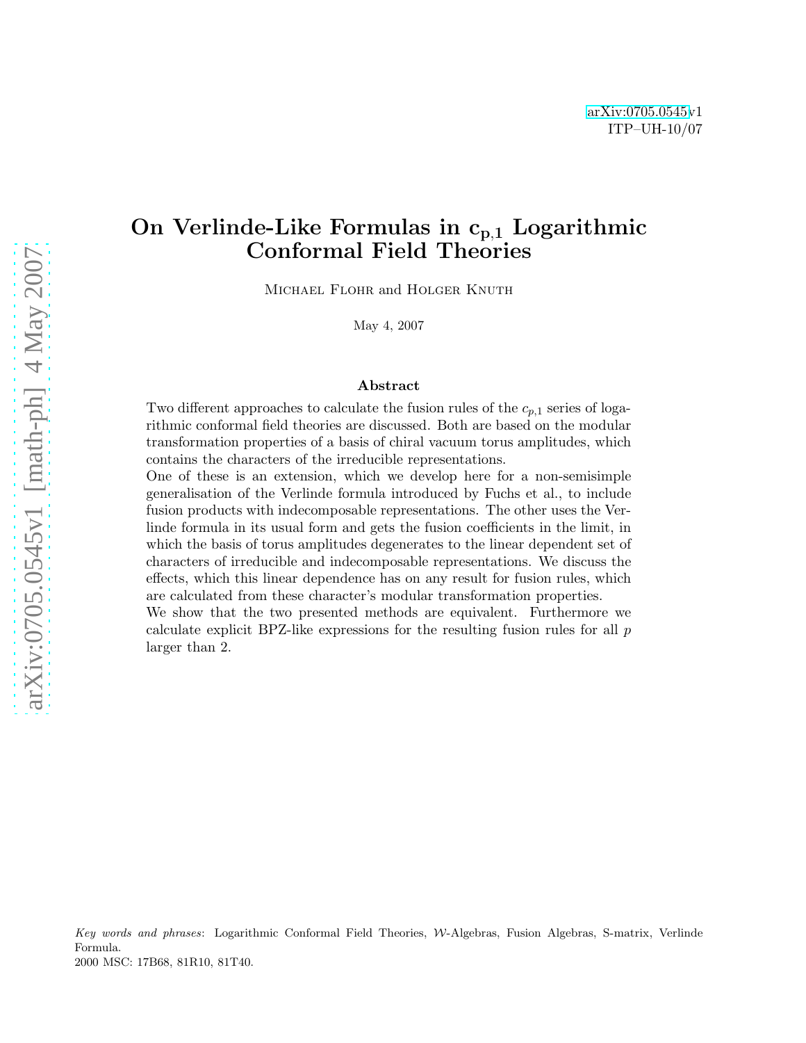arXiv:0705.0545v1
ITP–UH-10/07

# On Verlinde-Like Formulas in $\mathbf{c_{p,1}}$ Logarithmic Conformal Field Theories

Michael Flohr and Holger Knuth

May 4, 2007

### Abstract

Two different approaches to calculate the fusion rules of the $c_{p,1}$ series of logarithmic conformal field theories are discussed. Both are based on the modular transformation properties of a basis of chiral vacuum torus amplitudes, which contains the characters of the irreducible representations.

One of these is an extension, which we develop here for a non-semisimple generalisation of the Verlinde formula introduced by Fuchs et al., to include fusion products with indecomposable representations. The other uses the Verlinde formula in its usual form and gets the fusion coefficients in the limit, in which the basis of torus amplitudes degenerates to the linear dependent set of characters of irreducible and indecomposable representations. We discuss the effects, which this linear dependence has on any result for fusion rules, which are calculated from these character's modular transformation properties.

We show that the two presented methods are equivalent. Furthermore we calculate explicit BPZ-like expressions for the resulting fusion rules for all $p$ larger than 2.

*Key words and phrases*: Logarithmic Conformal Field Theories, $\mathcal{W}$-Algebras, Fusion Algebras, S-matrix, Verlinde Formula.
2000 MSC: 17B68, 81R10, 81T40.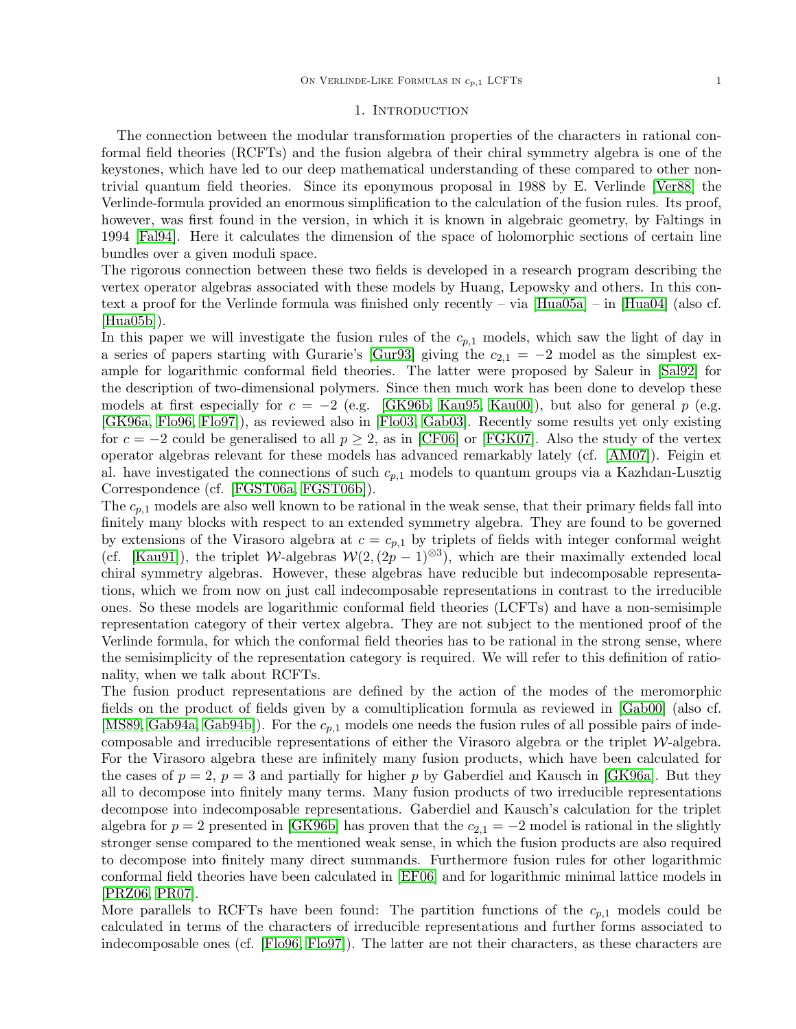# 1. Introduction

The connection between the modular transformation properties of the characters in rational conformal field theories (RCFTs) and the fusion algebra of their chiral symmetry algebra is one of the keystones, which have led to our deep mathematical understanding of these compared to other nontrivial quantum field theories. Since its eponymous proposal in 1988 by E. Verlinde [Ver88] the Verlinde-formula provided an enormous simplification to the calculation of the fusion rules. Its proof, however, was first found in the version, in which it is known in algebraic geometry, by Faltings in 1994 [Fal94]. Here it calculates the dimension of the space of holomorphic sections of certain line bundles over a given moduli space.

The rigorous connection between these two fields is developed in a research program describing the vertex operator algebras associated with these models by Huang, Lepowsky and others. In this context a proof for the Verlinde formula was finished only recently – via [Hua05a] – in [Hua04] (also cf. [Hua05b]).

In this paper we will investigate the fusion rules of the $c_{p,1}$ models, which saw the light of day in a series of papers starting with Gurarie's [Gur93] giving the $c_{2,1} = -2$ model as the simplest example for logarithmic conformal field theories. The latter were proposed by Saleur in [Sal92] for the description of two-dimensional polymers. Since then much work has been done to develop these models at first especially for $c = -2$ (e.g. [GK96b, Kau95, Kau00]), but also for general $p$ (e.g. [GK96a, Flo96, Flo97]), as reviewed also in [Flo03, Gab03]. Recently some results yet only existing for $c = -2$ could be generalised to all $p \geq 2$, as in [CF06] or [FGK07]. Also the study of the vertex operator algebras relevant for these models has advanced remarkably lately (cf. [AM07]). Feigin et al. have investigated the connections of such $c_{p,1}$ models to quantum groups via a Kazhdan-Lusztig Correspondence (cf. [FGST06a, FGST06b]).

The $c_{p,1}$ models are also well known to be rational in the weak sense, that their primary fields fall into finitely many blocks with respect to an extended symmetry algebra. They are found to be governed by extensions of the Virasoro algebra at $c = c_{p,1}$ by triplets of fields with integer conformal weight (cf. [Kau91]), the triplet $\mathcal{W}$-algebras $\mathcal{W}(2, (2p-1)^{\otimes 3})$, which are their maximally extended local chiral symmetry algebras. However, these algebras have reducible but indecomposable representations, which we from now on just call indecomposable representations in contrast to the irreducible ones. So these models are logarithmic conformal field theories (LCFTs) and have a non-semisimple representation category of their vertex algebra. They are not subject to the mentioned proof of the Verlinde formula, for which the conformal field theories has to be rational in the strong sense, where the semisimplicity of the representation category is required. We will refer to this definition of rationality, when we talk about RCFTs.

The fusion product representations are defined by the action of the modes of the meromorphic fields on the product of fields given by a comultiplication formula as reviewed in [Gab00] (also cf. [MS89, Gab94a, Gab94b]). For the $c_{p,1}$ models one needs the fusion rules of all possible pairs of indecomposable and irreducible representations of either the Virasoro algebra or the triplet $\mathcal{W}$-algebra. For the Virasoro algebra these are infinitely many fusion products, which have been calculated for the cases of $p = 2$, $p = 3$ and partially for higher $p$ by Gaberdiel and Kausch in [GK96a]. But they all to decompose into finitely many terms. Many fusion products of two irreducible representations decompose into indecomposable representations. Gaberdiel and Kausch's calculation for the triplet algebra for $p = 2$ presented in [GK96b] has proven that the $c_{2,1} = -2$ model is rational in the slightly stronger sense compared to the mentioned weak sense, in which the fusion products are also required to decompose into finitely many direct summands. Furthermore fusion rules for other logarithmic conformal field theories have been calculated in [EF06] and for logarithmic minimal lattice models in [PRZ06, PR07].

More parallels to RCFTs have been found: The partition functions of the $c_{p,1}$ models could be calculated in terms of the characters of irreducible representations and further forms associated to indecomposable ones (cf. [Flo96, Flo97]). The latter are not their characters, as these characters are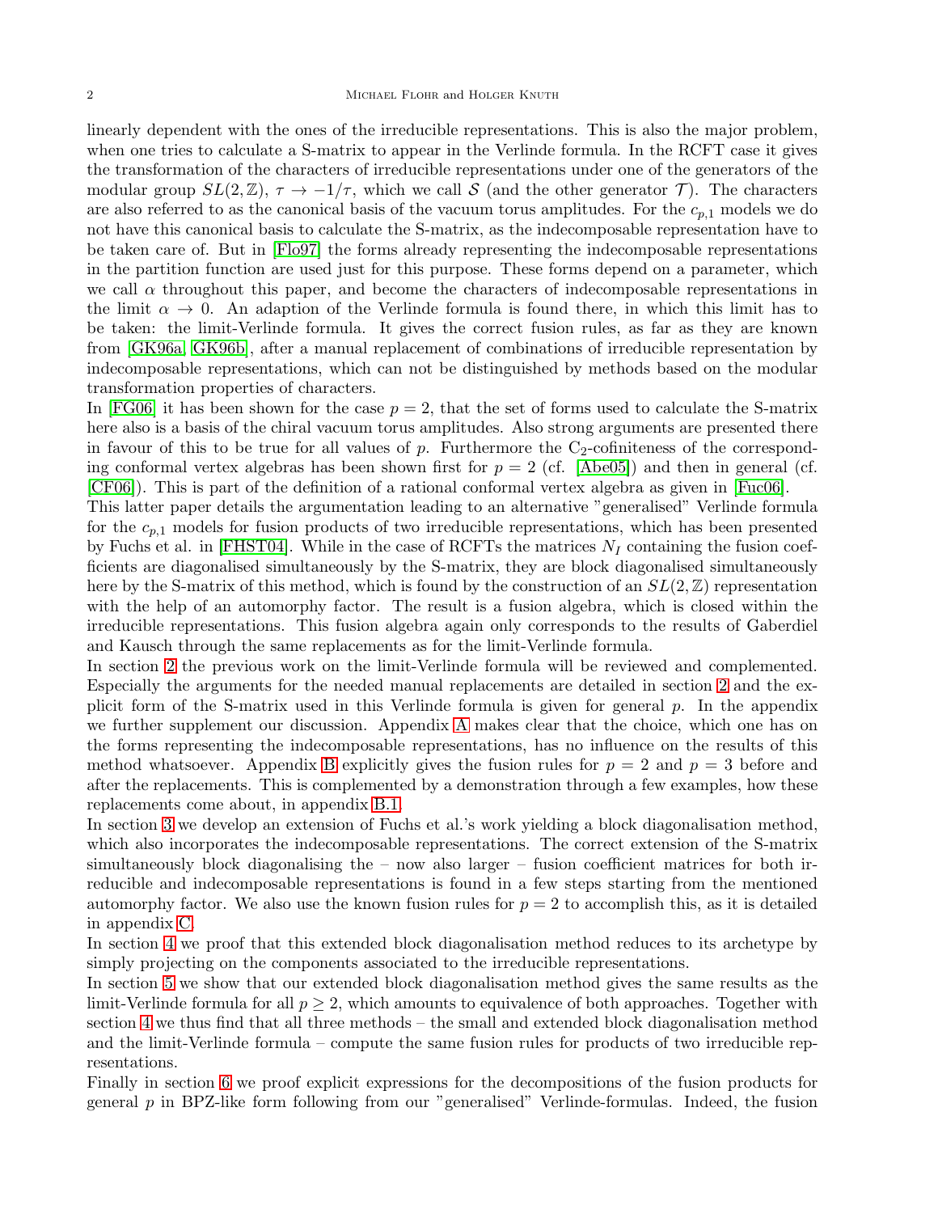linearly dependent with the ones of the irreducible representations. This is also the major problem, when one tries to calculate a S-matrix to appear in the Verlinde formula. In the RCFT case it gives the transformation of the characters of irreducible representations under one of the generators of the modular group $SL(2,\mathbb{Z})$, $\tau \to -1/\tau$, which we call $\mathcal{S}$ (and the other generator $\mathcal{T}$). The characters are also referred to as the canonical basis of the vacuum torus amplitudes. For the $c_{p,1}$ models we do not have this canonical basis to calculate the S-matrix, as the indecomposable representation have to be taken care of. But in [Flo97] the forms already representing the indecomposable representations in the partition function are used just for this purpose. These forms depend on a parameter, which we call $\alpha$ throughout this paper, and become the characters of indecomposable representations in the limit $\alpha \to 0$. An adaption of the Verlinde formula is found there, in which this limit has to be taken: the limit-Verlinde formula. It gives the correct fusion rules, as far as they are known from [GK96a, GK96b], after a manual replacement of combinations of irreducible representation by indecomposable representations, which can not be distinguished by methods based on the modular transformation properties of characters.

In [FG06] it has been shown for the case $p = 2$, that the set of forms used to calculate the S-matrix here also is a basis of the chiral vacuum torus amplitudes. Also strong arguments are presented there in favour of this to be true for all values of $p$. Furthermore the $C_2$-cofiniteness of the corresponding conformal vertex algebras has been shown first for $p = 2$ (cf. [Abe05]) and then in general (cf. [CF06]). This is part of the definition of a rational conformal vertex algebra as given in [Fuc06].

This latter paper details the argumentation leading to an alternative "generalised" Verlinde formula for the $c_{p,1}$ models for fusion products of two irreducible representations, which has been presented by Fuchs et al. in [FHST04]. While in the case of RCFTs the matrices $N_I$ containing the fusion coefficients are diagonalised simultaneously by the S-matrix, they are block diagonalised simultaneously here by the S-matrix of this method, which is found by the construction of an $SL(2,\mathbb{Z})$ representation with the help of an automorphy factor. The result is a fusion algebra, which is closed within the irreducible representations. This fusion algebra again only corresponds to the results of Gaberdiel and Kausch through the same replacements as for the limit-Verlinde formula.

In section 2 the previous work on the limit-Verlinde formula will be reviewed and complemented. Especially the arguments for the needed manual replacements are detailed in section 2 and the explicit form of the S-matrix used in this Verlinde formula is given for general $p$. In the appendix we further supplement our discussion. Appendix A makes clear that the choice, which one has on the forms representing the indecomposable representations, has no influence on the results of this method whatsoever. Appendix B explicitly gives the fusion rules for $p = 2$ and $p = 3$ before and after the replacements. This is complemented by a demonstration through a few examples, how these replacements come about, in appendix B.1.

In section 3 we develop an extension of Fuchs et al.'s work yielding a block diagonalisation method, which also incorporates the indecomposable representations. The correct extension of the S-matrix simultaneously block diagonalising the – now also larger – fusion coefficient matrices for both irreducible and indecomposable representations is found in a few steps starting from the mentioned automorphy factor. We also use the known fusion rules for $p = 2$ to accomplish this, as it is detailed in appendix C.

In section 4 we proof that this extended block diagonalisation method reduces to its archetype by simply projecting on the components associated to the irreducible representations.

In section 5 we show that our extended block diagonalisation method gives the same results as the limit-Verlinde formula for all $p \geq 2$, which amounts to equivalence of both approaches. Together with section 4 we thus find that all three methods – the small and extended block diagonalisation method and the limit-Verlinde formula – compute the same fusion rules for products of two irreducible representations.

Finally in section 6 we proof explicit expressions for the decompositions of the fusion products for general $p$ in BPZ-like form following from our "generalised" Verlinde-formulas. Indeed, the fusion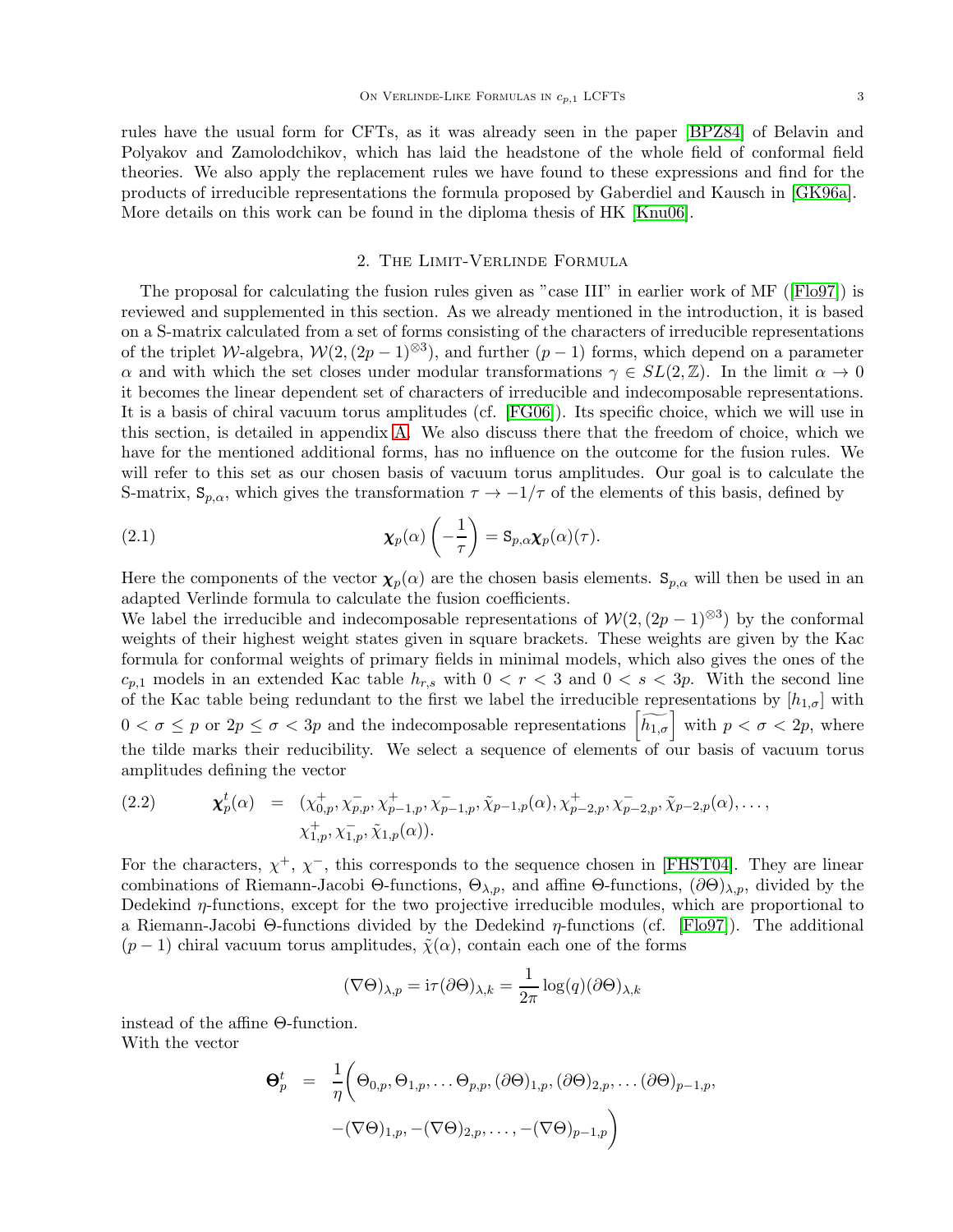rules have the usual form for CFTs, as it was already seen in the paper [BPZ84] of Belavin and Polyakov and Zamolodchikov, which has laid the headstone of the whole field of conformal field theories. We also apply the replacement rules we have found to these expressions and find for the products of irreducible representations the formula proposed by Gaberdiel and Kausch in [GK96a]. More details on this work can be found in the diploma thesis of HK [Knu06].

## 2. The Limit-Verlinde Formula

The proposal for calculating the fusion rules given as "case III" in earlier work of MF ([Flo97]) is reviewed and supplemented in this section. As we already mentioned in the introduction, it is based on a S-matrix calculated from a set of forms consisting of the characters of irreducible representations of the triplet $\mathcal{W}$-algebra, $\mathcal{W}(2,(2p-1)^{\otimes 3})$, and further $(p-1)$ forms, which depend on a parameter $\alpha$ and with which the set closes under modular transformations $\gamma \in SL(2,\mathbb{Z})$. In the limit $\alpha \to 0$ it becomes the linear dependent set of characters of irreducible and indecomposable representations. It is a basis of chiral vacuum torus amplitudes (cf. [FG06]). Its specific choice, which we will use in this section, is detailed in appendix A. We also discuss there that the freedom of choice, which we have for the mentioned additional forms, has no influence on the outcome for the fusion rules. We will refer to this set as our chosen basis of vacuum torus amplitudes. Our goal is to calculate the S-matrix, $\mathtt{S}_{p,\alpha}$, which gives the transformation $\tau \to -1/\tau$ of the elements of this basis, defined by

$$\boldsymbol{\chi}_p(\alpha)\left(-\frac{1}{\tau}\right) = \mathtt{S}_{p,\alpha}\boldsymbol{\chi}_p(\alpha)(\tau). \tag{2.1}$$

Here the components of the vector $\boldsymbol{\chi}_p(\alpha)$ are the chosen basis elements. $\mathtt{S}_{p,\alpha}$ will then be used in an adapted Verlinde formula to calculate the fusion coefficients.

We label the irreducible and indecomposable representations of $\mathcal{W}(2,(2p-1)^{\otimes 3})$ by the conformal weights of their highest weight states given in square brackets. These weights are given by the Kac formula for conformal weights of primary fields in minimal models, which also gives the ones of the $c_{p,1}$ models in an extended Kac table $h_{r,s}$ with $0 < r < 3$ and $0 < s < 3p$. With the second line of the Kac table being redundant to the first we label the irreducible representations by $[h_{1,\sigma}]$ with $0 < \sigma \leq p$ or $2p \leq \sigma < 3p$ and the indecomposable representations $\left[\widetilde{h_{1,\sigma}}\right]$ with $p < \sigma < 2p$, where the tilde marks their reducibility. We select a sequence of elements of our basis of vacuum torus amplitudes defining the vector

$$\begin{aligned}\boldsymbol{\chi}_p^t(\alpha) \;=\; &(\chi_{0,p}^+, \chi_{p,p}^-, \chi_{p-1,p}^+, \chi_{p-1,p}^-, \tilde{\chi}_{p-1,p}(\alpha), \chi_{p-2,p}^+, \chi_{p-2,p}^-, \tilde{\chi}_{p-2,p}(\alpha), \ldots, \\ &\chi_{1,p}^+, \chi_{1,p}^-, \tilde{\chi}_{1,p}(\alpha)).\end{aligned} \tag{2.2}$$

For the characters, $\chi^+$, $\chi^-$, this corresponds to the sequence chosen in [FHST04]. They are linear combinations of Riemann-Jacobi Θ-functions, $\Theta_{\lambda,p}$, and affine Θ-functions, $(\partial\Theta)_{\lambda,p}$, divided by the Dedekind $\eta$-functions, except for the two projective irreducible modules, which are proportional to a Riemann-Jacobi Θ-functions divided by the Dedekind $\eta$-functions (cf. [Flo97]). The additional $(p-1)$ chiral vacuum torus amplitudes, $\tilde{\chi}(\alpha)$, contain each one of the forms

$$(\nabla\Theta)_{\lambda,p} = \mathrm{i}\tau(\partial\Theta)_{\lambda,k} = \frac{1}{2\pi}\log(q)(\partial\Theta)_{\lambda,k}$$

instead of the affine Θ-function.
With the vector

$$\begin{aligned}\boldsymbol{\Theta}_p^t \;=\; &\frac{1}{\eta}\Big(\Theta_{0,p}, \Theta_{1,p}, \ldots \Theta_{p,p}, (\partial\Theta)_{1,p}, (\partial\Theta)_{2,p}, \ldots (\partial\Theta)_{p-1,p}, \\ &-(\nabla\Theta)_{1,p}, -(\nabla\Theta)_{2,p}, \ldots, -(\nabla\Theta)_{p-1,p}\Big)\end{aligned}$$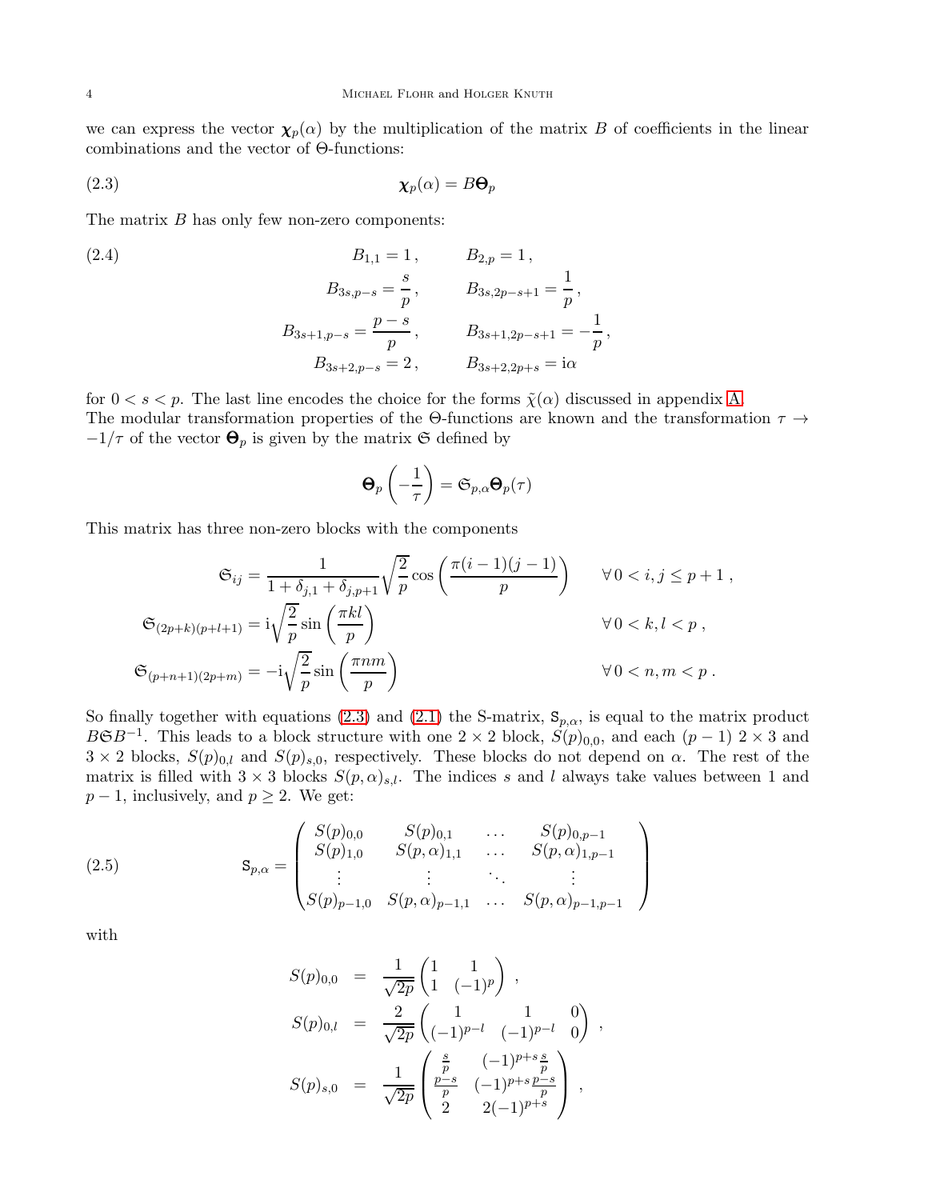we can express the vector $\boldsymbol{\chi}_p(\alpha)$ by the multiplication of the matrix $B$ of coefficients in the linear combinations and the vector of Θ-functions:

$$\boldsymbol{\chi}_p(\alpha) = B\boldsymbol{\Theta}_p \tag{2.3}$$

The matrix $B$ has only few non-zero components:

$$\begin{aligned}
B_{1,1} &= 1\,, & B_{2,p} &= 1\,,\\
B_{3s,p-s} &= \frac{s}{p}\,, & B_{3s,2p-s+1} &= \frac{1}{p}\,,\\
B_{3s+1,p-s} &= \frac{p-s}{p}\,, & B_{3s+1,2p-s+1} &= -\frac{1}{p}\,,\\
B_{3s+2,p-s} &= 2\,, & B_{3s+2,2p+s} &= \mathrm{i}\alpha
\end{aligned} \tag{2.4}$$

for $0 < s < p$. The last line encodes the choice for the forms $\tilde{\chi}(\alpha)$ discussed in appendix A.
The modular transformation properties of the Θ-functions are known and the transformation $\tau \to -1/\tau$ of the vector $\boldsymbol{\Theta}_p$ is given by the matrix $\mathfrak{S}$ defined by

$$\boldsymbol{\Theta}_p\left(-\frac{1}{\tau}\right) = \mathfrak{S}_{p,\alpha}\boldsymbol{\Theta}_p(\tau)$$

This matrix has three non-zero blocks with the components

$$\begin{aligned}
\mathfrak{S}_{ij} &= \frac{1}{1+\delta_{j,1}+\delta_{j,p+1}}\sqrt{\frac{2}{p}}\cos\left(\frac{\pi(i-1)(j-1)}{p}\right) & &\forall\, 0 < i,j \le p+1\,,\\
\mathfrak{S}_{(2p+k)(p+l+1)} &= \mathrm{i}\sqrt{\frac{2}{p}}\sin\left(\frac{\pi k l}{p}\right) & &\forall\, 0 < k,l < p\,,\\
\mathfrak{S}_{(p+n+1)(2p+m)} &= -\mathrm{i}\sqrt{\frac{2}{p}}\sin\left(\frac{\pi n m}{p}\right) & &\forall\, 0 < n,m < p\,.
\end{aligned}$$

So finally together with equations (2.3) and (2.1) the S-matrix, $\mathtt{S}_{p,\alpha}$, is equal to the matrix product $B\mathfrak{S}B^{-1}$. This leads to a block structure with one $2\times 2$ block, $S(p)_{0,0}$, and each $(p-1)$ $2\times 3$ and $3\times 2$ blocks, $S(p)_{0,l}$ and $S(p)_{s,0}$, respectively. These blocks do not depend on $\alpha$. The rest of the matrix is filled with $3\times 3$ blocks $S(p,\alpha)_{s,l}$. The indices $s$ and $l$ always take values between 1 and $p-1$, inclusively, and $p \ge 2$. We get:

$$\mathtt{S}_{p,\alpha} = \begin{pmatrix} S(p)_{0,0} & S(p)_{0,1} & \dots & S(p)_{0,p-1}\\ S(p)_{1,0} & S(p,\alpha)_{1,1} & \dots & S(p,\alpha)_{1,p-1}\\ \vdots & \vdots & \ddots & \vdots\\ S(p)_{p-1,0} & S(p,\alpha)_{p-1,1} & \dots & S(p,\alpha)_{p-1,p-1}\end{pmatrix} \tag{2.5}$$

with

$$\begin{aligned}
S(p)_{0,0} &= \frac{1}{\sqrt{2p}}\begin{pmatrix}1 & 1\\ 1 & (-1)^p\end{pmatrix}\,,\\
S(p)_{0,l} &= \frac{2}{\sqrt{2p}}\begin{pmatrix}1 & 1 & 0\\ (-1)^{p-l} & (-1)^{p-l} & 0\end{pmatrix}\,,\\
S(p)_{s,0} &= \frac{1}{\sqrt{2p}}\begin{pmatrix}\frac{s}{p} & (-1)^{p+s}\frac{s}{p}\\ \frac{p-s}{p} & (-1)^{p+s}\frac{p-s}{p}\\ 2 & 2(-1)^{p+s}\end{pmatrix}\,,
\end{aligned}$$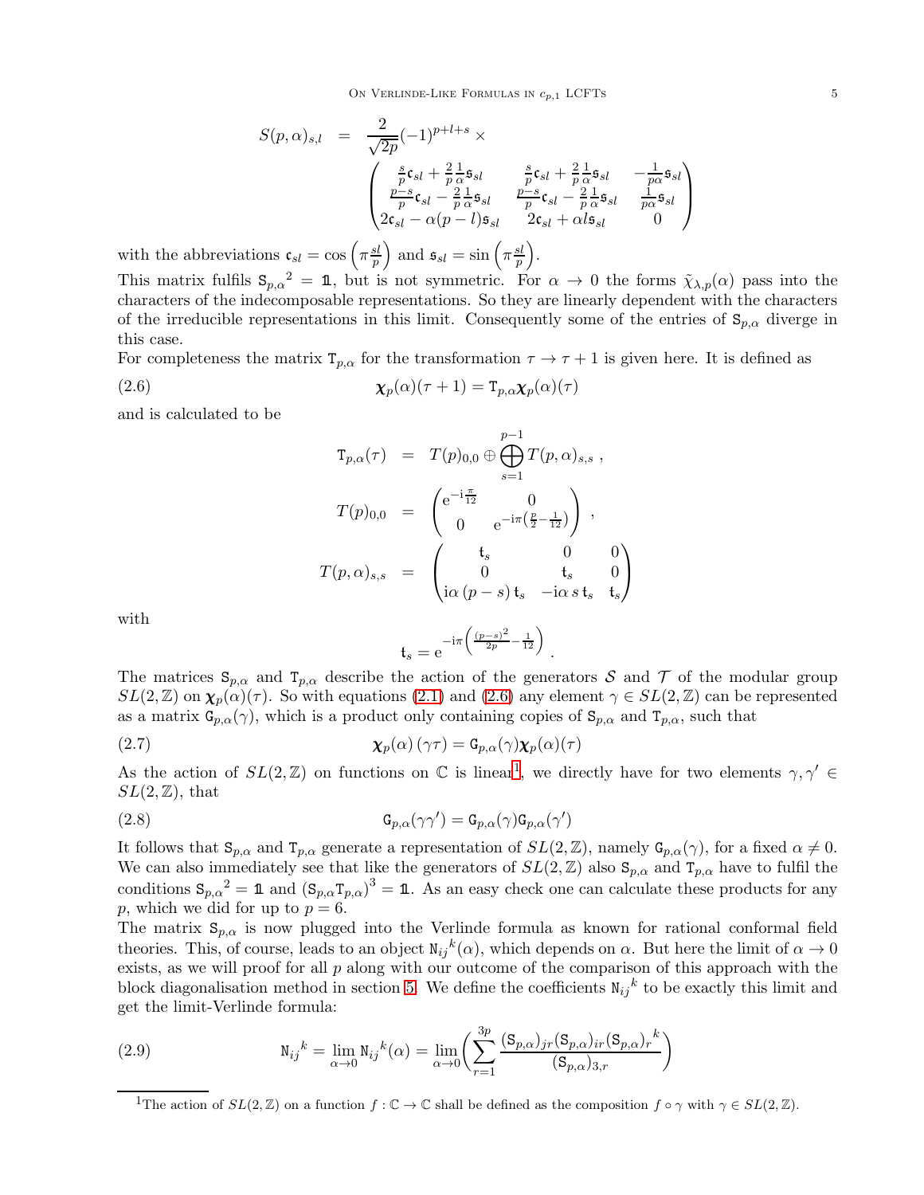$$
S(p,\alpha)_{s,l} = \frac{2}{\sqrt{2p}}(-1)^{p+l+s} \times \begin{pmatrix} \frac{s}{p}\mathfrak{c}_{sl} + \frac{2}{p}\frac{1}{\alpha}\mathfrak{s}_{sl} & \frac{s}{p}\mathfrak{c}_{sl} + \frac{2}{p}\frac{1}{\alpha}\mathfrak{s}_{sl} & -\frac{1}{p\alpha}\mathfrak{s}_{sl} \\ \frac{p-s}{p}\mathfrak{c}_{sl} - \frac{2}{p}\frac{1}{\alpha}\mathfrak{s}_{sl} & \frac{p-s}{p}\mathfrak{c}_{sl} - \frac{2}{p}\frac{1}{\alpha}\mathfrak{s}_{sl} & \frac{1}{p\alpha}\mathfrak{s}_{sl} \\ 2\mathfrak{c}_{sl} - \alpha(p-l)\mathfrak{s}_{sl} & 2\mathfrak{c}_{sl} + \alpha l \mathfrak{s}_{sl} & 0 \end{pmatrix}
$$

with the abbreviations $\mathfrak{c}_{sl} = \cos\left(\pi\frac{sl}{p}\right)$ and $\mathfrak{s}_{sl} = \sin\left(\pi\frac{sl}{p}\right)$.

This matrix fulfils ${\mathtt{S}_{p,\alpha}}^2 = \mathbb{1}$, but is not symmetric. For $\alpha \to 0$ the forms $\tilde{\chi}_{\lambda,p}(\alpha)$ pass into the characters of the indecomposable representations. So they are linearly dependent with the characters of the irreducible representations in this limit. Consequently some of the entries of $\mathtt{S}_{p,\alpha}$ diverge in this case.

For completeness the matrix $\mathtt{T}_{p,\alpha}$ for the transformation $\tau \to \tau + 1$ is given here. It is defined as

$$
\boldsymbol{\chi}_p(\alpha)(\tau+1) = \mathtt{T}_{p,\alpha}\boldsymbol{\chi}_p(\alpha)(\tau) \tag{2.6}
$$

and is calculated to be

$$
\begin{aligned}
\mathtt{T}_{p,\alpha}(\tau) &= T(p)_{0,0} \oplus \bigoplus_{s=1}^{p-1} T(p,\alpha)_{s,s} \,, \\
T(p)_{0,0} &= \begin{pmatrix} \mathrm{e}^{-\mathrm{i}\frac{\pi}{12}} & 0 \\ 0 & \mathrm{e}^{-\mathrm{i}\pi\left(\frac{p}{2}-\frac{1}{12}\right)} \end{pmatrix} \,, \\
T(p,\alpha)_{s,s} &= \begin{pmatrix} \mathfrak{t}_s & 0 & 0 \\ 0 & \mathfrak{t}_s & 0 \\ \mathrm{i}\alpha\,(p-s)\,\mathfrak{t}_s & -\mathrm{i}\alpha\, s\,\mathfrak{t}_s & \mathfrak{t}_s \end{pmatrix}
\end{aligned}
$$

with

$$
\mathfrak{t}_s = \mathrm{e}^{-\mathrm{i}\pi\left(\frac{(p-s)^2}{2p} - \frac{1}{12}\right)} \,.
$$

The matrices $\mathtt{S}_{p,\alpha}$ and $\mathtt{T}_{p,\alpha}$ describe the action of the generators $\mathcal{S}$ and $\mathcal{T}$ of the modular group $SL(2,\mathbb{Z})$ on $\boldsymbol{\chi}_p(\alpha)(\tau)$. So with equations (2.1) and (2.6) any element $\gamma \in SL(2,\mathbb{Z})$ can be represented as a matrix $\mathtt{G}_{p,\alpha}(\gamma)$, which is a product only containing copies of $\mathtt{S}_{p,\alpha}$ and $\mathtt{T}_{p,\alpha}$, such that

$$
\boldsymbol{\chi}_p(\alpha)\,(\gamma\tau) = \mathtt{G}_{p,\alpha}(\gamma)\boldsymbol{\chi}_p(\alpha)(\tau) \tag{2.7}
$$

As the action of $SL(2,\mathbb{Z})$ on functions on $\mathbb{C}$ is linear[1], we directly have for two elements $\gamma, \gamma' \in SL(2,\mathbb{Z})$, that

$$
\mathtt{G}_{p,\alpha}(\gamma\gamma') = \mathtt{G}_{p,\alpha}(\gamma)\mathtt{G}_{p,\alpha}(\gamma') \tag{2.8}
$$

It follows that $\mathtt{S}_{p,\alpha}$ and $\mathtt{T}_{p,\alpha}$ generate a representation of $SL(2,\mathbb{Z})$, namely $\mathtt{G}_{p,\alpha}(\gamma)$, for a fixed $\alpha \neq 0$. We can also immediately see that like the generators of $SL(2,\mathbb{Z})$ also $\mathtt{S}_{p,\alpha}$ and $\mathtt{T}_{p,\alpha}$ have to fulfil the conditions ${\mathtt{S}_{p,\alpha}}^2 = \mathbb{1}$ and $\left(\mathtt{S}_{p,\alpha}\mathtt{T}_{p,\alpha}\right)^3 = \mathbb{1}$. As an easy check one can calculate these products for any $p$, which we did for up to $p = 6$.

The matrix $\mathtt{S}_{p,\alpha}$ is now plugged into the Verlinde formula as known for rational conformal field theories. This, of course, leads to an object ${\mathtt{N}_{ij}}^k(\alpha)$, which depends on $\alpha$. But here the limit of $\alpha \to 0$ exists, as we will proof for all $p$ along with our outcome of the comparison of this approach with the block diagonalisation method in section 5. We define the coefficients ${\mathtt{N}_{ij}}^k$ to be exactly this limit and get the limit-Verlinde formula:

$$
{\mathtt{N}_{ij}}^k = \lim_{\alpha\to 0}{\mathtt{N}_{ij}}^k(\alpha) = \lim_{\alpha\to 0}\left(\sum_{r=1}^{3p}\frac{(\mathtt{S}_{p,\alpha})_{jr}(\mathtt{S}_{p,\alpha})_{ir}{(\mathtt{S}_{p,\alpha})_r}^k}{(\mathtt{S}_{p,\alpha})_{3,r}}\right) \tag{2.9}
$$

[1] The action of $SL(2,\mathbb{Z})$ on a function $f : \mathbb{C} \to \mathbb{C}$ shall be defined as the composition $f \circ \gamma$ with $\gamma \in SL(2,\mathbb{Z})$.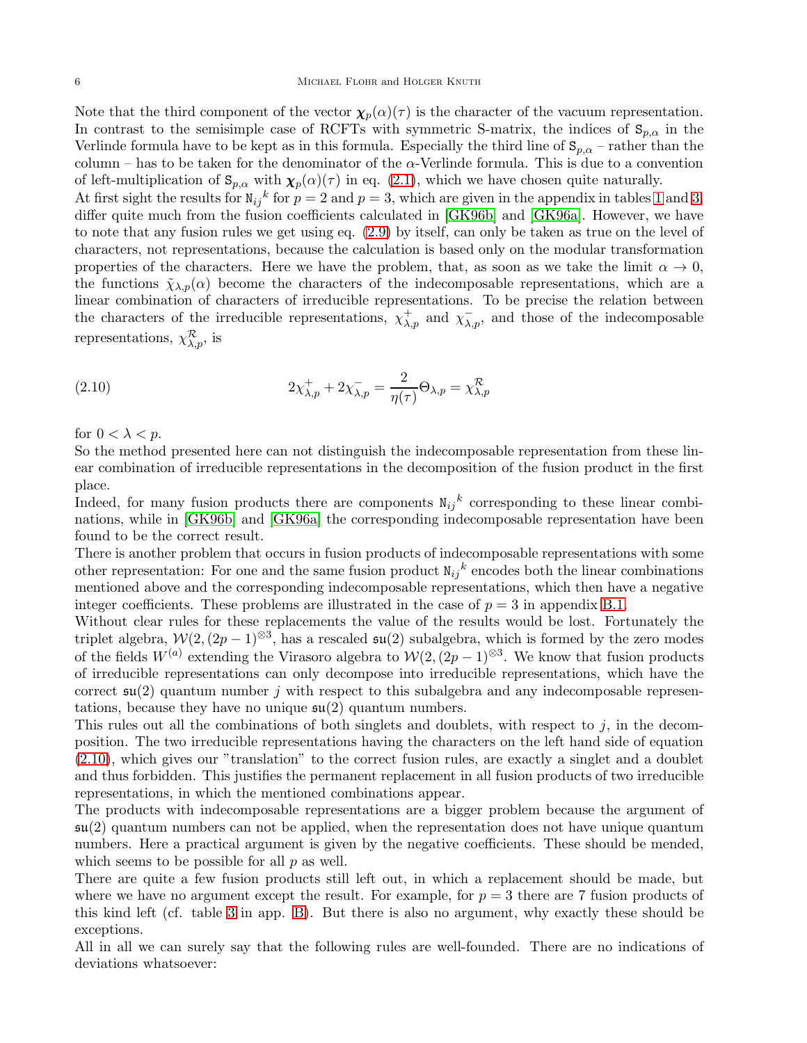Note that the third component of the vector $\boldsymbol{\chi}_p(\alpha)(\tau)$ is the character of the vacuum representation. In contrast to the semisimple case of RCFTs with symmetric S-matrix, the indices of $\mathtt{S}_{p,\alpha}$ in the Verlinde formula have to be kept as in this formula. Especially the third line of $\mathtt{S}_{p,\alpha}$ – rather than the column – has to be taken for the denominator of the $\alpha$-Verlinde formula. This is due to a convention of left-multiplication of $\mathtt{S}_{p,\alpha}$ with $\boldsymbol{\chi}_p(\alpha)(\tau)$ in eq. (2.1), which we have chosen quite naturally.
At first sight the results for ${\mathtt{N}_{ij}}^k$ for $p = 2$ and $p = 3$, which are given in the appendix in tables 1 and 3, differ quite much from the fusion coefficients calculated in [GK96b] and [GK96a]. However, we have to note that any fusion rules we get using eq. (2.9) by itself, can only be taken as true on the level of characters, not representations, because the calculation is based only on the modular transformation properties of the characters. Here we have the problem, that, as soon as we take the limit $\alpha \to 0$, the functions $\tilde{\chi}_{\lambda,p}(\alpha)$ become the characters of the indecomposable representations, which are a linear combination of characters of irreducible representations. To be precise the relation between the characters of the irreducible representations, $\chi^{+}_{\lambda,p}$ and $\chi^{-}_{\lambda,p}$, and those of the indecomposable representations, $\chi^{\mathcal{R}}_{\lambda,p}$, is

$$2\chi^{+}_{\lambda,p} + 2\chi^{-}_{\lambda,p} = \frac{2}{\eta(\tau)}\Theta_{\lambda,p} = \chi^{\mathcal{R}}_{\lambda,p} \tag{2.10}$$

for $0 < \lambda < p$.
So the method presented here can not distinguish the indecomposable representation from these linear combination of irreducible representations in the decomposition of the fusion product in the first place.
Indeed, for many fusion products there are components ${\mathtt{N}_{ij}}^k$ corresponding to these linear combinations, while in [GK96b] and [GK96a] the corresponding indecomposable representation have been found to be the correct result.
There is another problem that occurs in fusion products of indecomposable representations with some other representation: For one and the same fusion product ${\mathtt{N}_{ij}}^k$ encodes both the linear combinations mentioned above and the corresponding indecomposable representations, which then have a negative integer coefficients. These problems are illustrated in the case of $p = 3$ in appendix B.1.
Without clear rules for these replacements the value of the results would be lost. Fortunately the triplet algebra, $\mathcal{W}(2,(2p-1)^{\otimes 3}$, has a rescaled $\mathfrak{su}(2)$ subalgebra, which is formed by the zero modes of the fields $W^{(a)}$ extending the Virasoro algebra to $\mathcal{W}(2,(2p-1)^{\otimes 3}$. We know that fusion products of irreducible representations can only decompose into irreducible representations, which have the correct $\mathfrak{su}(2)$ quantum number $j$ with respect to this subalgebra and any indecomposable representations, because they have no unique $\mathfrak{su}(2)$ quantum numbers.
This rules out all the combinations of both singlets and doublets, with respect to $j$, in the decomposition. The two irreducible representations having the characters on the left hand side of equation (2.10), which gives our "translation" to the correct fusion rules, are exactly a singlet and a doublet and thus forbidden. This justifies the permanent replacement in all fusion products of two irreducible representations, in which the mentioned combinations appear.
The products with indecomposable representations are a bigger problem because the argument of $\mathfrak{su}(2)$ quantum numbers can not be applied, when the representation does not have unique quantum numbers. Here a practical argument is given by the negative coefficients. These should be mended, which seems to be possible for all $p$ as well.
There are quite a few fusion products still left out, in which a replacement should be made, but where we have no argument except the result. For example, for $p = 3$ there are 7 fusion products of this kind left (cf. table 3 in app. B). But there is also no argument, why exactly these should be exceptions.
All in all we can surely say that the following rules are well-founded. There are no indications of deviations whatsoever: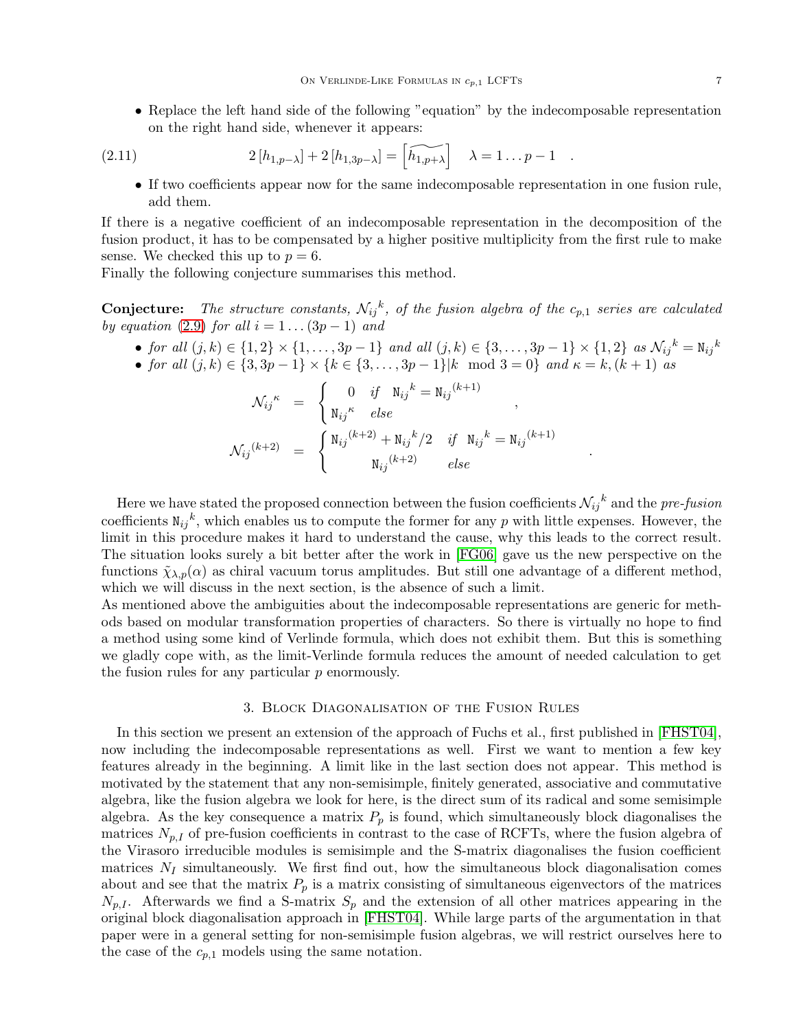- Replace the left hand side of the following "equation" by the indecomposable representation on the right hand side, whenever it appears:

$$2\,[h_{1,p-\lambda}] + 2\,[h_{1,3p-\lambda}] = \left[\widetilde{h_{1,p+\lambda}}\right] \quad \lambda = 1 \ldots p-1 \quad . \tag{2.11}$$

- If two coefficients appear now for the same indecomposable representation in one fusion rule, add them.

If there is a negative coefficient of an indecomposable representation in the decomposition of the fusion product, it has to be compensated by a higher positive multiplicity from the first rule to make sense. We checked this up to $p = 6$.
Finally the following conjecture summarises this method.

**Conjecture:** *The structure constants, ${\mathcal{N}_{ij}}^k$, of the fusion algebra of the $c_{p,1}$ series are calculated by equation (2.9) for all $i = 1 \ldots (3p-1)$ and*

- *for all $(j,k) \in \{1,2\} \times \{1,\ldots,3p-1\}$ and all $(j,k) \in \{3,\ldots,3p-1\} \times \{1,2\}$ as ${\mathcal{N}_{ij}}^k = {\mathtt{N}_{ij}}^k$*
- *for all $(j,k) \in \{3, 3p-1\} \times \{k \in \{3,\ldots,3p-1\} | k \mod 3 = 0\}$ and $\kappa = k, (k+1)$ as*

$$\begin{aligned}
{\mathcal{N}_{ij}}^\kappa &= \begin{cases} 0 & \text{if} \quad {\mathtt{N}_{ij}}^k = {\mathtt{N}_{ij}}^{(k+1)} \\ {\mathtt{N}_{ij}}^\kappa & \text{else} \end{cases} \quad , \\
{\mathcal{N}_{ij}}^{(k+2)} &= \begin{cases} {\mathtt{N}_{ij}}^{(k+2)} + {\mathtt{N}_{ij}}^k/2 & \text{if} \quad {\mathtt{N}_{ij}}^k = {\mathtt{N}_{ij}}^{(k+1)} \\ {\mathtt{N}_{ij}}^{(k+2)} & \text{else} \end{cases} \quad .
\end{aligned}$$

Here we have stated the proposed connection between the fusion coefficients ${\mathcal{N}_{ij}}^k$ and the *pre-fusion* coefficients ${\mathtt{N}_{ij}}^k$, which enables us to compute the former for any $p$ with little expenses. However, the limit in this procedure makes it hard to understand the cause, why this leads to the correct result. The situation looks surely a bit better after the work in [FG06] gave us the new perspective on the functions $\tilde{\chi}_{\lambda,p}(\alpha)$ as chiral vacuum torus amplitudes. But still one advantage of a different method, which we will discuss in the next section, is the absence of such a limit.
As mentioned above the ambiguities about the indecomposable representations are generic for methods based on modular transformation properties of characters. So there is virtually no hope to find a method using some kind of Verlinde formula, which does not exhibit them. But this is something we gladly cope with, as the limit-Verlinde formula reduces the amount of needed calculation to get the fusion rules for any particular $p$ enormously.

## 3. Block Diagonalisation of the Fusion Rules

In this section we present an extension of the approach of Fuchs et al., first published in [FHST04], now including the indecomposable representations as well. First we want to mention a few key features already in the beginning. A limit like in the last section does not appear. This method is motivated by the statement that any non-semisimple, finitely generated, associative and commutative algebra, like the fusion algebra we look for here, is the direct sum of its radical and some semisimple algebra. As the key consequence a matrix $P_p$ is found, which simultaneously block diagonalises the matrices $N_{p,I}$ of pre-fusion coefficients in contrast to the case of RCFTs, where the fusion algebra of the Virasoro irreducible modules is semisimple and the S-matrix diagonalises the fusion coefficient matrices $N_I$ simultaneously. We first find out, how the simultaneous block diagonalisation comes about and see that the matrix $P_p$ is a matrix consisting of simultaneous eigenvectors of the matrices $N_{p,I}$. Afterwards we find a S-matrix $S_p$ and the extension of all other matrices appearing in the original block diagonalisation approach in [FHST04]. While large parts of the argumentation in that paper were in a general setting for non-semisimple fusion algebras, we will restrict ourselves here to the case of the $c_{p,1}$ models using the same notation.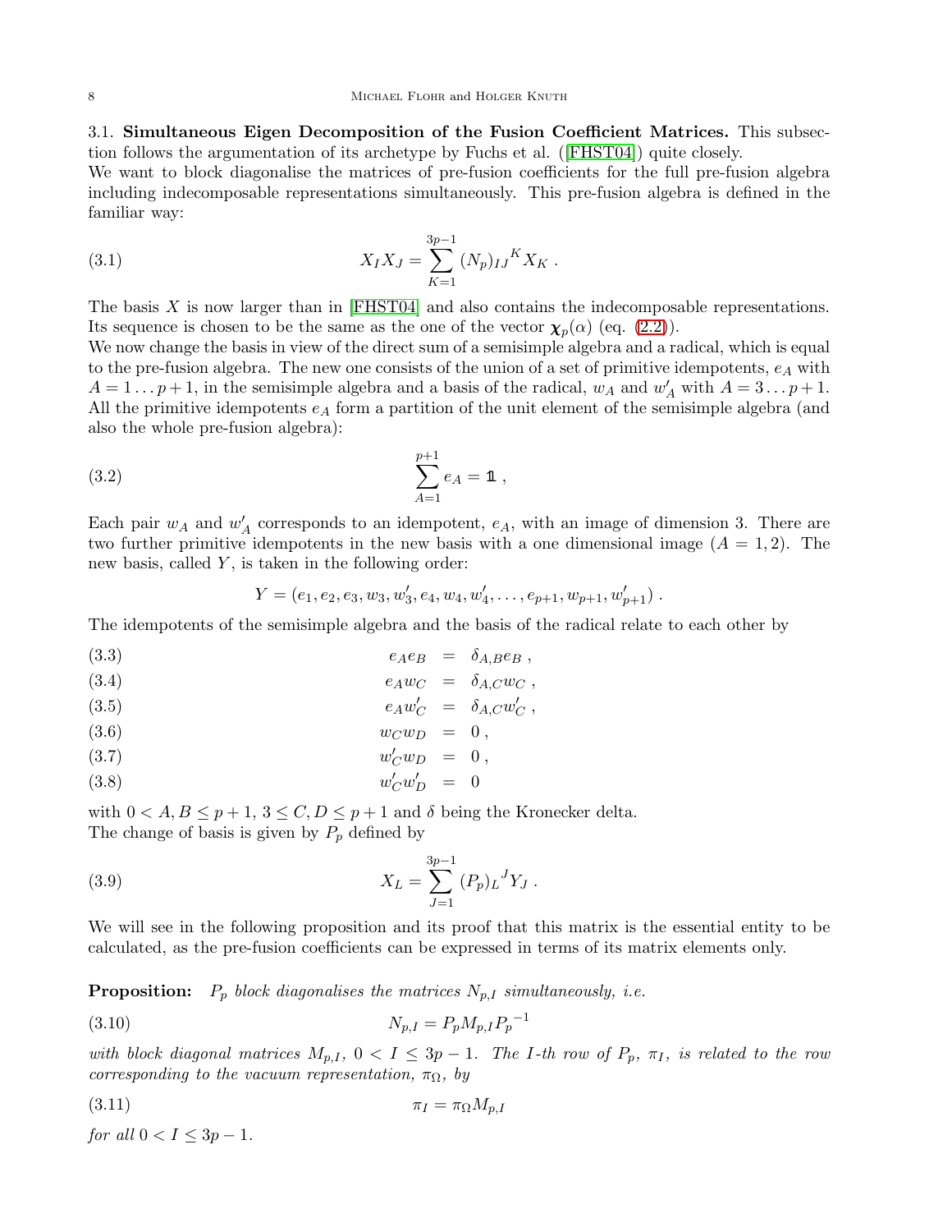3.1. **Simultaneous Eigen Decomposition of the Fusion Coefficient Matrices.** This subsection follows the argumentation of its archetype by Fuchs et al. ([FHST04]) quite closely.

We want to block diagonalise the matrices of pre-fusion coefficients for the full pre-fusion algebra including indecomposable representations simultaneously. This pre-fusion algebra is defined in the familiar way:

$$X_I X_J = \sum_{K=1}^{3p-1} (N_p)_{IJ}{}^K X_K \, . \tag{3.1}$$

The basis $X$ is now larger than in [FHST04] and also contains the indecomposable representations. Its sequence is chosen to be the same as the one of the vector $\boldsymbol{\chi}_p(\alpha)$ (eq. (2.2)).

We now change the basis in view of the direct sum of a semisimple algebra and a radical, which is equal to the pre-fusion algebra. The new one consists of the union of a set of primitive idempotents, $e_A$ with $A = 1 \ldots p+1$, in the semisimple algebra and a basis of the radical, $w_A$ and $w'_A$ with $A = 3 \ldots p+1$. All the primitive idempotents $e_A$ form a partition of the unit element of the semisimple algebra (and also the whole pre-fusion algebra):

$$\sum_{A=1}^{p+1} e_A = \mathbb{1} \, , \tag{3.2}$$

Each pair $w_A$ and $w'_A$ corresponds to an idempotent, $e_A$, with an image of dimension 3. There are two further primitive idempotents in the new basis with a one dimensional image ($A = 1, 2$). The new basis, called $Y$, is taken in the following order:

$$Y = (e_1, e_2, e_3, w_3, w'_3, e_4, w_4, w'_4, \ldots, e_{p+1}, w_{p+1}, w'_{p+1}) \, .$$

The idempotents of the semisimple algebra and the basis of the radical relate to each other by

$$e_A e_B = \delta_{A,B} e_B \, , \tag{3.3}$$

$$e_A w_C = \delta_{A,C} w_C \, , \tag{3.4}$$

$$e_A w'_C = \delta_{A,C} w'_C \, , \tag{3.5}$$

$$w_C w_D = 0 \, , \tag{3.6}$$

$$w'_C w_D = 0 \, , \tag{3.7}$$

$$w'_C w'_D = 0 \tag{3.8}$$

with $0 < A, B \le p+1$, $3 \le C, D \le p+1$ and $\delta$ being the Kronecker delta.

The change of basis is given by $P_p$ defined by

$$X_L = \sum_{J=1}^{3p-1} (P_p)_L{}^J Y_J \, . \tag{3.9}$$

We will see in the following proposition and its proof that this matrix is the essential entity to be calculated, as the pre-fusion coefficients can be expressed in terms of its matrix elements only.

**Proposition:** *$P_p$ block diagonalises the matrices $N_{p,I}$ simultaneously, i.e.*

$$N_{p,I} = P_p M_{p,I} {P_p}^{-1} \tag{3.10}$$

*with block diagonal matrices $M_{p,I}$, $0 < I \le 3p-1$. The $I$-th row of $P_p$, $\pi_I$, is related to the row corresponding to the vacuum representation, $\pi_\Omega$, by*

$$\pi_I = \pi_\Omega M_{p,I} \tag{3.11}$$

*for all $0 < I \le 3p-1$.*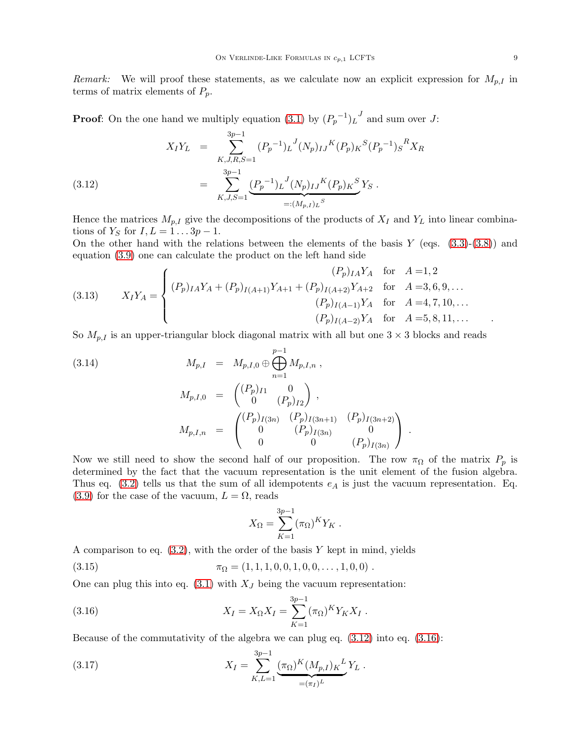*Remark:* We will proof these statements, as we calculate now an explicit expression for $M_{p,I}$ in terms of matrix elements of $P_p$.

**Proof**: On the one hand we multiply equation (3.1) by $({P_p}^{-1})_L{}^J$ and sum over $J$:

$$
\begin{aligned}
X_I Y_L &= \sum_{K,J,R,S=1}^{3p-1} ({P_p}^{-1})_L{}^J (N_p)_{IJ}{}^K (P_p)_K{}^S ({P_p}^{-1})_S{}^R X_R \\
&= \sum_{K,J,S=1}^{3p-1} \underbrace{({P_p}^{-1})_L{}^J (N_p)_{IJ}{}^K (P_p)_K{}^S}_{=:(M_{p,I})_L{}^S} Y_S \, .
\end{aligned} \tag{3.12}
$$

Hence the matrices $M_{p,I}$ give the decompositions of the products of $X_I$ and $Y_L$ into linear combinations of $Y_S$ for $I, L = 1 \dots 3p-1$.
On the other hand with the relations between the elements of the basis $Y$ (eqs. (3.3)-(3.8)) and equation (3.9) one can calculate the product on the left hand side

$$
X_I Y_A = \begin{cases} (P_p)_{IA} Y_A & \text{for} \quad A = 1,2 \\ (P_p)_{IA} Y_A + (P_p)_{I(A+1)} Y_{A+1} + (P_p)_{I(A+2)} Y_{A+2} & \text{for} \quad A = 3,6,9,\dots \\ (P_p)_{I(A-1)} Y_A & \text{for} \quad A = 4,7,10,\dots \\ (P_p)_{I(A-2)} Y_A & \text{for} \quad A = 5,8,11,\dots \end{cases} \tag{3.13}
$$

So $M_{p,I}$ is an upper-triangular block diagonal matrix with all but one $3 \times 3$ blocks and reads

$$
\begin{aligned}
M_{p,I} &= M_{p,I,0} \oplus \bigoplus_{n=1}^{p-1} M_{p,I,n} \, , \\
M_{p,I,0} &= \begin{pmatrix} (P_p)_{I1} & 0 \\ 0 & (P_p)_{I2} \end{pmatrix} , \\
M_{p,I,n} &= \begin{pmatrix} (P_p)_{I(3n)} & (P_p)_{I(3n+1)} & (P_p)_{I(3n+2)} \\ 0 & (P_p)_{I(3n)} & 0 \\ 0 & 0 & (P_p)_{I(3n)} \end{pmatrix} .
\end{aligned} \tag{3.14}
$$

Now we still need to show the second half of our proposition. The row $\pi_\Omega$ of the matrix $P_p$ is determined by the fact that the vacuum representation is the unit element of the fusion algebra. Thus eq. (3.2) tells us that the sum of all idempotents $e_A$ is just the vacuum representation. Eq. (3.9) for the case of the vacuum, $L = \Omega$, reads

$$
X_\Omega = \sum_{K=1}^{3p-1} (\pi_\Omega)^K Y_K \, .
$$

A comparison to eq. (3.2), with the order of the basis $Y$ kept in mind, yields

$$
\pi_\Omega = (1,1,1,0,0,1,0,0,\dots,1,0,0) \, . \tag{3.15}
$$

One can plug this into eq. (3.1) with $X_J$ being the vacuum representation:

$$
X_I = X_\Omega X_I = \sum_{K=1}^{3p-1} (\pi_\Omega)^K Y_K X_I \, . \tag{3.16}
$$

Because of the commutativity of the algebra we can plug eq. (3.12) into eq. (3.16):

$$
X_I = \sum_{K,L=1}^{3p-1} \underbrace{(\pi_\Omega)^K (M_{p,I})_K{}^L}_{=(\pi_I)^L} Y_L \, . \tag{3.17}
$$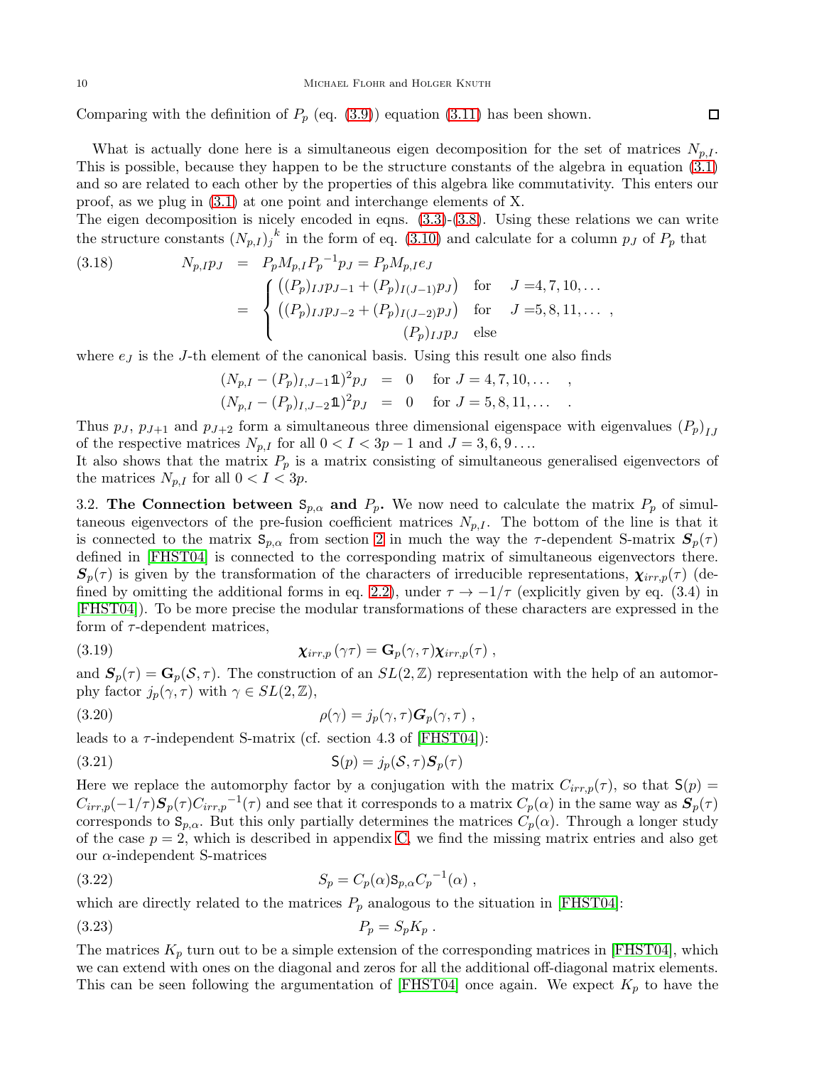Comparing with the definition of $P_p$ (eq. (3.9)) equation (3.11) has been shown. □

What is actually done here is a simultaneous eigen decomposition for the set of matrices $N_{p,I}$. This is possible, because they happen to be the structure constants of the algebra in equation (3.1) and so are related to each other by the properties of this algebra like commutativity. This enters our proof, as we plug in (3.1) at one point and interchange elements of X.
The eigen decomposition is nicely encoded in eqns. (3.3)-(3.8). Using these relations we can write the structure constants $(N_{p,I})_j{}^k$ in the form of eq. (3.10) and calculate for a column $p_J$ of $P_p$ that

$$
\begin{aligned}
N_{p,I}p_J &= P_p M_{p,I} {P_p}^{-1} p_J = P_p M_{p,I} e_J \\
&= \begin{cases} \left((P_p)_{IJ} p_{J-1} + (P_p)_{I(J-1)} p_J\right) & \text{for} \quad J = 4,7,10,\dots \\ \left((P_p)_{IJ} p_{J-2} + (P_p)_{I(J-2)} p_J\right) & \text{for} \quad J = 5,8,11,\dots \\ \qquad\qquad (P_p)_{IJ} p_J & \text{else} \end{cases}, \qquad (3.18)
\end{aligned}
$$

where $e_J$ is the $J$-th element of the canonical basis. Using this result one also finds

$$
\begin{aligned}
(N_{p,I} - (P_p)_{I,J-1}\mathbb{1})^2 p_J &= 0 \quad \text{for } J = 4,7,10,\dots \quad , \\
(N_{p,I} - (P_p)_{I,J-2}\mathbb{1})^2 p_J &= 0 \quad \text{for } J = 5,8,11,\dots \quad .
\end{aligned}
$$

Thus $p_J$, $p_{J+1}$ and $p_{J+2}$ form a simultaneous three dimensional eigenspace with eigenvalues $(P_p)_{IJ}$ of the respective matrices $N_{p,I}$ for all $0 < I < 3p-1$ and $J = 3,6,9\dots$.
It also shows that the matrix $P_p$ is a matrix consisting of simultaneous generalised eigenvectors of the matrices $N_{p,I}$ for all $0 < I < 3p$.

**3.2. The Connection between $\mathsf{S}_{p,\alpha}$ and $P_p$.** We now need to calculate the matrix $P_p$ of simultaneous eigenvectors of the pre-fusion coefficient matrices $N_{p,I}$. The bottom of the line is that it is connected to the matrix $\mathsf{S}_{p,\alpha}$ from section 2 in much the way the $\tau$-dependent S-matrix $\boldsymbol{S}_p(\tau)$ defined in [FHST04] is connected to the corresponding matrix of simultaneous eigenvectors there. $\boldsymbol{S}_p(\tau)$ is given by the transformation of the characters of irreducible representations, $\boldsymbol{\chi}_{irr,p}(\tau)$ (defined by omitting the additional forms in eq. 2.2), under $\tau \to -1/\tau$ (explicitly given by eq. (3.4) in [FHST04]). To be more precise the modular transformations of these characters are expressed in the form of $\tau$-dependent matrices,

$$
\boldsymbol{\chi}_{irr,p}(\gamma\tau) = \mathbf{G}_p(\gamma,\tau)\boldsymbol{\chi}_{irr,p}(\tau) \ , \qquad (3.19)
$$

and $\boldsymbol{S}_p(\tau) = \mathbf{G}_p(\mathcal{S},\tau)$. The construction of an $SL(2,\mathbb{Z})$ representation with the help of an automorphy factor $j_p(\gamma,\tau)$ with $\gamma \in SL(2,\mathbb{Z})$,

$$
\rho(\gamma) = j_p(\gamma,\tau)\boldsymbol{G}_p(\gamma,\tau) \ , \qquad (3.20)
$$

leads to a $\tau$-independent S-matrix (cf. section 4.3 of [FHST04]):

$$
\mathsf{S}(p) = j_p(\mathcal{S},\tau)\boldsymbol{S}_p(\tau) \qquad (3.21)
$$

Here we replace the automorphy factor by a conjugation with the matrix $C_{irr,p}(\tau)$, so that $\mathsf{S}(p) = C_{irr,p}(-1/\tau)\boldsymbol{S}_p(\tau){C_{irr,p}}^{-1}(\tau)$ and see that it corresponds to a matrix $C_p(\alpha)$ in the same way as $\boldsymbol{S}_p(\tau)$ corresponds to $\mathsf{S}_{p,\alpha}$. But this only partially determines the matrices $C_p(\alpha)$. Through a longer study of the case $p = 2$, which is described in appendix C, we find the missing matrix entries and also get our $\alpha$-independent S-matrices

$$
S_p = C_p(\alpha)\mathsf{S}_{p,\alpha}{C_p}^{-1}(\alpha) \ , \qquad (3.22)
$$

which are directly related to the matrices $P_p$ analogous to the situation in [FHST04]:

$$
P_p = S_p K_p \ . \qquad (3.23)
$$

The matrices $K_p$ turn out to be a simple extension of the corresponding matrices in [FHST04], which we can extend with ones on the diagonal and zeros for all the additional off-diagonal matrix elements. This can be seen following the argumentation of [FHST04] once again. We expect $K_p$ to have the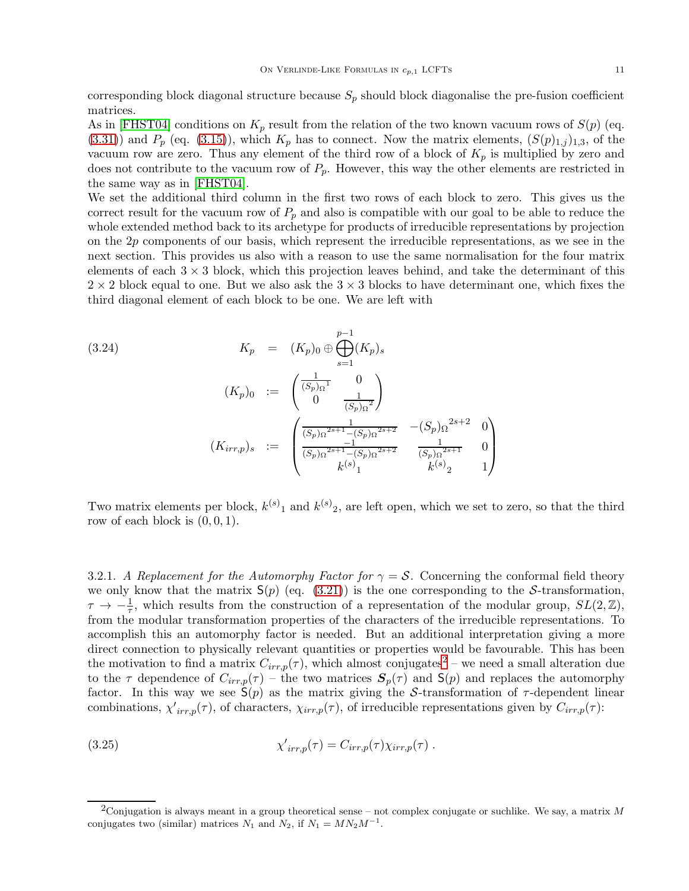corresponding block diagonal structure because $S_p$ should block diagonalise the pre-fusion coefficient matrices.
As in [FHST04] conditions on $K_p$ result from the relation of the two known vacuum rows of $S(p)$ (eq. (3.31)) and $P_p$ (eq. (3.15)), which $K_p$ has to connect. Now the matrix elements, $(S(p)_{1,j})_{1,3}$, of the vacuum row are zero. Thus any element of the third row of a block of $K_p$ is multiplied by zero and does not contribute to the vacuum row of $P_p$. However, this way the other elements are restricted in the same way as in [FHST04].
We set the additional third column in the first two rows of each block to zero. This gives us the correct result for the vacuum row of $P_p$ and also is compatible with our goal to be able to reduce the whole extended method back to its archetype for products of irreducible representations by projection on the $2p$ components of our basis, which represent the irreducible representations, as we see in the next section. This provides us also with a reason to use the same normalisation for the four matrix elements of each $3 \times 3$ block, which this projection leaves behind, and take the determinant of this $2 \times 2$ block equal to one. But we also ask the $3 \times 3$ blocks to have determinant one, which fixes the third diagonal element of each block to be one. We are left with

$$
\begin{aligned}
K_p &= (K_p)_0 \oplus \bigoplus_{s=1}^{p-1} (K_p)_s \\
(K_p)_0 &:= \begin{pmatrix} \frac{1}{(S_p)_{\Omega}{}^{1}} & 0 \\ 0 & \frac{1}{(S_p)_{\Omega}{}^{2}} \end{pmatrix} \\
(K_{irr,p})_s &:= \begin{pmatrix} \frac{1}{(S_p)_{\Omega}{}^{2s+1} - (S_p)_{\Omega}{}^{2s+2}} & -(S_p)_{\Omega}{}^{2s+2} & 0 \\ \frac{-1}{(S_p)_{\Omega}{}^{2s+1} - (S_p)_{\Omega}{}^{2s+2}} & \frac{1}{(S_p)_{\Omega}{}^{2s+1}} & 0 \\ k^{(s)}{}_1 & k^{(s)}{}_2 & 1 \end{pmatrix}
\end{aligned}
\tag{3.24}
$$

Two matrix elements per block, $k^{(s)}{}_1$ and $k^{(s)}{}_2$, are left open, which we set to zero, so that the third row of each block is $(0, 0, 1)$.

3.2.1. *A Replacement for the Automorphy Factor for $\gamma = \mathcal{S}$.* Concerning the conformal field theory we only know that the matrix $\mathsf{S}(p)$ (eq. (3.21)) is the one corresponding to the $\mathcal{S}$-transformation, $\tau \to -\frac{1}{\tau}$, which results from the construction of a representation of the modular group, $SL(2, \mathbb{Z})$, from the modular transformation properties of the characters of the irreducible representations. To accomplish this an automorphy factor is needed. But an additional interpretation giving a more direct connection to physically relevant quantities or properties would be favourable. This has been the motivation to find a matrix $C_{irr,p}(\tau)$, which almost conjugates[2] – we need a small alteration due to the $\tau$ dependence of $C_{irr,p}(\tau)$ – the two matrices $\boldsymbol{S}_p(\tau)$ and $\mathsf{S}(p)$ and replaces the automorphy factor. In this way we see $\mathsf{S}(p)$ as the matrix giving the $\mathcal{S}$-transformation of $\tau$-dependent linear combinations, $\chi'_{irr,p}(\tau)$, of characters, $\chi_{irr,p}(\tau)$, of irreducible representations given by $C_{irr,p}(\tau)$:

$$
\chi'_{irr,p}(\tau) = C_{irr,p}(\tau) \chi_{irr,p}(\tau) \; . \tag{3.25}
$$

[2]Conjugation is always meant in a group theoretical sense – not complex conjugate or suchlike. We say, a matrix $M$ conjugates two (similar) matrices $N_1$ and $N_2$, if $N_1 = M N_2 M^{-1}$.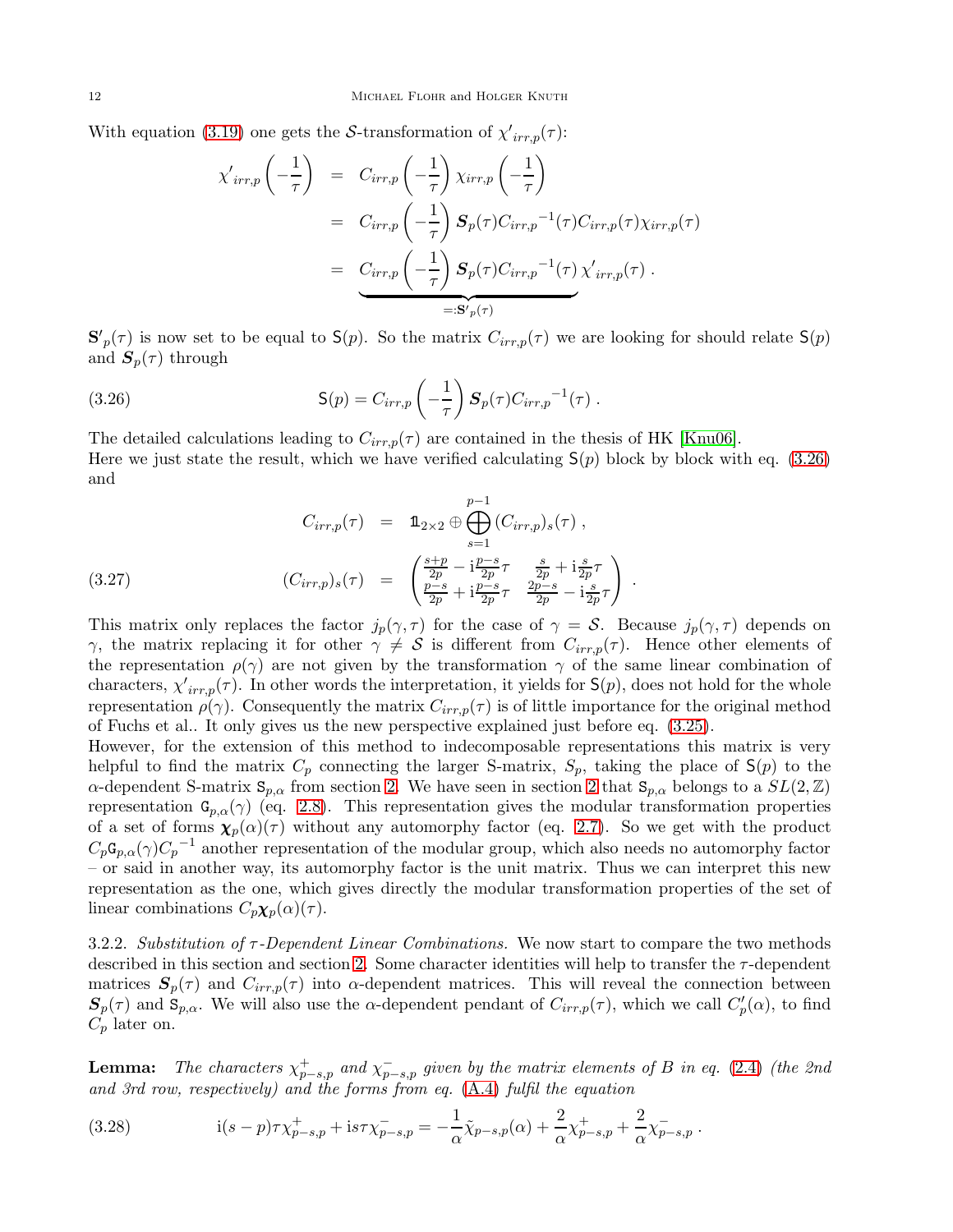With equation (3.19) one gets the $\mathcal{S}$-transformation of ${\chi'}_{irr,p}(\tau)$:

$$
\begin{aligned}
{\chi'}_{irr,p}\left(-\frac{1}{\tau}\right) &= C_{irr,p}\left(-\frac{1}{\tau}\right)\chi_{irr,p}\left(-\frac{1}{\tau}\right) \\
&= C_{irr,p}\left(-\frac{1}{\tau}\right)\boldsymbol{S}_p(\tau){C_{irr,p}}^{-1}(\tau)C_{irr,p}(\tau)\chi_{irr,p}(\tau) \\
&= \underbrace{C_{irr,p}\left(-\frac{1}{\tau}\right)\boldsymbol{S}_p(\tau){C_{irr,p}}^{-1}(\tau)}_{=:\mathbf{S'}_p(\tau)}\,{\chi'}_{irr,p}(\tau)\,.
\end{aligned}
$$

$\mathbf{S'}_p(\tau)$ is now set to be equal to $\mathsf{S}(p)$. So the matrix $C_{irr,p}(\tau)$ we are looking for should relate $\mathsf{S}(p)$ and $\boldsymbol{S}_p(\tau)$ through

$$
\mathsf{S}(p) = C_{irr,p}\left(-\frac{1}{\tau}\right)\boldsymbol{S}_p(\tau){C_{irr,p}}^{-1}(\tau)\,. \tag{3.26}
$$

The detailed calculations leading to $C_{irr,p}(\tau)$ are contained in the thesis of HK [Knu06].
Here we just state the result, which we have verified calculating $\mathsf{S}(p)$ block by block with eq. (3.26) and

$$
\begin{aligned}
C_{irr,p}(\tau) &= \mathbb{1}_{2\times 2}\oplus\bigoplus_{s=1}^{p-1}(C_{irr,p})_s(\tau)\,, \\
(C_{irr,p})_s(\tau) &= \begin{pmatrix} \frac{s+p}{2p}-\mathrm{i}\frac{p-s}{2p}\tau & \frac{s}{2p}+\mathrm{i}\frac{s}{2p}\tau \\ \frac{p-s}{2p}+\mathrm{i}\frac{p-s}{2p}\tau & \frac{2p-s}{2p}-\mathrm{i}\frac{s}{2p}\tau \end{pmatrix}\,.
\end{aligned} \tag{3.27}
$$

This matrix only replaces the factor $j_p(\gamma,\tau)$ for the case of $\gamma=\mathcal{S}$. Because $j_p(\gamma,\tau)$ depends on $\gamma$, the matrix replacing it for other $\gamma\neq\mathcal{S}$ is different from $C_{irr,p}(\tau)$. Hence other elements of the representation $\rho(\gamma)$ are not given by the transformation $\gamma$ of the same linear combination of characters, ${\chi'}_{irr,p}(\tau)$. In other words the interpretation, it yields for $\mathsf{S}(p)$, does not hold for the whole representation $\rho(\gamma)$. Consequently the matrix $C_{irr,p}(\tau)$ is of little importance for the original method of Fuchs et al.. It only gives us the new perspective explained just before eq. (3.25).
However, for the extension of this method to indecomposable representations this matrix is very helpful to find the matrix $C_p$ connecting the larger S-matrix, $S_p$, taking the place of $\mathsf{S}(p)$ to the $\alpha$-dependent S-matrix $\mathtt{S}_{p,\alpha}$ from section 2. We have seen in section 2 that $\mathtt{S}_{p,\alpha}$ belongs to a $SL(2,\mathbb{Z})$ representation $\mathtt{G}_{p,\alpha}(\gamma)$ (eq. 2.8). This representation gives the modular transformation properties of a set of forms $\boldsymbol{\chi}_p(\alpha)(\tau)$ without any automorphy factor (eq. 2.7). So we get with the product $C_p\mathtt{G}_{p,\alpha}(\gamma){C_p}^{-1}$ another representation of the modular group, which also needs no automorphy factor – or said in another way, its automorphy factor is the unit matrix. Thus we can interpret this new representation as the one, which gives directly the modular transformation properties of the set of linear combinations $C_p\boldsymbol{\chi}_p(\alpha)(\tau)$.

3.2.2. *Substitution of $\tau$-Dependent Linear Combinations.* We now start to compare the two methods described in this section and section 2. Some character identities will help to transfer the $\tau$-dependent matrices $\boldsymbol{S}_p(\tau)$ and $C_{irr,p}(\tau)$ into $\alpha$-dependent matrices. This will reveal the connection between $\boldsymbol{S}_p(\tau)$ and $\mathtt{S}_{p,\alpha}$. We will also use the $\alpha$-dependent pendant of $C_{irr,p}(\tau)$, which we call $C'_p(\alpha)$, to find $C_p$ later on.

**Lemma:** *The characters $\chi^+_{p-s,p}$ and $\chi^-_{p-s,p}$ given by the matrix elements of $B$ in eq. (2.4) (the 2nd and 3rd row, respectively) and the forms from eq. (A.4) fulfil the equation*

$$
\mathrm{i}(s-p)\tau\chi^+_{p-s,p}+\mathrm{i}s\tau\chi^-_{p-s,p} = -\frac{1}{\alpha}\tilde{\chi}_{p-s,p}(\alpha)+\frac{2}{\alpha}\chi^+_{p-s,p}+\frac{2}{\alpha}\chi^-_{p-s,p}\,. \tag{3.28}
$$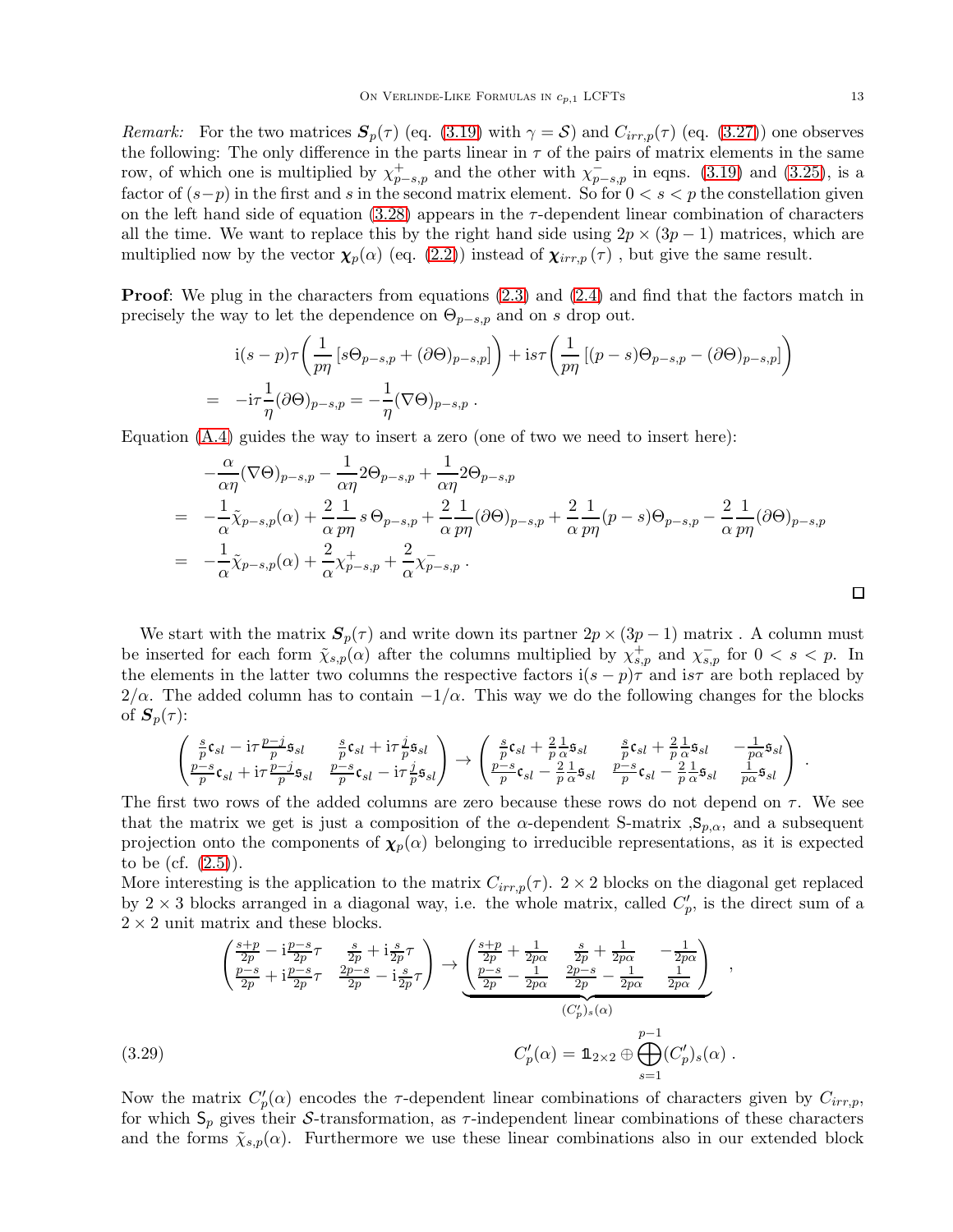*Remark:* For the two matrices $\boldsymbol{S}_p(\tau)$ (eq. (3.19) with $\gamma = \mathcal{S}$) and $C_{irr,p}(\tau)$ (eq. (3.27)) one observes the following: The only difference in the parts linear in $\tau$ of the pairs of matrix elements in the same row, of which one is multiplied by $\chi^+_{p-s,p}$ and the other with $\chi^-_{p-s,p}$ in eqns. (3.19) and (3.25), is a factor of $(s-p)$ in the first and $s$ in the second matrix element. So for $0 < s < p$ the constellation given on the left hand side of equation (3.28) appears in the $\tau$-dependent linear combination of characters all the time. We want to replace this by the right hand side using $2p \times (3p-1)$ matrices, which are multiplied now by the vector $\boldsymbol{\chi}_p(\alpha)$ (eq. (2.2)) instead of $\boldsymbol{\chi}_{irr,p}(\tau)$ , but give the same result.

**Proof**: We plug in the characters from equations (2.3) and (2.4) and find that the factors match in precisely the way to let the dependence on $\Theta_{p-s,p}$ and on $s$ drop out.

$$
\begin{aligned}
& \mathrm{i}(s-p)\tau\left(\frac{1}{p\eta}\left[s\Theta_{p-s,p} + (\partial\Theta)_{p-s,p}\right]\right) + \mathrm{i}s\tau\left(\frac{1}{p\eta}\left[(p-s)\Theta_{p-s,p} - (\partial\Theta)_{p-s,p}\right]\right) \\
= \;\; & -\mathrm{i}\tau\frac{1}{\eta}(\partial\Theta)_{p-s,p} = -\frac{1}{\eta}(\nabla\Theta)_{p-s,p} \; .
\end{aligned}
$$

Equation (A.4) guides the way to insert a zero (one of two we need to insert here):

$$
\begin{aligned}
& -\frac{\alpha}{\alpha\eta}(\nabla\Theta)_{p-s,p} - \frac{1}{\alpha\eta}2\Theta_{p-s,p} + \frac{1}{\alpha\eta}2\Theta_{p-s,p} \\
= \;\; & -\frac{1}{\alpha}\tilde{\chi}_{p-s,p}(\alpha) + \frac{2}{\alpha}\frac{1}{p\eta}\,s\,\Theta_{p-s,p} + \frac{2}{\alpha}\frac{1}{p\eta}(\partial\Theta)_{p-s,p} + \frac{2}{\alpha}\frac{1}{p\eta}(p-s)\Theta_{p-s,p} - \frac{2}{\alpha}\frac{1}{p\eta}(\partial\Theta)_{p-s,p} \\
= \;\; & -\frac{1}{\alpha}\tilde{\chi}_{p-s,p}(\alpha) + \frac{2}{\alpha}\chi^+_{p-s,p} + \frac{2}{\alpha}\chi^-_{p-s,p} \; .
\end{aligned}
$$

□

We start with the matrix $\boldsymbol{S}_p(\tau)$ and write down its partner $2p \times (3p-1)$ matrix . A column must be inserted for each form $\tilde{\chi}_{s,p}(\alpha)$ after the columns multiplied by $\chi^+_{s,p}$ and $\chi^-_{s,p}$ for $0 < s < p$. In the elements in the latter two columns the respective factors $\mathrm{i}(s-p)\tau$ and $\mathrm{i}s\tau$ are both replaced by $2/\alpha$. The added column has to contain $-1/\alpha$. This way we do the following changes for the blocks of $\boldsymbol{S}_p(\tau)$:

$$
\begin{pmatrix} \frac{s}{p}\mathfrak{c}_{sl} - \mathrm{i}\tau\frac{p-j}{p}\mathfrak{s}_{sl} & \frac{s}{p}\mathfrak{c}_{sl} + \mathrm{i}\tau\frac{j}{p}\mathfrak{s}_{sl} \\ \frac{p-s}{p}\mathfrak{c}_{sl} + \mathrm{i}\tau\frac{p-j}{p}\mathfrak{s}_{sl} & \frac{p-s}{p}\mathfrak{c}_{sl} - \mathrm{i}\tau\frac{j}{p}\mathfrak{s}_{sl} \end{pmatrix} \to \begin{pmatrix} \frac{s}{p}\mathfrak{c}_{sl} + \frac{2}{p}\frac{1}{\alpha}\mathfrak{s}_{sl} & \frac{s}{p}\mathfrak{c}_{sl} + \frac{2}{p}\frac{1}{\alpha}\mathfrak{s}_{sl} & -\frac{1}{p\alpha}\mathfrak{s}_{sl} \\ \frac{p-s}{p}\mathfrak{c}_{sl} - \frac{2}{p}\frac{1}{\alpha}\mathfrak{s}_{sl} & \frac{p-s}{p}\mathfrak{c}_{sl} - \frac{2}{p}\frac{1}{\alpha}\mathfrak{s}_{sl} & \frac{1}{p\alpha}\mathfrak{s}_{sl} \end{pmatrix} .
$$

The first two rows of the added columns are zero because these rows do not depend on $\tau$. We see that the matrix we get is just a composition of the $\alpha$-dependent S-matrix ,$\mathsf{S}_{p,\alpha}$, and a subsequent projection onto the components of $\boldsymbol{\chi}_p(\alpha)$ belonging to irreducible representations, as it is expected to be (cf. (2.5)).

More interesting is the application to the matrix $C_{irr,p}(\tau)$. $2\times 2$ blocks on the diagonal get replaced by $2 \times 3$ blocks arranged in a diagonal way, i.e. the whole matrix, called $C'_p$, is the direct sum of a $2\times 2$ unit matrix and these blocks.

$$
\begin{pmatrix} \frac{s+p}{2p} - \mathrm{i}\frac{p-s}{2p}\tau & \frac{s}{2p} + \mathrm{i}\frac{s}{2p}\tau \\ \frac{p-s}{2p} + \mathrm{i}\frac{p-s}{2p}\tau & \frac{2p-s}{2p} - \mathrm{i}\frac{s}{2p}\tau \end{pmatrix} \to \underbrace{\begin{pmatrix} \frac{s+p}{2p} + \frac{1}{2p\alpha} & \frac{s}{2p} + \frac{1}{2p\alpha} & -\frac{1}{2p\alpha} \\ \frac{p-s}{2p} - \frac{1}{2p\alpha} & \frac{2p-s}{2p} - \frac{1}{2p\alpha} & \frac{1}{2p\alpha} \end{pmatrix}}_{(C'_p)_s(\alpha)} \; ,
$$

$$
C'_p(\alpha) = \mathbb{1}_{2\times 2} \oplus \bigoplus_{s=1}^{p-1} (C'_p)_s(\alpha) \; . \tag{3.29}
$$

Now the matrix $C'_p(\alpha)$ encodes the $\tau$-dependent linear combinations of characters given by $C_{irr,p}$, for which $\mathsf{S}_p$ gives their $\mathcal{S}$-transformation, as $\tau$-independent linear combinations of these characters and the forms $\tilde{\chi}_{s,p}(\alpha)$. Furthermore we use these linear combinations also in our extended block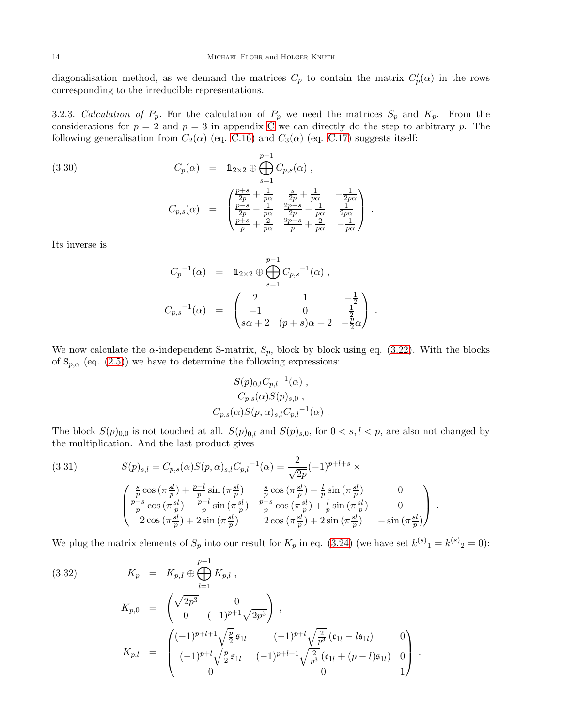diagonalisation method, as we demand the matrices $C_p$ to contain the matrix $C'_p(\alpha)$ in the rows corresponding to the irreducible representations.

3.2.3. *Calculation of* $P_p$. For the calculation of $P_p$ we need the matrices $S_p$ and $K_p$. From the considerations for $p=2$ and $p=3$ in appendix C we can directly do the step to arbitrary $p$. The following generalisation from $C_2(\alpha)$ (eq. C.16) and $C_3(\alpha)$ (eq. C.17) suggests itself:

$$
\begin{aligned}
C_p(\alpha) &= \mathbb{1}_{2\times 2} \oplus \bigoplus_{s=1}^{p-1} C_{p,s}(\alpha)\,, \\
C_{p,s}(\alpha) &= \begin{pmatrix} \frac{p+s}{2p} + \frac{1}{p\alpha} & \frac{s}{2p} + \frac{1}{p\alpha} & -\frac{1}{2p\alpha} \\ \frac{p-s}{2p} - \frac{1}{p\alpha} & \frac{2p-s}{2p} - \frac{1}{p\alpha} & \frac{1}{2p\alpha} \\ \frac{p+s}{p} + \frac{2}{p\alpha} & \frac{2p+s}{p} + \frac{2}{p\alpha} & -\frac{1}{p\alpha} \end{pmatrix}.
\end{aligned}
\tag{3.30}
$$

Its inverse is

$$
\begin{aligned}
{C_p}^{-1}(\alpha) &= \mathbb{1}_{2\times 2} \oplus \bigoplus_{s=1}^{p-1} {C_{p,s}}^{-1}(\alpha)\,, \\
{C_{p,s}}^{-1}(\alpha) &= \begin{pmatrix} 2 & 1 & -\frac{1}{2} \\ -1 & 0 & \frac{1}{2} \\ s\alpha + 2 & (p+s)\alpha + 2 & -\frac{p}{2}\alpha \end{pmatrix}.
\end{aligned}
$$

We now calculate the $\alpha$-independent S-matrix, $S_p$, block by block using eq. (3.22). With the blocks of $\mathtt{S}_{p,\alpha}$ (eq. (2.5)) we have to determine the following expressions:

$$
\begin{gathered}
S(p)_{0,l}{C_{p,l}}^{-1}(\alpha)\,, \\
C_{p,s}(\alpha)S(p)_{s,0}\,, \\
C_{p,s}(\alpha)S(p,\alpha)_{s,l}{C_{p,l}}^{-1}(\alpha)\,.
\end{gathered}
$$

The block $S(p)_{0,0}$ is not touched at all. $S(p)_{0,l}$ and $S(p)_{s,0}$, for $0 < s, l < p$, are also not changed by the multiplication. And the last product gives

$$
S(p)_{s,l} = C_{p,s}(\alpha)S(p,\alpha)_{s,l}{C_{p,l}}^{-1}(\alpha) = \frac{2}{\sqrt{2p}}(-1)^{p+l+s} \times
\begin{pmatrix} \frac{s}{p}\cos\left(\pi\frac{sl}{p}\right) + \frac{p-l}{p}\sin\left(\pi\frac{sl}{p}\right) & \frac{s}{p}\cos\left(\pi\frac{sl}{p}\right) - \frac{l}{p}\sin\left(\pi\frac{sl}{p}\right) & 0 \\ \frac{p-s}{p}\cos\left(\pi\frac{sl}{p}\right) - \frac{p-l}{p}\sin\left(\pi\frac{sl}{p}\right) & \frac{p-s}{p}\cos\left(\pi\frac{sl}{p}\right) + \frac{l}{p}\sin\left(\pi\frac{sl}{p}\right) & 0 \\ 2\cos\left(\pi\frac{sl}{p}\right) + 2\sin\left(\pi\frac{sl}{p}\right) & 2\cos\left(\pi\frac{sl}{p}\right) + 2\sin\left(\pi\frac{sl}{p}\right) & -\sin\left(\pi\frac{sl}{p}\right) \end{pmatrix}.
\tag{3.31}
$$

We plug the matrix elements of $S_p$ into our result for $K_p$ in eq. (3.24) (we have set ${k^{(s)}}_1 = {k^{(s)}}_2 = 0$):

$$
\begin{aligned}
K_p &= K_{p,I} \oplus \bigoplus_{l=1}^{p-1} K_{p,l}\,, \\
K_{p,0} &= \begin{pmatrix} \sqrt{2p^3} & 0 \\ 0 & (-1)^{p+1}\sqrt{2p^3} \end{pmatrix}, \\
K_{p,l} &= \begin{pmatrix} (-1)^{p+l+1}\sqrt{\frac{p}{2}}\,\mathfrak{s}_{1l} & (-1)^{p+l}\sqrt{\frac{2}{p^3}}\left(\mathfrak{c}_{1l} - l\mathfrak{s}_{1l}\right) & 0 \\ (-1)^{p+l}\sqrt{\frac{p}{2}}\,\mathfrak{s}_{1l} & (-1)^{p+l+1}\sqrt{\frac{2}{p^3}}\left(\mathfrak{c}_{1l} + (p-l)\mathfrak{s}_{1l}\right) & 0 \\ 0 & 0 & 1 \end{pmatrix}.
\end{aligned}
\tag{3.32}
$$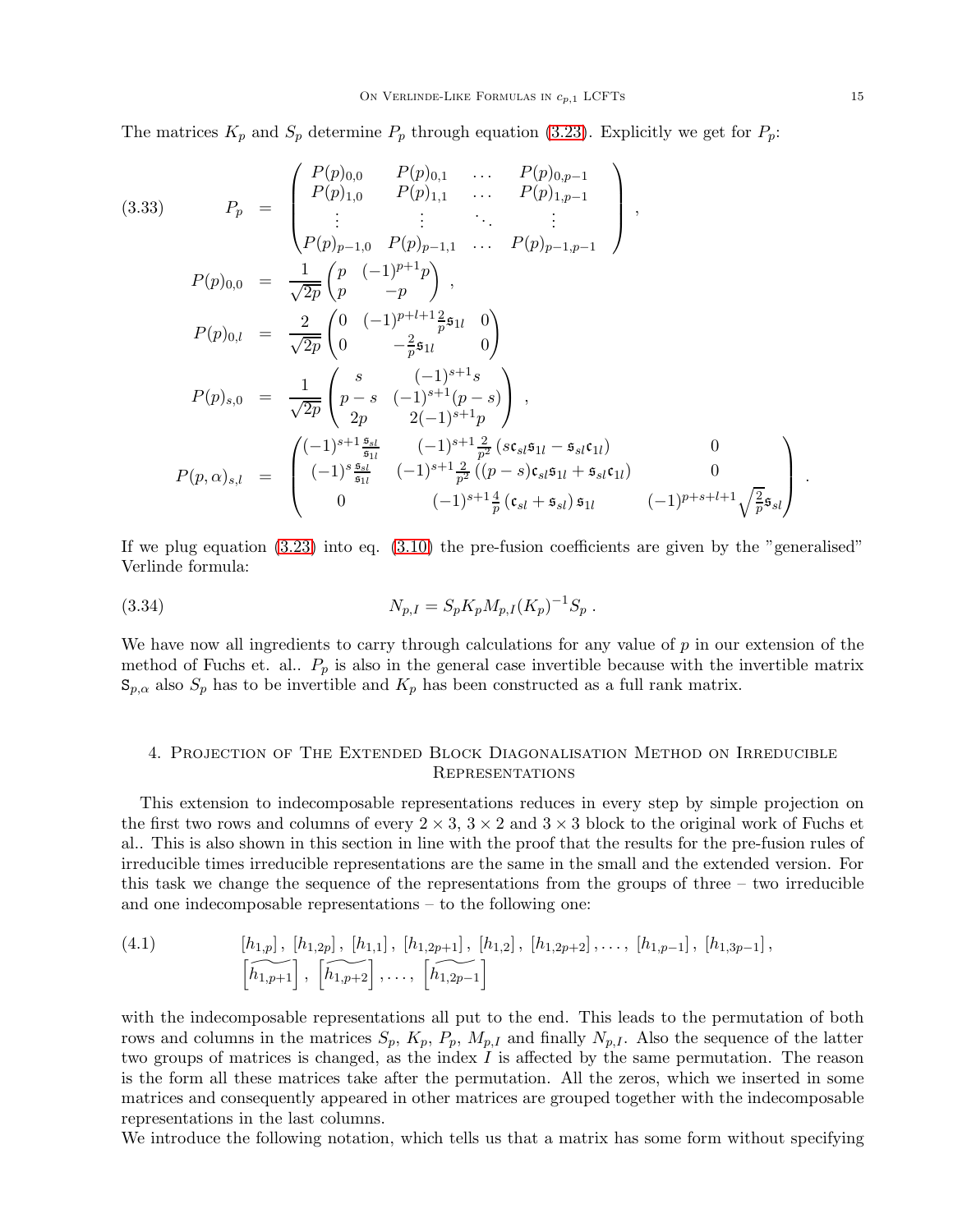The matrices $K_p$ and $S_p$ determine $P_p$ through equation (3.23). Explicitly we get for $P_p$:

$$
\begin{aligned}
(3.33) \qquad P_p &= \begin{pmatrix} P(p)_{0,0} & P(p)_{0,1} & \dots & P(p)_{0,p-1} \\ P(p)_{1,0} & P(p)_{1,1} & \dots & P(p)_{1,p-1} \\ \vdots & \vdots & \ddots & \vdots \\ P(p)_{p-1,0} & P(p)_{p-1,1} & \dots & P(p)_{p-1,p-1} \end{pmatrix} , \\
P(p)_{0,0} &= \frac{1}{\sqrt{2p}} \begin{pmatrix} p & (-1)^{p+1} p \\ p & -p \end{pmatrix} , \\
P(p)_{0,l} &= \frac{2}{\sqrt{2p}} \begin{pmatrix} 0 & (-1)^{p+l+1} \frac{2}{p} \mathfrak{s}_{1l} & 0 \\ 0 & -\frac{2}{p} \mathfrak{s}_{1l} & 0 \end{pmatrix} \\
P(p)_{s,0} &= \frac{1}{\sqrt{2p}} \begin{pmatrix} s & (-1)^{s+1} s \\ p-s & (-1)^{s+1}(p-s) \\ 2p & 2(-1)^{s+1} p \end{pmatrix} , \\
P(p,\alpha)_{s,l} &= \begin{pmatrix} (-1)^{s+1} \frac{\mathfrak{s}_{sl}}{\mathfrak{s}_{1l}} & (-1)^{s+1} \frac{2}{p^2} \left( s \mathfrak{c}_{sl} \mathfrak{s}_{1l} - \mathfrak{s}_{sl} \mathfrak{c}_{1l} \right) & 0 \\ (-1)^{s} \frac{\mathfrak{s}_{sl}}{\mathfrak{s}_{1l}} & (-1)^{s+1} \frac{2}{p^2} \left( (p-s) \mathfrak{c}_{sl} \mathfrak{s}_{1l} + \mathfrak{s}_{sl} \mathfrak{c}_{1l} \right) & 0 \\ 0 & (-1)^{s+1} \frac{4}{p} \left( \mathfrak{c}_{sl} + \mathfrak{s}_{sl} \right) \mathfrak{s}_{1l} & (-1)^{p+s+l+1} \sqrt{\frac{2}{p}} \mathfrak{s}_{sl} \end{pmatrix} .
\end{aligned}
$$

If we plug equation (3.23) into eq. (3.10) the pre-fusion coefficients are given by the "generalised" Verlinde formula:

$$
N_{p,I} = S_p K_p M_{p,I} (K_p)^{-1} S_p \, . \tag{3.34}
$$

We have now all ingredients to carry through calculations for any value of $p$ in our extension of the method of Fuchs et. al.. $P_p$ is also in the general case invertible because with the invertible matrix $\mathfrak{s}_{p,\alpha}$ also $S_p$ has to be invertible and $K_p$ has been constructed as a full rank matrix.

## 4. Projection of The Extended Block Diagonalisation Method on Irreducible Representations

This extension to indecomposable representations reduces in every step by simple projection on the first two rows and columns of every $2 \times 3$, $3 \times 2$ and $3 \times 3$ block to the original work of Fuchs et al.. This is also shown in this section in line with the proof that the results for the pre-fusion rules of irreducible times irreducible representations are the same in the small and the extended version. For this task we change the sequence of the representations from the groups of three – two irreducible and one indecomposable representations – to the following one:

$$
\begin{aligned}
(4.1) \qquad & [h_{1,p}] \, , \; [h_{1,2p}] \, , \; [h_{1,1}] \, , \; [h_{1,2p+1}] \, , \; [h_{1,2}] \, , \; [h_{1,2p+2}] \, , \dots , \; [h_{1,p-1}] \, , \; [h_{1,3p-1}] \, , \\
& \left[\widetilde{h_{1,p+1}}\right] , \; \left[\widetilde{h_{1,p+2}}\right] , \dots , \; \left[\widetilde{h_{1,2p-1}}\right]
\end{aligned}
$$

with the indecomposable representations all put to the end. This leads to the permutation of both rows and columns in the matrices $S_p$, $K_p$, $P_p$, $M_{p,I}$ and finally $N_{p,I}$. Also the sequence of the latter two groups of matrices is changed, as the index $I$ is affected by the same permutation. The reason is the form all these matrices take after the permutation. All the zeros, which we inserted in some matrices and consequently appeared in other matrices are grouped together with the indecomposable representations in the last columns.

We introduce the following notation, which tells us that a matrix has some form without specifying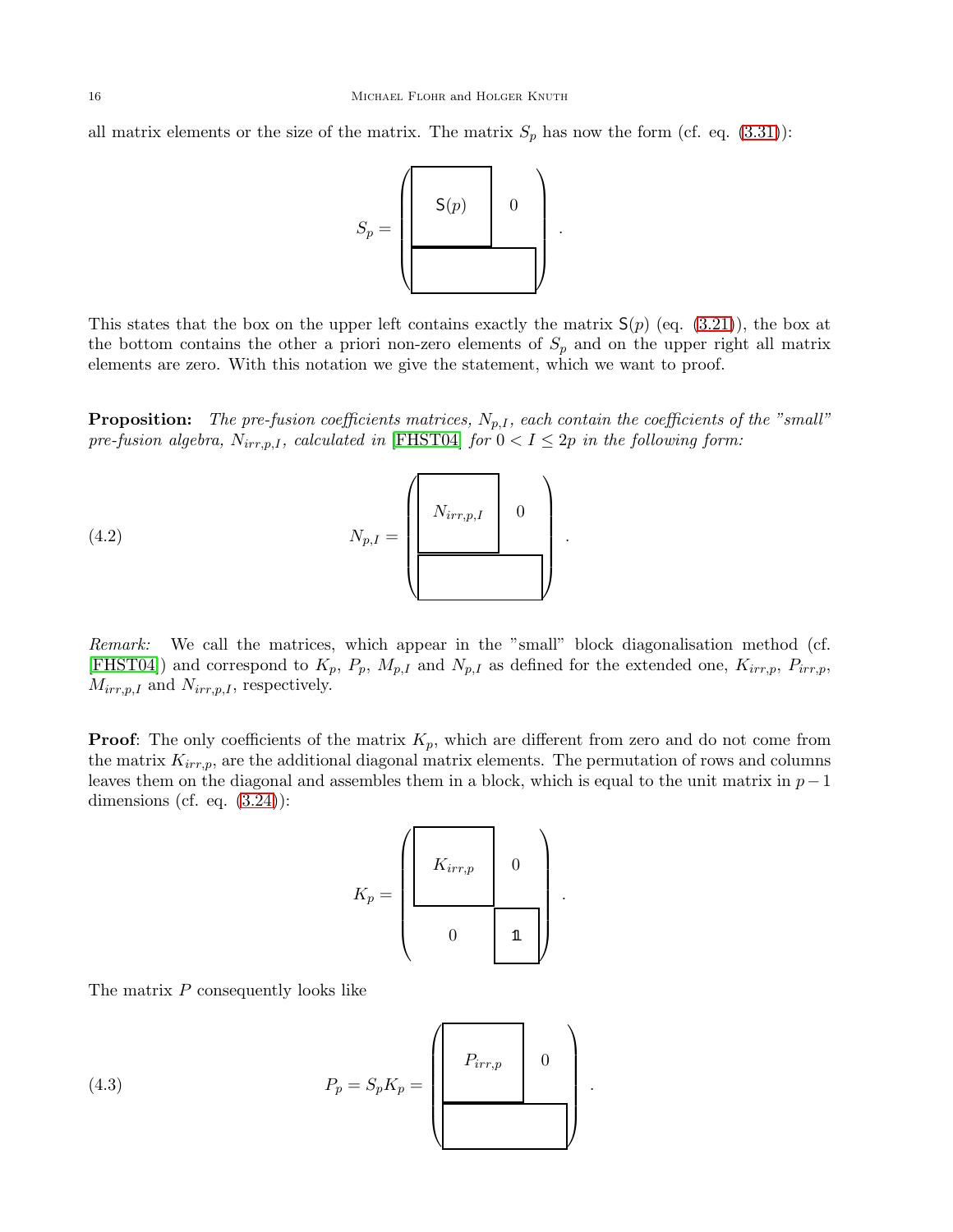all matrix elements or the size of the matrix. The matrix $S_p$ has now the form (cf. eq. (3.31)):

$$S_p = \left( \begin{array}{c|c} \boxed{\mathsf{S}(p)} & 0 \\ \hline \multicolumn{2}{c}{\phantom{X}} \end{array} \right).$$

This states that the box on the upper left contains exactly the matrix $\mathsf{S}(p)$ (eq. (3.21)), the box at the bottom contains the other a priori non-zero elements of $S_p$ and on the upper right all matrix elements are zero. With this notation we give the statement, which we want to proof.

**Proposition:** *The pre-fusion coefficients matrices, $N_{p,I}$, each contain the coefficients of the "small" pre-fusion algebra, $N_{irr,p,I}$, calculated in [FHST04] for $0 < I \leq 2p$ in the following form:*

$$N_{p,I} = \left( \begin{array}{c|c} \boxed{N_{irr,p,I}} & 0 \\ \hline \multicolumn{2}{c}{\phantom{X}} \end{array} \right). \tag{4.2}$$

*Remark:* We call the matrices, which appear in the "small" block diagonalisation method (cf. [FHST04]) and correspond to $K_p$, $P_p$, $M_{p,I}$ and $N_{p,I}$ as defined for the extended one, $K_{irr,p}$, $P_{irr,p}$, $M_{irr,p,I}$ and $N_{irr,p,I}$, respectively.

**Proof**: The only coefficients of the matrix $K_p$, which are different from zero and do not come from the matrix $K_{irr,p}$, are the additional diagonal matrix elements. The permutation of rows and columns leaves them on the diagonal and assembles them in a block, which is equal to the unit matrix in $p-1$ dimensions (cf. eq. (3.24)):

$$K_p = \left( \begin{array}{cc} \boxed{K_{irr,p}} & 0 \\ 0 & \boxed{\mathbb{1}} \end{array} \right).$$

The matrix $P$ consequently looks like

$$P_p = S_p K_p = \left( \begin{array}{c|c} \boxed{P_{irr,p}} & 0 \\ \hline \multicolumn{2}{c}{\phantom{X}} \end{array} \right). \tag{4.3}$$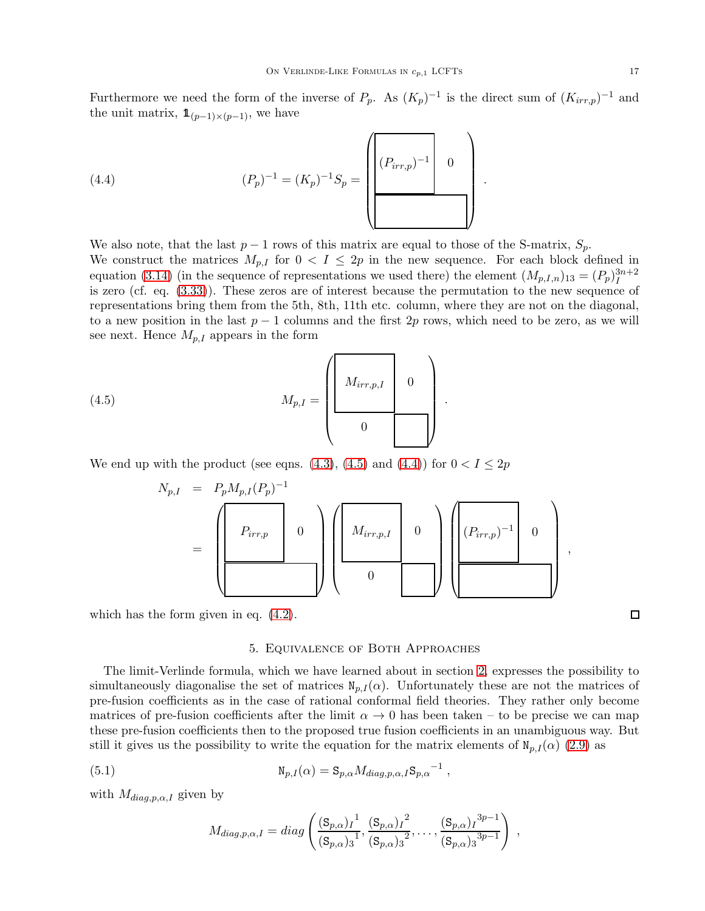Furthermore we need the form of the inverse of $P_p$. As $(K_p)^{-1}$ is the direct sum of $(K_{irr,p})^{-1}$ and the unit matrix, $\mathbb{1}_{(p-1)\times(p-1)}$, we have

$$(P_p)^{-1} = (K_p)^{-1} S_p = \left( \begin{array}{cc} \boxed{(P_{irr,p})^{-1}} & 0 \\ \multicolumn{2}{c}{\boxed{\phantom{XXXXXXX}}} \end{array} \right) . \tag{4.4}$$

We also note, that the last $p-1$ rows of this matrix are equal to those of the S-matrix, $S_p$.
We construct the matrices $M_{p,I}$ for $0 < I \leq 2p$ in the new sequence. For each block defined in equation (3.14) (in the sequence of representations we used there) the element $(M_{p,I,n})_{13} = (P_p)_I^{3n+2}$ is zero (cf. eq. (3.33)). These zeros are of interest because the permutation to the new sequence of representations bring them from the 5th, 8th, 11th etc. column, where they are not on the diagonal, to a new position in the last $p-1$ columns and the first $2p$ rows, which need to be zero, as we will see next. Hence $M_{p,I}$ appears in the form

$$M_{p,I} = \left( \begin{array}{cc} \boxed{M_{irr,p,I}} & 0 \\ 0 & \boxed{\phantom{X}} \end{array} \right) . \tag{4.5}$$

We end up with the product (see eqns. (4.3), (4.5) and (4.4)) for $0 < I \leq 2p$

$$\begin{aligned} N_{p,I} &= P_p M_{p,I} (P_p)^{-1} \\ &= \left( \begin{array}{cc} \boxed{P_{irr,p}} & 0 \\ \multicolumn{2}{c}{\boxed{\phantom{XXXXX}}} \end{array} \right) \left( \begin{array}{cc} \boxed{M_{irr,p,I}} & 0 \\ 0 & \boxed{\phantom{X}} \end{array} \right) \left( \begin{array}{cc} \boxed{(P_{irr,p})^{-1}} & 0 \\ \multicolumn{2}{c}{\boxed{\phantom{XXXXXXX}}} \end{array} \right) , \end{aligned}$$

which has the form given in eq. (4.2). □

## 5. Equivalence of Both Approaches

The limit-Verlinde formula, which we have learned about in section 2, expresses the possibility to simultaneously diagonalise the set of matrices $\mathtt{N}_{p,I}(\alpha)$. Unfortunately these are not the matrices of pre-fusion coefficients as in the case of rational conformal field theories. They rather only become matrices of pre-fusion coefficients after the limit $\alpha \to 0$ has been taken – to be precise we can map these pre-fusion coefficients then to the proposed true fusion coefficients in an unambiguous way. But still it gives us the possibility to write the equation for the matrix elements of $\mathtt{N}_{p,I}(\alpha)$ (2.9) as

$$\mathtt{N}_{p,I}(\alpha) = \mathtt{S}_{p,\alpha} M_{diag,p,\alpha,I} \mathtt{S}_{p,\alpha}{}^{-1} , \tag{5.1}$$

with $M_{diag,p,\alpha,I}$ given by

$$M_{diag,p,\alpha,I} = diag\left( \frac{(\mathtt{S}_{p,\alpha})_I{}^1}{(\mathtt{S}_{p,\alpha})_3{}^1}, \frac{(\mathtt{S}_{p,\alpha})_I{}^2}{(\mathtt{S}_{p,\alpha})_3{}^2}, \ldots, \frac{(\mathtt{S}_{p,\alpha})_I{}^{3p-1}}{(\mathtt{S}_{p,\alpha})_3{}^{3p-1}} \right) ,$$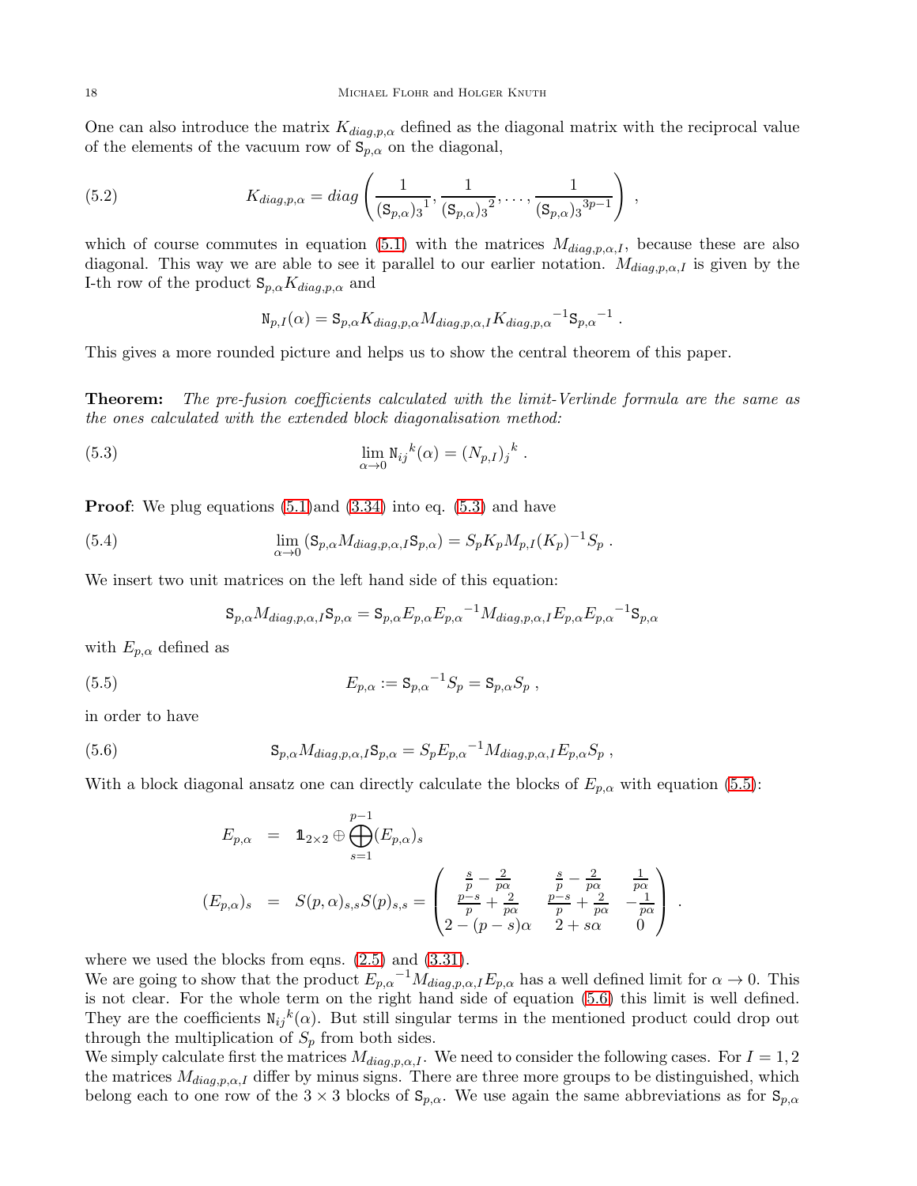One can also introduce the matrix $K_{diag,p,\alpha}$ defined as the diagonal matrix with the reciprocal value of the elements of the vacuum row of $\mathtt{S}_{p,\alpha}$ on the diagonal,

$$K_{diag,p,\alpha} = diag\left(\frac{1}{(\mathtt{S}_{p,\alpha})_3{}^1}, \frac{1}{(\mathtt{S}_{p,\alpha})_3{}^2}, \ldots, \frac{1}{(\mathtt{S}_{p,\alpha})_3{}^{3p-1}}\right) , \tag{5.2}$$

which of course commutes in equation (5.1) with the matrices $M_{diag,p,\alpha,I}$, because these are also diagonal. This way we are able to see it parallel to our earlier notation. $M_{diag,p,\alpha,I}$ is given by the I-th row of the product $\mathtt{S}_{p,\alpha}K_{diag,p,\alpha}$ and

$$\mathtt{N}_{p,I}(\alpha) = \mathtt{S}_{p,\alpha}K_{diag,p,\alpha}M_{diag,p,\alpha,I}{K_{diag,p,\alpha}}^{-1}{\mathtt{S}_{p,\alpha}}^{-1} .$$

This gives a more rounded picture and helps us to show the central theorem of this paper.

**Theorem:** *The pre-fusion coefficients calculated with the limit-Verlinde formula are the same as the ones calculated with the extended block diagonalisation method:*

$$\lim_{\alpha\to 0}\mathtt{N}_{ij}{}^k(\alpha) = (N_{p,I})_j{}^k . \tag{5.3}$$

**Proof**: We plug equations (5.1)and (3.34) into eq. (5.3) and have

$$\lim_{\alpha\to 0}\left(\mathtt{S}_{p,\alpha}M_{diag,p,\alpha,I}\mathtt{S}_{p,\alpha}\right) = S_pK_pM_{p,I}(K_p)^{-1}S_p . \tag{5.4}$$

We insert two unit matrices on the left hand side of this equation:

$$\mathtt{S}_{p,\alpha}M_{diag,p,\alpha,I}\mathtt{S}_{p,\alpha} = \mathtt{S}_{p,\alpha}E_{p,\alpha}{E_{p,\alpha}}^{-1}M_{diag,p,\alpha,I}E_{p,\alpha}{E_{p,\alpha}}^{-1}\mathtt{S}_{p,\alpha}$$

with $E_{p,\alpha}$ defined as

$$E_{p,\alpha} := {\mathtt{S}_{p,\alpha}}^{-1}S_p = \mathtt{S}_{p,\alpha}S_p , \tag{5.5}$$

in order to have

$$\mathtt{S}_{p,\alpha}M_{diag,p,\alpha,I}\mathtt{S}_{p,\alpha} = S_p{E_{p,\alpha}}^{-1}M_{diag,p,\alpha,I}E_{p,\alpha}S_p , \tag{5.6}$$

With a block diagonal ansatz one can directly calculate the blocks of $E_{p,\alpha}$ with equation (5.5):

$$\begin{aligned}
E_{p,\alpha} &= \mathbb{1}_{2\times 2}\oplus\bigoplus_{s=1}^{p-1}(E_{p,\alpha})_s \\
(E_{p,\alpha})_s &= S(p,\alpha)_{s,s}S(p)_{s,s} = \begin{pmatrix} \frac{s}{p}-\frac{2}{p\alpha} & \frac{s}{p}-\frac{2}{p\alpha} & \frac{1}{p\alpha} \\ \frac{p-s}{p}+\frac{2}{p\alpha} & \frac{p-s}{p}+\frac{2}{p\alpha} & -\frac{1}{p\alpha} \\ 2-(p-s)\alpha & 2+s\alpha & 0 \end{pmatrix} .
\end{aligned}$$

where we used the blocks from eqns. (2.5) and (3.31).
We are going to show that the product ${E_{p,\alpha}}^{-1}M_{diag,p,\alpha,I}E_{p,\alpha}$ has a well defined limit for $\alpha\to 0$. This is not clear. For the whole term on the right hand side of equation (5.6) this limit is well defined. They are the coefficients $\mathtt{N}_{ij}{}^k(\alpha)$. But still singular terms in the mentioned product could drop out through the multiplication of $S_p$ from both sides.
We simply calculate first the matrices $M_{diag,p,\alpha,I}$. We need to consider the following cases. For $I = 1, 2$ the matrices $M_{diag,p,\alpha,I}$ differ by minus signs. There are three more groups to be distinguished, which belong each to one row of the $3\times 3$ blocks of $\mathtt{S}_{p,\alpha}$. We use again the same abbreviations as for $\mathtt{S}_{p,\alpha}$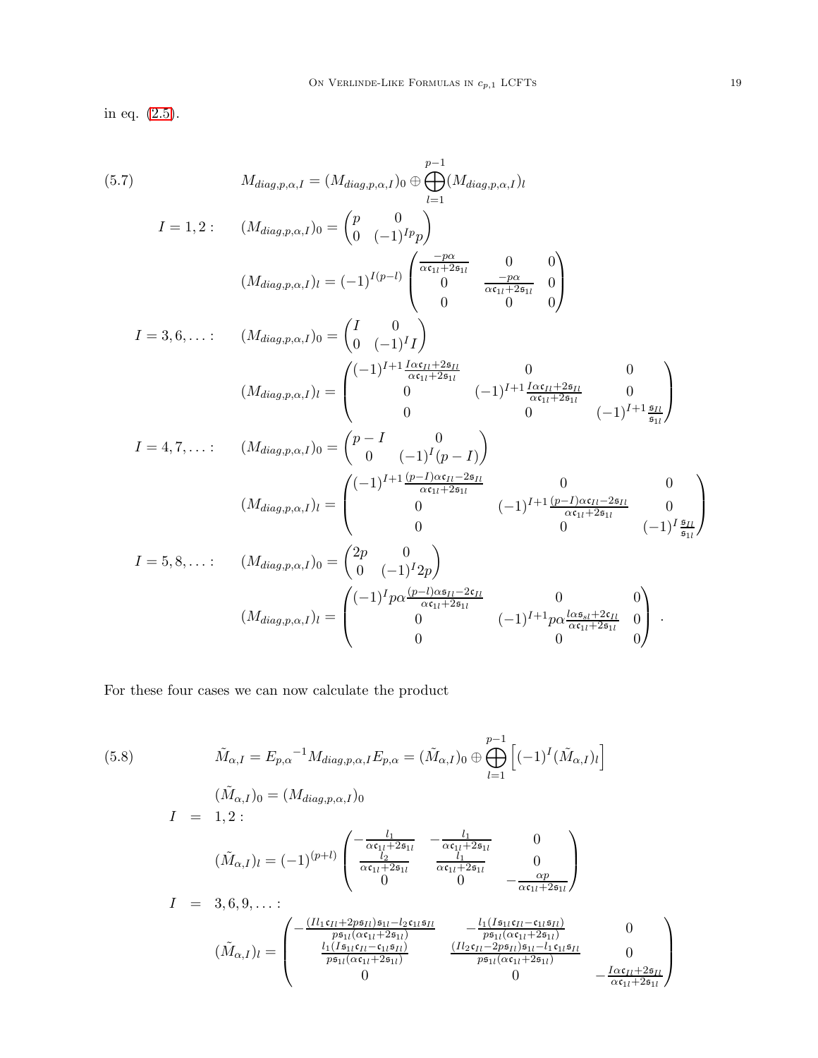in eq. (2.5).

$$
M_{diag,p,\alpha,I} = (M_{diag,p,\alpha,I})_0 \oplus \bigoplus_{l=1}^{p-1} (M_{diag,p,\alpha,I})_l \tag{5.7}
$$

$$
\begin{aligned}
I = 1,2: \quad & (M_{diag,p,\alpha,I})_0 = \begin{pmatrix} p & 0 \\ 0 & (-1)^I p \end{pmatrix} \\
& (M_{diag,p,\alpha,I})_l = (-1)^{I(p-l)} \begin{pmatrix} \frac{-p\alpha}{\alpha\mathfrak{c}_{1l}+2\mathfrak{s}_{1l}} & 0 & 0 \\ 0 & \frac{-p\alpha}{\alpha\mathfrak{c}_{1l}+2\mathfrak{s}_{1l}} & 0 \\ 0 & 0 & 0 \end{pmatrix} \\
I = 3,6,\ldots: \quad & (M_{diag,p,\alpha,I})_0 = \begin{pmatrix} I & 0 \\ 0 & (-1)^I I \end{pmatrix} \\
& (M_{diag,p,\alpha,I})_l = \begin{pmatrix} (-1)^{I+1} \frac{I\alpha\mathfrak{c}_{Il}+2\mathfrak{s}_{Il}}{\alpha\mathfrak{c}_{1l}+2\mathfrak{s}_{1l}} & 0 & 0 \\ 0 & (-1)^{I+1} \frac{I\alpha\mathfrak{c}_{Il}+2\mathfrak{s}_{Il}}{\alpha\mathfrak{c}_{1l}+2\mathfrak{s}_{1l}} & 0 \\ 0 & 0 & (-1)^{I+1} \frac{\mathfrak{s}_{Il}}{\mathfrak{s}_{1l}} \end{pmatrix} \\
I = 4,7,\ldots: \quad & (M_{diag,p,\alpha,I})_0 = \begin{pmatrix} p-I & 0 \\ 0 & (-1)^I (p-I) \end{pmatrix} \\
& (M_{diag,p,\alpha,I})_l = \begin{pmatrix} (-1)^{I+1} \frac{(p-I)\alpha\mathfrak{c}_{Il}-2\mathfrak{s}_{Il}}{\alpha\mathfrak{c}_{1l}+2\mathfrak{s}_{1l}} & 0 & 0 \\ 0 & (-1)^{I+1} \frac{(p-I)\alpha\mathfrak{c}_{Il}-2\mathfrak{s}_{Il}}{\alpha\mathfrak{c}_{1l}+2\mathfrak{s}_{1l}} & 0 \\ 0 & 0 & (-1)^{I} \frac{\mathfrak{s}_{Il}}{\mathfrak{s}_{1l}} \end{pmatrix} \\
I = 5,8,\ldots: \quad & (M_{diag,p,\alpha,I})_0 = \begin{pmatrix} 2p & 0 \\ 0 & (-1)^I 2p \end{pmatrix} \\
& (M_{diag,p,\alpha,I})_l = \begin{pmatrix} (-1)^{I} p\alpha \frac{(p-l)\alpha\mathfrak{s}_{Il}-2\mathfrak{c}_{Il}}{\alpha\mathfrak{c}_{1l}+2\mathfrak{s}_{1l}} & 0 & 0 \\ 0 & (-1)^{I+1} p\alpha \frac{l\alpha\mathfrak{s}_{sl}+2\mathfrak{c}_{Il}}{\alpha\mathfrak{c}_{1l}+2\mathfrak{s}_{1l}} & 0 \\ 0 & 0 & 0 \end{pmatrix} .
\end{aligned}
$$

For these four cases we can now calculate the product

$$
\tilde{M}_{\alpha,I} = E_{p,\alpha}{}^{-1} M_{diag,p,\alpha,I} E_{p,\alpha} = (\tilde{M}_{\alpha,I})_0 \oplus \bigoplus_{l=1}^{p-1} \left[ (-1)^I (\tilde{M}_{\alpha,I})_l \right] \tag{5.8}
$$

$$
\begin{aligned}
& (\tilde{M}_{\alpha,I})_0 = (M_{diag,p,\alpha,I})_0 \\
I \;&=\; 1,2: \\
& (\tilde{M}_{\alpha,I})_l = (-1)^{(p+l)} \begin{pmatrix} -\frac{l_1}{\alpha\mathfrak{c}_{1l}+2\mathfrak{s}_{1l}} & -\frac{l_1}{\alpha\mathfrak{c}_{1l}+2\mathfrak{s}_{1l}} & 0 \\ \frac{l_2}{\alpha\mathfrak{c}_{1l}+2\mathfrak{s}_{1l}} & \frac{l_1}{\alpha\mathfrak{c}_{1l}+2\mathfrak{s}_{1l}} & 0 \\ 0 & 0 & -\frac{\alpha p}{\alpha\mathfrak{c}_{1l}+2\mathfrak{s}_{1l}} \end{pmatrix} \\
I \;&=\; 3,6,9,\ldots: \\
& (\tilde{M}_{\alpha,I})_l = \begin{pmatrix} -\frac{(Il_1\mathfrak{c}_{Il}+2p\mathfrak{s}_{Il})\mathfrak{s}_{1l}-l_2\mathfrak{c}_{1l}\mathfrak{s}_{Il}}{p\mathfrak{s}_{1l}(\alpha\mathfrak{c}_{1l}+2\mathfrak{s}_{1l})} & -\frac{l_1(I\mathfrak{s}_{1l}\mathfrak{c}_{Il}-\mathfrak{c}_{1l}\mathfrak{s}_{Il})}{p\mathfrak{s}_{1l}(\alpha\mathfrak{c}_{1l}+2\mathfrak{s}_{1l})} & 0 \\ \frac{l_1(I\mathfrak{s}_{1l}\mathfrak{c}_{Il}-\mathfrak{c}_{1l}\mathfrak{s}_{Il})}{p\mathfrak{s}_{1l}(\alpha\mathfrak{c}_{1l}+2\mathfrak{s}_{1l})} & \frac{(Il_2\mathfrak{c}_{Il}-2p\mathfrak{s}_{Il})\mathfrak{s}_{1l}-l_1\mathfrak{c}_{1l}\mathfrak{s}_{Il}}{p\mathfrak{s}_{1l}(\alpha\mathfrak{c}_{1l}+2\mathfrak{s}_{1l})} & 0 \\ 0 & 0 & -\frac{I\alpha\mathfrak{c}_{Il}+2\mathfrak{s}_{Il}}{\alpha\mathfrak{c}_{1l}+2\mathfrak{s}_{1l}} \end{pmatrix}
\end{aligned}
$$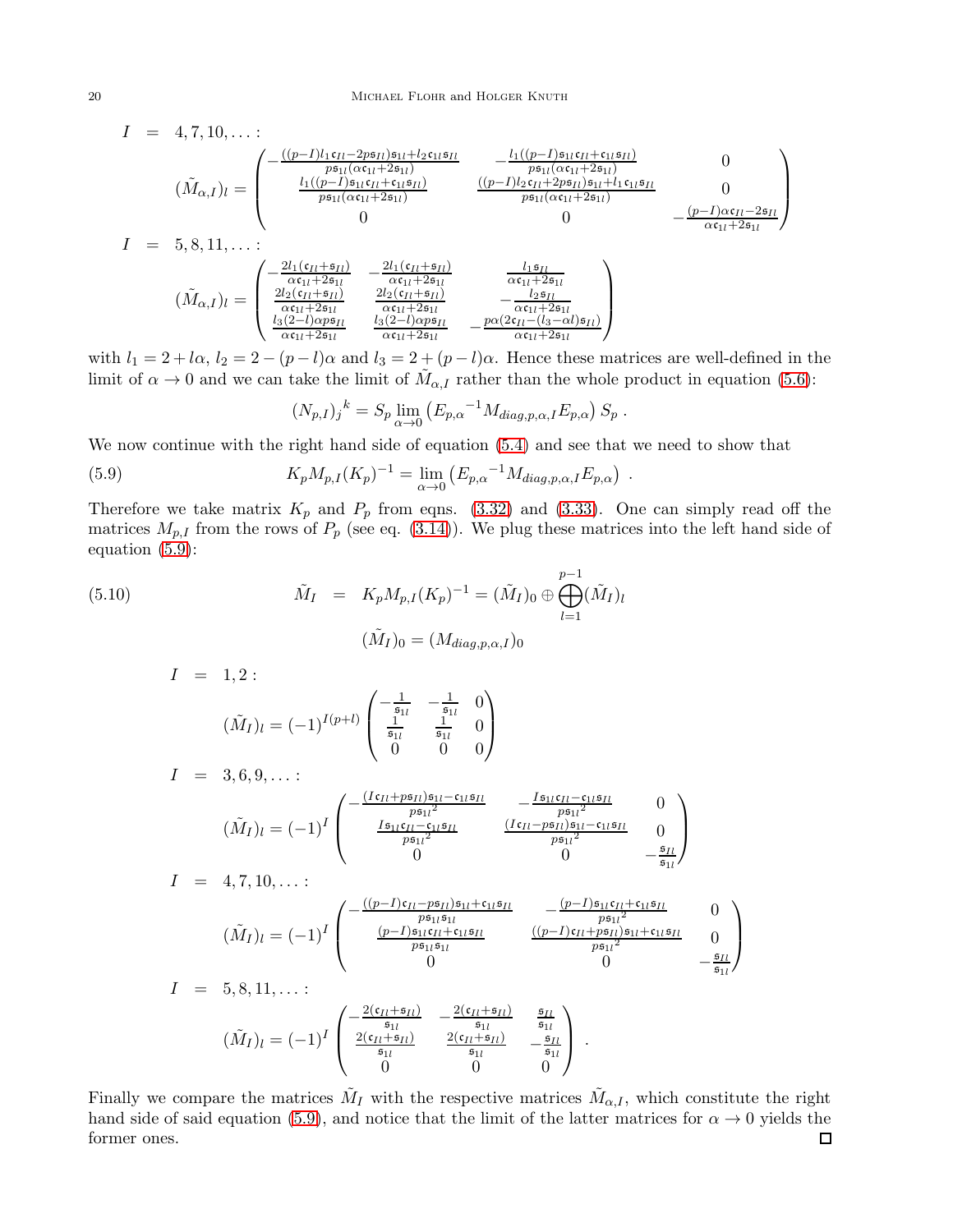$$
I = 4, 7, 10, \ldots :
$$

$$
(\tilde{M}_{\alpha,I})_l = \begin{pmatrix} -\frac{((p-I)l_1\mathfrak{c}_{Il} - 2p\mathfrak{s}_{Il})\mathfrak{s}_{1l} + l_2\mathfrak{c}_{1l}\mathfrak{s}_{Il}}{p\mathfrak{s}_{1l}(\alpha\mathfrak{c}_{1l}+2\mathfrak{s}_{1l})} & -\frac{l_1((p-I)\mathfrak{s}_{1l}\mathfrak{c}_{Il}+\mathfrak{c}_{1l}\mathfrak{s}_{Il})}{p\mathfrak{s}_{1l}(\alpha\mathfrak{c}_{1l}+2\mathfrak{s}_{1l})} & 0 \\ \frac{l_1((p-I)\mathfrak{s}_{1l}\mathfrak{c}_{Il}+\mathfrak{c}_{1l}\mathfrak{s}_{Il})}{p\mathfrak{s}_{1l}(\alpha\mathfrak{c}_{1l}+2\mathfrak{s}_{1l})} & \frac{((p-I)l_2\mathfrak{c}_{Il}+2p\mathfrak{s}_{Il})\mathfrak{s}_{1l}+l_1\mathfrak{c}_{1l}\mathfrak{s}_{Il}}{p\mathfrak{s}_{1l}(\alpha\mathfrak{c}_{1l}+2\mathfrak{s}_{1l})} & 0 \\ 0 & 0 & -\frac{(p-I)\alpha\mathfrak{c}_{Il}-2\mathfrak{s}_{Il}}{\alpha\mathfrak{c}_{1l}+2\mathfrak{s}_{1l}} \end{pmatrix}
$$

$$
I = 5, 8, 11, \ldots :
$$

$$
(\tilde{M}_{\alpha,I})_l = \begin{pmatrix} -\frac{2l_1(\mathfrak{c}_{Il}+\mathfrak{s}_{Il})}{\alpha\mathfrak{c}_{1l}+2\mathfrak{s}_{1l}} & -\frac{2l_1(\mathfrak{c}_{Il}+\mathfrak{s}_{Il})}{\alpha\mathfrak{c}_{1l}+2\mathfrak{s}_{1l}} & \frac{l_1\mathfrak{s}_{Il}}{\alpha\mathfrak{c}_{1l}+2\mathfrak{s}_{1l}} \\ \frac{2l_2(\mathfrak{c}_{Il}+\mathfrak{s}_{Il})}{\alpha\mathfrak{c}_{1l}+2\mathfrak{s}_{1l}} & \frac{2l_2(\mathfrak{c}_{Il}+\mathfrak{s}_{Il})}{\alpha\mathfrak{c}_{1l}+2\mathfrak{s}_{1l}} & -\frac{l_2\mathfrak{s}_{Il}}{\alpha\mathfrak{c}_{1l}+2\mathfrak{s}_{1l}} \\ \frac{l_3(2-l)\alpha p\mathfrak{s}_{Il}}{\alpha\mathfrak{c}_{1l}+2\mathfrak{s}_{1l}} & \frac{l_3(2-l)\alpha p\mathfrak{s}_{Il}}{\alpha\mathfrak{c}_{1l}+2\mathfrak{s}_{1l}} & -\frac{p\alpha(2\mathfrak{c}_{Il}-(l_3-\alpha l)\mathfrak{s}_{Il})}{\alpha\mathfrak{c}_{1l}+2\mathfrak{s}_{1l}} \end{pmatrix}
$$

with $l_1 = 2 + l\alpha$, $l_2 = 2 - (p-l)\alpha$ and $l_3 = 2 + (p-l)\alpha$. Hence these matrices are well-defined in the limit of $\alpha \to 0$ and we can take the limit of $\tilde{M}_{\alpha,I}$ rather than the whole product in equation (5.6):

$$
(N_{p,I})_j{}^k = S_p \lim_{\alpha\to 0} \left( E_{p,\alpha}{}^{-1} M_{diag,p,\alpha,I} E_{p,\alpha} \right) S_p \, .
$$

We now continue with the right hand side of equation (5.4) and see that we need to show that

$$
K_p M_{p,I} (K_p)^{-1} = \lim_{\alpha\to 0} \left( E_{p,\alpha}{}^{-1} M_{diag,p,\alpha,I} E_{p,\alpha} \right) . \tag{5.9}
$$

Therefore we take matrix $K_p$ and $P_p$ from eqns. (3.32) and (3.33). One can simply read off the matrices $M_{p,I}$ from the rows of $P_p$ (see eq. (3.14)). We plug these matrices into the left hand side of equation (5.9):

$$
\begin{aligned}
\tilde{M}_I &= K_p M_{p,I} (K_p)^{-1} = (\tilde{M}_I)_0 \oplus \bigoplus_{l=1}^{p-1} (\tilde{M}_I)_l \\
& \qquad (\tilde{M}_I)_0 = (M_{diag,p,\alpha,I})_0
\end{aligned} \tag{5.10}
$$

$$
I = 1, 2 :
$$

$$
(\tilde{M}_I)_l = (-1)^{I(p+l)} \begin{pmatrix} -\frac{1}{\mathfrak{s}_{1l}} & -\frac{1}{\mathfrak{s}_{1l}} & 0 \\ \frac{1}{\mathfrak{s}_{1l}} & \frac{1}{\mathfrak{s}_{1l}} & 0 \\ 0 & 0 & 0 \end{pmatrix}
$$

$$
I = 3, 6, 9, \ldots :
$$

$$
(\tilde{M}_I)_l = (-1)^I \begin{pmatrix} -\frac{(I\mathfrak{c}_{Il}+p\mathfrak{s}_{Il})\mathfrak{s}_{1l}-\mathfrak{c}_{1l}\mathfrak{s}_{Il}}{p\mathfrak{s}_{1l}{}^2} & -\frac{I\mathfrak{s}_{1l}\mathfrak{c}_{Il}-\mathfrak{c}_{1l}\mathfrak{s}_{Il}}{p\mathfrak{s}_{1l}{}^2} & 0 \\ \frac{I\mathfrak{s}_{1l}\mathfrak{c}_{Il}-\mathfrak{c}_{1l}\mathfrak{s}_{Il}}{p\mathfrak{s}_{1l}{}^2} & \frac{(I\mathfrak{c}_{Il}-p\mathfrak{s}_{Il})\mathfrak{s}_{1l}-\mathfrak{c}_{1l}\mathfrak{s}_{Il}}{p\mathfrak{s}_{1l}{}^2} & 0 \\ 0 & 0 & -\frac{\mathfrak{s}_{Il}}{\mathfrak{s}_{1l}} \end{pmatrix}
$$

$$
I = 4, 7, 10, \ldots :
$$

$$
(\tilde{M}_I)_l = (-1)^I \begin{pmatrix} -\frac{((p-I)\mathfrak{c}_{Il}-p\mathfrak{s}_{Il})\mathfrak{s}_{1l}+\mathfrak{c}_{1l}\mathfrak{s}_{Il}}{p\mathfrak{s}_{1l}\mathfrak{s}_{1l}} & -\frac{(p-I)\mathfrak{s}_{1l}\mathfrak{c}_{Il}+\mathfrak{c}_{1l}\mathfrak{s}_{Il}}{p\mathfrak{s}_{1l}{}^2} & 0 \\ \frac{(p-I)\mathfrak{s}_{1l}\mathfrak{c}_{Il}+\mathfrak{c}_{1l}\mathfrak{s}_{Il}}{p\mathfrak{s}_{1l}\mathfrak{s}_{1l}} & \frac{((p-I)\mathfrak{c}_{Il}+p\mathfrak{s}_{Il})\mathfrak{s}_{1l}+\mathfrak{c}_{1l}\mathfrak{s}_{Il}}{p\mathfrak{s}_{1l}{}^2} & 0 \\ 0 & 0 & -\frac{\mathfrak{s}_{Il}}{\mathfrak{s}_{1l}} \end{pmatrix}
$$

$$
I = 5, 8, 11, \ldots :
$$

$$
(\tilde{M}_I)_l = (-1)^I \begin{pmatrix} -\frac{2(\mathfrak{c}_{Il}+\mathfrak{s}_{Il})}{\mathfrak{s}_{1l}} & -\frac{2(\mathfrak{c}_{Il}+\mathfrak{s}_{Il})}{\mathfrak{s}_{1l}} & \frac{\mathfrak{s}_{Il}}{\mathfrak{s}_{1l}} \\ \frac{2(\mathfrak{c}_{Il}+\mathfrak{s}_{Il})}{\mathfrak{s}_{1l}} & \frac{2(\mathfrak{c}_{Il}+\mathfrak{s}_{Il})}{\mathfrak{s}_{1l}} & -\frac{\mathfrak{s}_{Il}}{\mathfrak{s}_{1l}} \\ 0 & 0 & 0 \end{pmatrix} .
$$

Finally we compare the matrices $\tilde{M}_I$ with the respective matrices $\tilde{M}_{\alpha,I}$, which constitute the right hand side of said equation (5.9), and notice that the limit of the latter matrices for $\alpha \to 0$ yields the former ones. □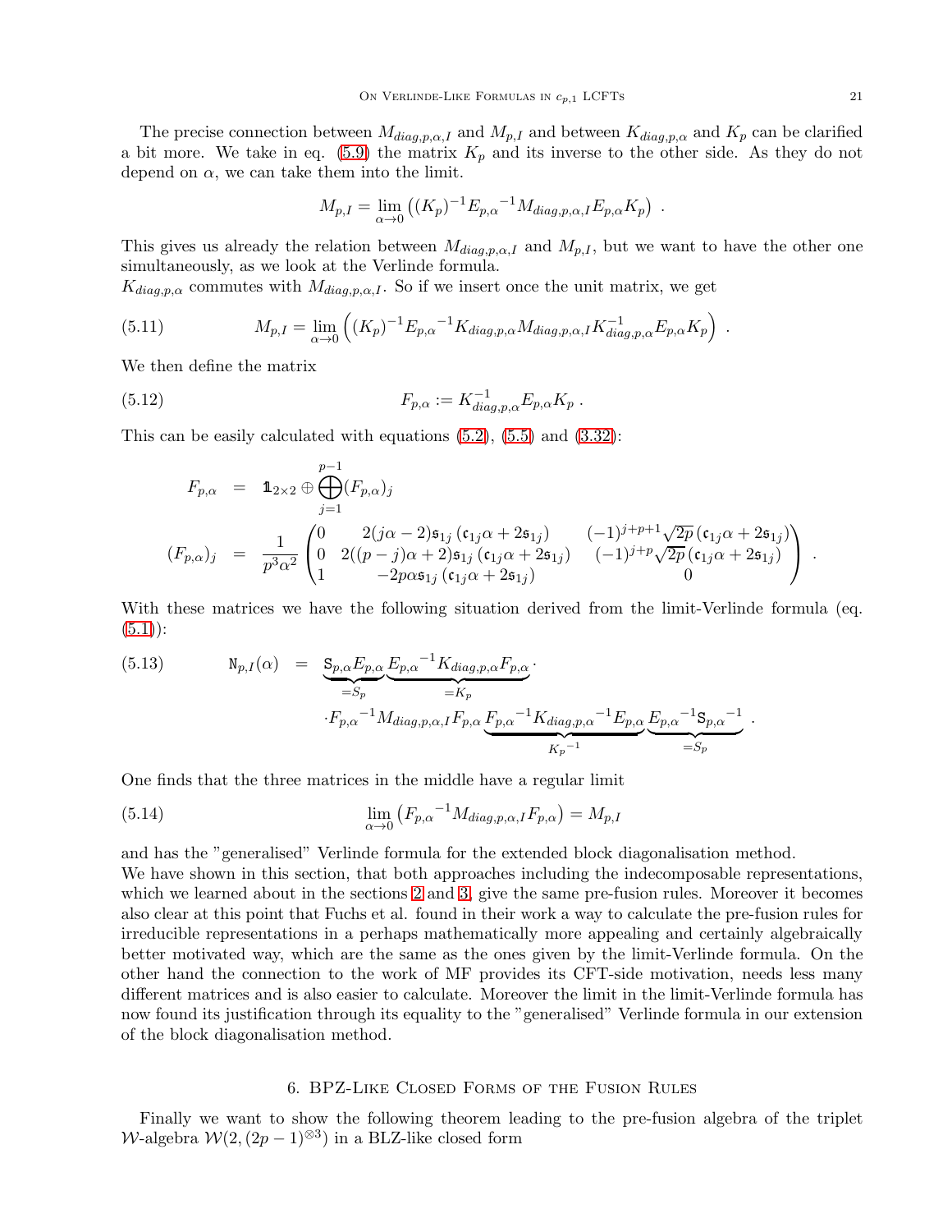The precise connection between $M_{diag,p,\alpha,I}$ and $M_{p,I}$ and between $K_{diag,p,\alpha}$ and $K_p$ can be clarified a bit more. We take in eq. (5.9) the matrix $K_p$ and its inverse to the other side. As they do not depend on $\alpha$, we can take them into the limit.

$$M_{p,I} = \lim_{\alpha \to 0} \left( (K_p)^{-1} {E_{p,\alpha}}^{-1} M_{diag,p,\alpha,I} E_{p,\alpha} K_p \right) .$$

This gives us already the relation between $M_{diag,p,\alpha,I}$ and $M_{p,I}$, but we want to have the other one simultaneously, as we look at the Verlinde formula.
$K_{diag,p,\alpha}$ commutes with $M_{diag,p,\alpha,I}$. So if we insert once the unit matrix, we get

$$M_{p,I} = \lim_{\alpha \to 0} \left( (K_p)^{-1} {E_{p,\alpha}}^{-1} K_{diag,p,\alpha} M_{diag,p,\alpha,I} K^{-1}_{diag,p,\alpha} E_{p,\alpha} K_p \right) . \tag{5.11}$$

We then define the matrix

$$F_{p,\alpha} := K^{-1}_{diag,p,\alpha} E_{p,\alpha} K_p . \tag{5.12}$$

This can be easily calculated with equations (5.2), (5.5) and (3.32):

$$\begin{aligned}
F_{p,\alpha} &= \mathbb{1}_{2\times 2} \oplus \bigoplus_{j=1}^{p-1} (F_{p,\alpha})_j \\
(F_{p,\alpha})_j &= \frac{1}{p^3\alpha^2} \begin{pmatrix} 0 & 2(j\alpha-2)\mathfrak{s}_{1j}\left(\mathfrak{c}_{1j}\alpha + 2\mathfrak{s}_{1j}\right) & (-1)^{j+p+1}\sqrt{2p}\left(\mathfrak{c}_{1j}\alpha + 2\mathfrak{s}_{1j}\right) \\ 0 & 2((p-j)\alpha+2)\mathfrak{s}_{1j}\left(\mathfrak{c}_{1j}\alpha + 2\mathfrak{s}_{1j}\right) & (-1)^{j+p}\sqrt{2p}\left(\mathfrak{c}_{1j}\alpha + 2\mathfrak{s}_{1j}\right) \\ 1 & -2p\alpha\mathfrak{s}_{1j}\left(\mathfrak{c}_{1j}\alpha + 2\mathfrak{s}_{1j}\right) & 0 \end{pmatrix} .
\end{aligned}$$

With these matrices we have the following situation derived from the limit-Verlinde formula (eq. (5.1)):

$$\begin{aligned}
\mathtt{N}_{p,I}(\alpha) &= \underbrace{\mathtt{S}_{p,\alpha} E_{p,\alpha}}_{=S_p} \underbrace{{E_{p,\alpha}}^{-1} K_{diag,p,\alpha} F_{p,\alpha}}_{=K_p} \cdot \\
&\quad \cdot {F_{p,\alpha}}^{-1} M_{diag,p,\alpha,I} F_{p,\alpha} \underbrace{{F_{p,\alpha}}^{-1} {K_{diag,p,\alpha}}^{-1} E_{p,\alpha}}_{{K_p}^{-1}} \underbrace{{E_{p,\alpha}}^{-1} {\mathtt{S}_{p,\alpha}}^{-1}}_{=S_p} .
\end{aligned} \tag{5.13}$$

One finds that the three matrices in the middle have a regular limit

$$\lim_{\alpha \to 0} \left( {F_{p,\alpha}}^{-1} M_{diag,p,\alpha,I} F_{p,\alpha} \right) = M_{p,I} \tag{5.14}$$

and has the "generalised" Verlinde formula for the extended block diagonalisation method.
We have shown in this section, that both approaches including the indecomposable representations, which we learned about in the sections 2 and 3, give the same pre-fusion rules. Moreover it becomes also clear at this point that Fuchs et al. found in their work a way to calculate the pre-fusion rules for irreducible representations in a perhaps mathematically more appealing and certainly algebraically better motivated way, which are the same as the ones given by the limit-Verlinde formula. On the other hand the connection to the work of MF provides its CFT-side motivation, needs less many different matrices and is also easier to calculate. Moreover the limit in the limit-Verlinde formula has now found its justification through its equality to the "generalised" Verlinde formula in our extension of the block diagonalisation method.

## 6. BPZ-Like Closed Forms of the Fusion Rules

Finally we want to show the following theorem leading to the pre-fusion algebra of the triplet $\mathcal{W}$-algebra $\mathcal{W}(2,(2p-1)^{\otimes 3})$ in a BLZ-like closed form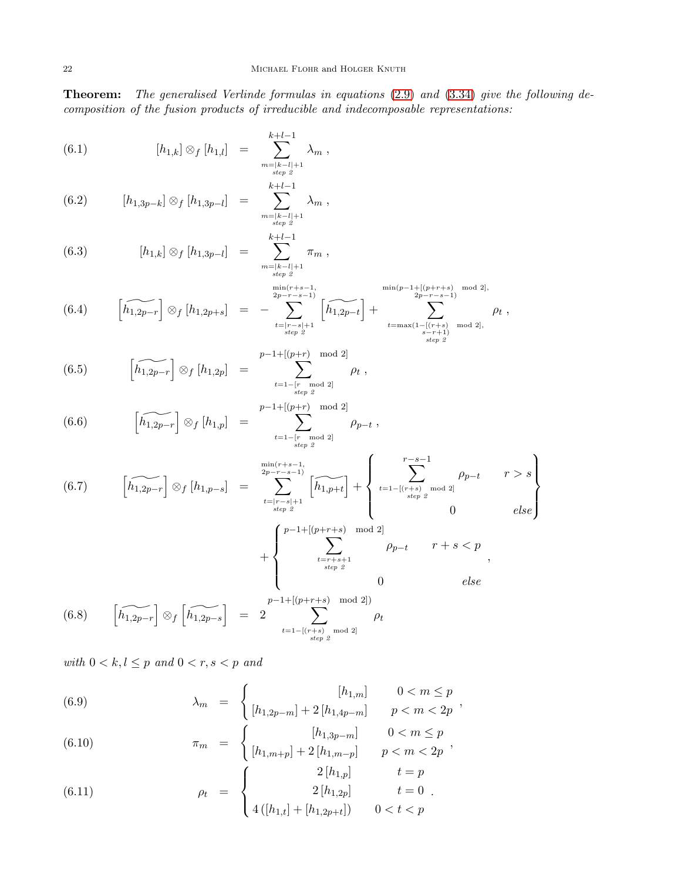**Theorem:** *The generalised Verlinde formulas in equations (2.9) and (3.34) give the following decomposition of the fusion products of irreducible and indecomposable representations:*

$$[h_{1,k}] \otimes_f [h_{1,l}] = \sum_{\substack{m=|k-l|+1 \\ \text{step } 2}}^{k+l-1} \lambda_m \,, \tag{6.1}$$

$$[h_{1,3p-k}] \otimes_f [h_{1,3p-l}] = \sum_{\substack{m=|k-l|+1 \\ \text{step } 2}}^{k+l-1} \lambda_m \,, \tag{6.2}$$

$$[h_{1,k}] \otimes_f [h_{1,3p-l}] = \sum_{\substack{m=|k-l|+1 \\ \text{step } 2}}^{k+l-1} \pi_m \,, \tag{6.3}$$

$$\left[\widetilde{h_{1,2p-r}}\right] \otimes_f [h_{1,2p+s}] = -\sum_{\substack{t=|r-s|+1 \\ \text{step } 2}}^{\substack{\min(r+s-1, \\ 2p-r-s-1)}} \left[\widetilde{h_{1,2p-t}}\right] + \sum_{\substack{t=\max(1-[(r+s) \mod 2], \\ s-r+1) \\ \text{step } 2}}^{\substack{\min(p-1+[(p+r+s) \mod 2], \\ 2p-r-s-1)}} \rho_t \,, \tag{6.4}$$

$$\left[\widetilde{h_{1,2p-r}}\right] \otimes_f [h_{1,2p}] = \sum_{\substack{t=1-[r \mod 2] \\ \text{step } 2}}^{p-1+[(p+r) \mod 2]} \rho_t \,, \tag{6.5}$$

$$\left[\widetilde{h_{1,2p-r}}\right] \otimes_f [h_{1,p}] = \sum_{\substack{t=1-[r \mod 2] \\ \text{step } 2}}^{p-1+[(p+r) \mod 2]} \rho_{p-t} \,, \tag{6.6}$$

$$\left[\widetilde{h_{1,2p-r}}\right] \otimes_f [h_{1,p-s}] = \sum_{\substack{t=|r-s|+1 \\ \text{step } 2}}^{\substack{\min(r+s-1, \\ 2p-r-s-1)}} \left[\widetilde{h_{1,p+t}}\right] + \left\{ \begin{array}{ll} \displaystyle\sum_{\substack{t=1-[(r+s) \mod 2] \\ \text{step } 2}}^{r-s-1} \rho_{p-t} & r > s \\ 0 & else \end{array} \right\} + \left\{ \begin{array}{ll} \displaystyle\sum_{\substack{t=r+s+1 \\ \text{step } 2}}^{p-1+[(p+r+s) \mod 2]} \rho_{p-t} & r+s < p \\ 0 & else \end{array} \right. , \tag{6.7}$$

$$\left[\widetilde{h_{1,2p-r}}\right] \otimes_f \left[\widetilde{h_{1,2p-s}}\right] = 2 \sum_{\substack{t=1-[(r+s) \mod 2] \\ \text{step } 2}}^{p-1+[(p+r+s) \mod 2])} \rho_t \tag{6.8}$$

*with* $0 < k, l \leq p$ *and* $0 < r, s < p$ *and*

$$\lambda_m = \left\{ \begin{array}{ll} [h_{1,m}] & 0 < m \leq p \\ [h_{1,2p-m}] + 2\,[h_{1,4p-m}] & p < m < 2p \end{array} \right. , \tag{6.9}$$

$$\pi_m = \left\{ \begin{array}{ll} [h_{1,3p-m}] & 0 < m \leq p \\ [h_{1,m+p}] + 2\,[h_{1,m-p}] & p < m < 2p \end{array} \right. , \tag{6.10}$$

$$\rho_t = \left\{ \begin{array}{ll} 2\,[h_{1,p}] & t = p \\ 2\,[h_{1,2p}] & t = 0 \\ 4\left([h_{1,t}] + [h_{1,2p+t}]\right) & 0 < t < p \end{array} \right. . \tag{6.11}$$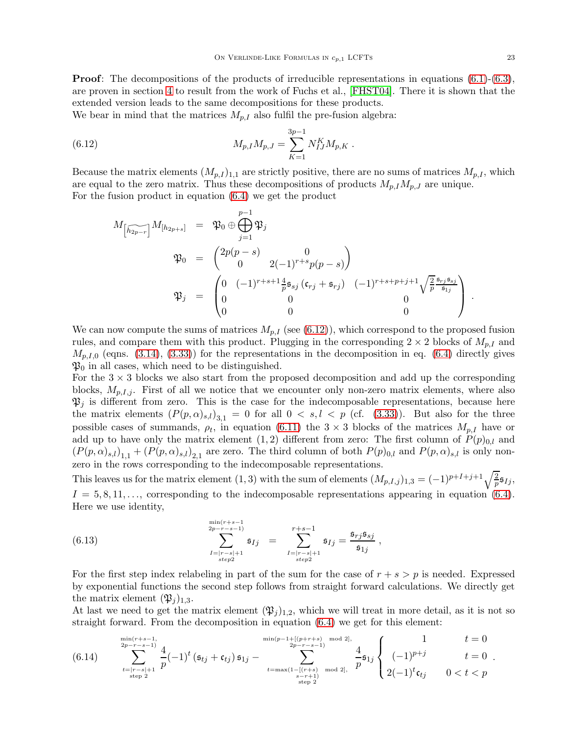**Proof**: The decompositions of the products of irreducible representations in equations (6.1)-(6.3), are proven in section 4 to result from the work of Fuchs et al., [FHST04]. There it is shown that the extended version leads to the same decompositions for these products.
We bear in mind that the matrices $M_{p,I}$ also fulfil the pre-fusion algebra:

$$M_{p,I}M_{p,J} = \sum_{K=1}^{3p-1} N_{IJ}^{K} M_{p,K} \;. \tag{6.12}$$

Because the matrix elements $(M_{p,I})_{1,1}$ are strictly positive, there are no sums of matrices $M_{p,I}$, which are equal to the zero matrix. Thus these decompositions of products $M_{p,I}M_{p,J}$ are unique.
For the fusion product in equation (6.4) we get the product

$$\begin{aligned}
M_{\left[\widetilde{h_{2p-r}}\right]} M_{[h_{2p+s}]} &= \mathfrak{P}_0 \oplus \bigoplus_{j=1}^{p-1} \mathfrak{P}_j \\
\mathfrak{P}_0 &= \begin{pmatrix} 2p(p-s) & 0 \\ 0 & 2(-1)^{r+s}p(p-s) \end{pmatrix} \\
\mathfrak{P}_j &= \begin{pmatrix} 0 & (-1)^{r+s+1}\frac{4}{p}\mathfrak{s}_{sj}\left(\mathfrak{c}_{rj}+\mathfrak{s}_{rj}\right) & (-1)^{r+s+p+j+1}\sqrt{\frac{2}{p}}\frac{\mathfrak{s}_{rj}\mathfrak{s}_{sj}}{\mathfrak{s}_{1j}} \\ 0 & 0 & 0 \\ 0 & 0 & 0 \end{pmatrix} .
\end{aligned}$$

We can now compute the sums of matrices $M_{p,I}$ (see (6.12)), which correspond to the proposed fusion rules, and compare them with this product. Plugging in the corresponding $2\times 2$ blocks of $M_{p,I}$ and $M_{p,I,0}$ (eqns. (3.14), (3.33)) for the representations in the decomposition in eq. (6.4) directly gives $\mathfrak{P}_0$ in all cases, which need to be distinguished.
For the $3\times 3$ blocks we also start from the proposed decomposition and add up the corresponding blocks, $M_{p,I,j}$. First of all we notice that we encounter only non-zero matrix elements, where also $\mathfrak{P}_j$ is different from zero. This is the case for the indecomposable representations, because here the matrix elements $\left(P(p,\alpha)_{s,l}\right)_{3,1} = 0$ for all $0 < s,l < p$ (cf. (3.33)). But also for the three possible cases of summands, $\rho_t$, in equation (6.11) the $3\times 3$ blocks of the matrices $M_{p,I}$ have or add up to have only the matrix element $(1,2)$ different from zero: The first column of $P(p)_{0,l}$ and $\left(P(p,\alpha)_{s,l}\right)_{1,1} + \left(P(p,\alpha)_{s,l}\right)_{2,1}$ are zero. The third column of both $P(p)_{0,l}$ and $P(p,\alpha)_{s,l}$ is only non-zero in the rows corresponding to the indecomposable representations.
This leaves us for the matrix element $(1,3)$ with the sum of elements $(M_{p,I,j})_{1,3} = (-1)^{p+I+j+1}\sqrt{\frac{2}{p}}\mathfrak{s}_{Ij}$, $I = 5, 8, 11, \ldots$, corresponding to the indecomposable representations appearing in equation (6.4). Here we use identity,

$$\sum_{\substack{I=|r-s|+1\\ step 2}}^{\substack{\min(r+s-1\\ 2p-r-s-1)}} \mathfrak{s}_{Ij} \;=\; \sum_{\substack{I=|r-s|+1\\ step 2}}^{r+s-1} \mathfrak{s}_{Ij} = \frac{\mathfrak{s}_{rj}\mathfrak{s}_{sj}}{\mathfrak{s}_{1j}} \;, \tag{6.13}$$

For the first step index relabeling in part of the sum for the case of $r+s>p$ is needed. Expressed by exponential functions the second step follows from straight forward calculations. We directly get the matrix element $(\mathfrak{P}_j)_{1,3}$.
At last we need to get the matrix element $(\mathfrak{P}_j)_{1,2}$, which we will treat in more detail, as it is not so straight forward. From the decomposition in equation (6.4) we get for this element:

$$\sum_{\substack{t=|r-s|+1\\ \text{step } 2}}^{\substack{\min(r+s-1,\\ 2p-r-s-1)}} \frac{4}{p}(-1)^t\left(\mathfrak{s}_{tj}+\mathfrak{c}_{tj}\right)\mathfrak{s}_{1j} - \sum_{\substack{t=\max(1-[(r+s) \mod 2],\\ s-r+1)\\ \text{step } 2}}^{\substack{\min(p-1+[(p+r+s) \mod 2],\\ 2p-r-s-1)}} \frac{4}{p}\mathfrak{s}_{1j}\begin{cases} 1 & t=0 \\ (-1)^{p+j} & t=0 \\ 2(-1)^t\mathfrak{c}_{tj} & 0<t<p \end{cases} . \tag{6.14}$$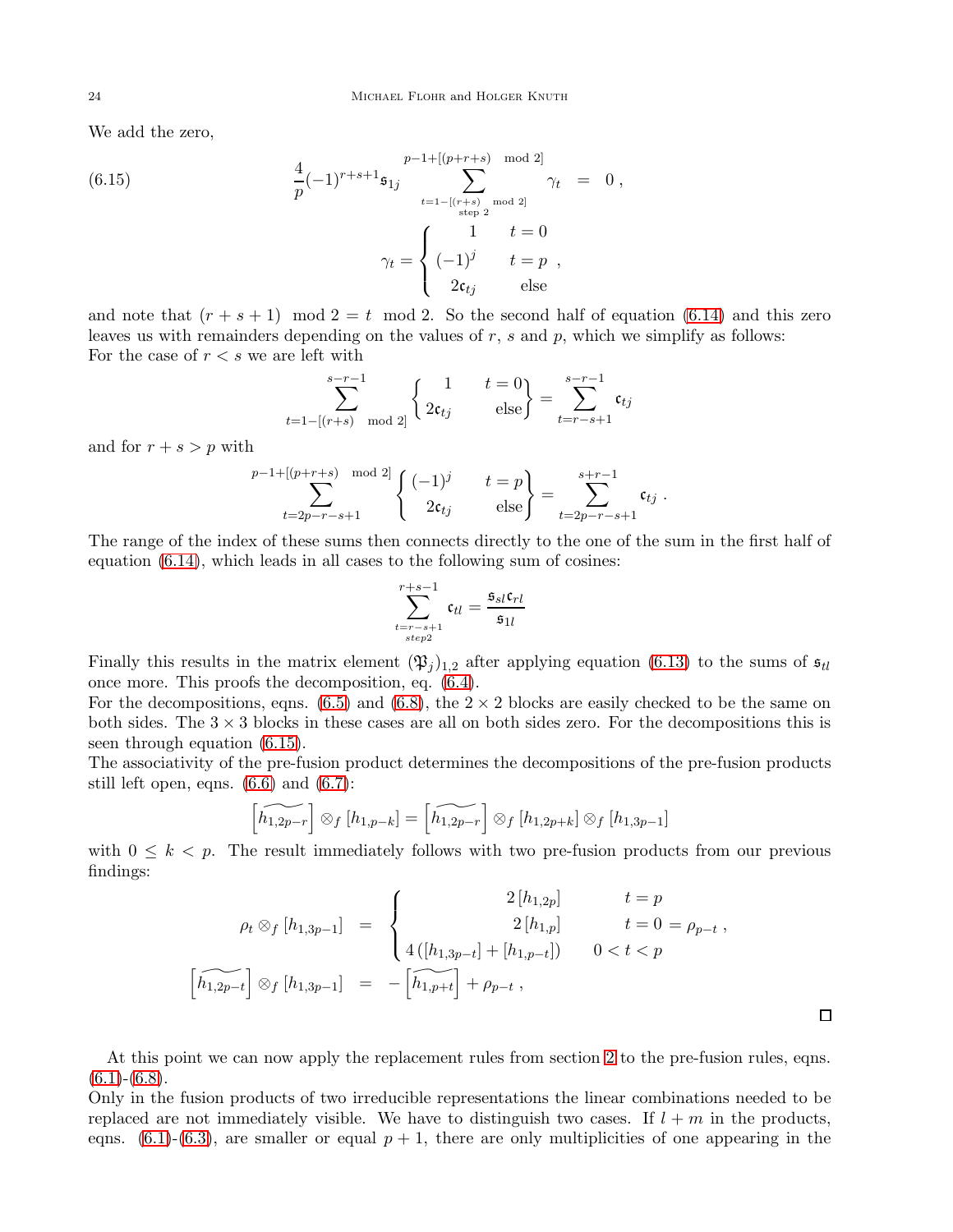We add the zero,

$$\frac{4}{p}(-1)^{r+s+1}\mathfrak{s}_{1j}\sum_{\substack{t=1-[(r+s)\mod 2]\\ \text{step } 2}}^{p-1+[(p+r+s)\mod 2]}\gamma_t \;=\; 0\,, \tag{6.15}$$

$$\gamma_t = \begin{cases} 1 & t=0 \\ (-1)^j & t=p \\ 2\mathfrak{c}_{tj} & \text{else} \end{cases},$$

and note that $(r+s+1) \mod 2 = t \mod 2$. So the second half of equation (6.14) and this zero leaves us with remainders depending on the values of $r$, $s$ and $p$, which we simplify as follows:
For the case of $r<s$ we are left with

$$\sum_{t=1-[(r+s)\mod 2]}^{s-r-1}\left\{\begin{array}{cc} 1 & t=0 \\ 2\mathfrak{c}_{tj} & \text{else}\end{array}\right\} = \sum_{t=r-s+1}^{s-r-1}\mathfrak{c}_{tj}$$

and for $r+s>p$ with

$$\sum_{t=2p-r-s+1}^{p-1+[(p+r+s)\mod 2]}\left\{\begin{array}{cc} (-1)^j & t=p \\ 2\mathfrak{c}_{tj} & \text{else}\end{array}\right\} = \sum_{t=2p-r-s+1}^{s+r-1}\mathfrak{c}_{tj}\,.$$

The range of the index of these sums then connects directly to the one of the sum in the first half of equation (6.14), which leads in all cases to the following sum of cosines:

$$\sum_{\substack{t=r-s+1\\ step 2}}^{r+s-1}\mathfrak{c}_{tl} = \frac{\mathfrak{s}_{sl}\mathfrak{c}_{rl}}{\mathfrak{s}_{1l}}$$

Finally this results in the matrix element $(\mathfrak{P}_j)_{1,2}$ after applying equation (6.13) to the sums of $\mathfrak{s}_{tl}$ once more. This proofs the decomposition, eq. (6.4).
For the decompositions, eqns. (6.5) and (6.8), the $2\times 2$ blocks are easily checked to be the same on both sides. The $3\times 3$ blocks in these cases are all on both sides zero. For the decompositions this is seen through equation (6.15).
The associativity of the pre-fusion product determines the decompositions of the pre-fusion products still left open, eqns. (6.6) and (6.7):

$$\left[\widetilde{h_{1,2p-r}}\right]\otimes_f[h_{1,p-k}] = \left[\widetilde{h_{1,2p-r}}\right]\otimes_f[h_{1,2p+k}]\otimes_f[h_{1,3p-1}]$$

with $0\le k<p$. The result immediately follows with two pre-fusion products from our previous findings:

$$\begin{aligned} \rho_t\otimes_f[h_{1,3p-1}] &= \begin{cases} 2\,[h_{1,2p}] & t=p \\ 2\,[h_{1,p}] & t=0 \\ 4\left([h_{1,3p-t}]+[h_{1,p-t}]\right) & 0<t<p \end{cases} = \rho_{p-t}\,, \\ \left[\widetilde{h_{1,2p-t}}\right]\otimes_f[h_{1,3p-1}] &= -\left[\widetilde{h_{1,p+t}}\right]+\rho_{p-t}\,, \end{aligned}$$

□

At this point we can now apply the replacement rules from section 2 to the pre-fusion rules, eqns. (6.1)-(6.8).
Only in the fusion products of two irreducible representations the linear combinations needed to be replaced are not immediately visible. We have to distinguish two cases. If $l+m$ in the products, eqns. (6.1)-(6.3), are smaller or equal $p+1$, there are only multiplicities of one appearing in the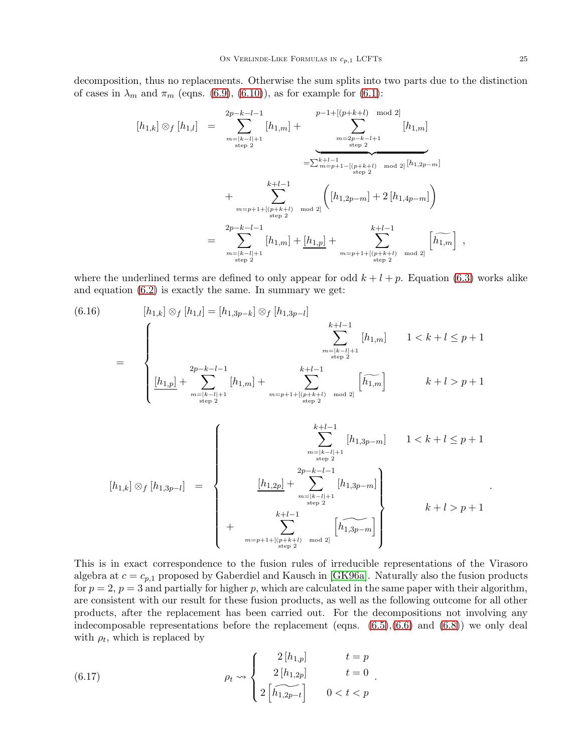decomposition, thus no replacements. Otherwise the sum splits into two parts due to the distinction of cases in $\lambda_m$ and $\pi_m$ (eqns. (6.9), (6.10)), as for example for (6.1):

$$
\begin{aligned}
[h_{1,k}] \otimes_f [h_{1,l}] &= \sum_{\substack{m=|k-l|+1 \\ \text{step } 2}}^{2p-k-l-1} [h_{1,m}] + \underbrace{\sum_{\substack{m=2p-k-l+1 \\ \text{step } 2}}^{p-1+[(p+k+l) \mod 2]} [h_{1,m}]}_{=\sum_{\substack{m=p+1-[(p+k+l) \mod 2] \\ \text{step } 2}}^{k+l-1} [h_{1,2p-m}]} \\
&\quad + \sum_{\substack{m=p+1+[(p+k+l) \mod 2] \\ \text{step } 2}}^{k+l-1} \Big( [h_{1,2p-m}] + 2\,[h_{1,4p-m}] \Big) \\
&= \sum_{\substack{m=|k-l|+1 \\ \text{step } 2}}^{2p-k-l-1} [h_{1,m}] + \underline{[h_{1,p}]} + \sum_{\substack{m=p+1+[(p+k+l) \mod 2] \\ \text{step } 2}}^{k+l-1} \left[\widetilde{h_{1,m}}\right] ,
\end{aligned}
$$

where the underlined terms are defined to only appear for odd $k+l+p$. Equation (6.3) works alike and equation (6.2) is exactly the same. In summary we get:

$$
\begin{aligned}
& [h_{1,k}] \otimes_f [h_{1,l}] = [h_{1,3p-k}] \otimes_f [h_{1,3p-l}] \\
&= \begin{cases} \displaystyle\sum_{\substack{m=|k-l|+1 \\ \text{step } 2}}^{k+l-1} [h_{1,m}] & 1 < k+l \leq p+1 \\[2ex] \displaystyle\underline{[h_{1,p}]} + \sum_{\substack{m=|k-l|+1 \\ \text{step } 2}}^{2p-k-l-1} [h_{1,m}] + \sum_{\substack{m=p+1+[(p+k+l) \mod 2] \\ \text{step } 2}}^{k+l-1} \left[\widetilde{h_{1,m}}\right] & k+l > p+1 \end{cases}
\end{aligned}
\tag{6.16}
$$

$$
[h_{1,k}] \otimes_f [h_{1,3p-l}] = \begin{cases} \displaystyle\sum_{\substack{m=|k-l|+1 \\ \text{step } 2}}^{k+l-1} [h_{1,3p-m}] & 1 < k+l \leq p+1 \\[2ex] \left.\begin{aligned} &\underline{[h_{1,2p}]} + \sum_{\substack{m=|k-l|+1 \\ \text{step } 2}}^{2p-k-l-1} [h_{1,3p-m}] \\ &+ \sum_{\substack{m=p+1+[(p+k+l) \mod 2] \\ \text{step } 2}}^{k+l-1} \left[\widetilde{h_{1,3p-m}}\right] \end{aligned}\right\} & k+l > p+1 \end{cases} .
$$

This is in exact correspondence to the fusion rules of irreducible representations of the Virasoro algebra at $c = c_{p,1}$ proposed by Gaberdiel and Kausch in [GK96a]. Naturally also the fusion products for $p=2$, $p=3$ and partially for higher $p$, which are calculated in the same paper with their algorithm, are consistent with our result for these fusion products, as well as the following outcome for all other products, after the replacement has been carried out. For the decompositions not involving any indecomposable representations before the replacement (eqns. (6.5),(6.6) and (6.8)) we only deal with $\rho_t$, which is replaced by

$$
\rho_t \rightsquigarrow \begin{cases} 2\,[h_{1,p}] & t = p \\ 2\,[h_{1,2p}] & t = 0 \\ 2\left[\widetilde{h_{1,2p-t}}\right] & 0 < t < p \end{cases} .
\tag{6.17}
$$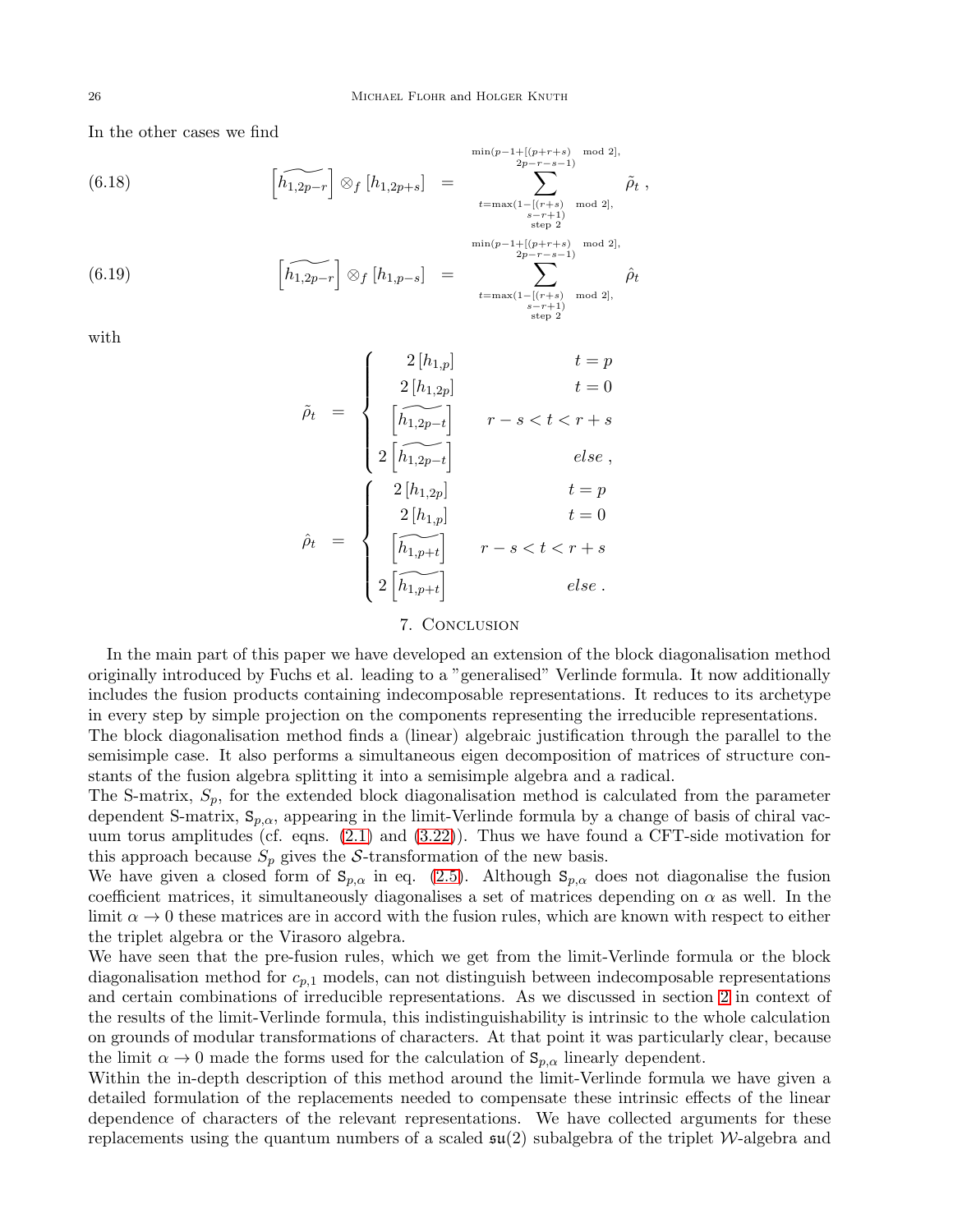In the other cases we find

$$\left[\widetilde{h_{1,2p-r}}\right] \otimes_f [h_{1,2p+s}] \;=\; \sum_{\substack{t=\max(1-[(r+s)\mod 2],\\ s-r+1)\\ \text{step } 2}}^{\substack{\min(p-1+[(p+r+s)\mod 2],\\ 2p-r-s-1)}} \tilde{\rho}_t\ , \tag{6.18}$$

$$\left[\widetilde{h_{1,2p-r}}\right] \otimes_f [h_{1,p-s}] \;=\; \sum_{\substack{t=\max(1-[(r+s)\mod 2],\\ s-r+1)\\ \text{step } 2}}^{\substack{\min(p-1+[(p+r+s)\mod 2],\\ 2p-r-s-1)}} \hat{\rho}_t \tag{6.19}$$

with

$$\tilde{\rho}_t \;=\; \begin{cases} 2\,[h_{1,p}] & t=p \\ 2\,[h_{1,2p}] & t=0 \\ \left[\widetilde{h_{1,2p-t}}\right] & r-s<t<r+s \\ 2\left[\widetilde{h_{1,2p-t}}\right] & else\ , \end{cases}$$

$$\hat{\rho}_t \;=\; \begin{cases} 2\,[h_{1,2p}] & t=p \\ 2\,[h_{1,p}] & t=0 \\ \left[\widetilde{h_{1,p+t}}\right] & r-s<t<r+s \\ 2\left[\widetilde{h_{1,p+t}}\right] & else\ . \end{cases}$$

## 7. Conclusion

In the main part of this paper we have developed an extension of the block diagonalisation method originally introduced by Fuchs et al. leading to a "generalised" Verlinde formula. It now additionally includes the fusion products containing indecomposable representations. It reduces to its archetype in every step by simple projection on the components representing the irreducible representations.
The block diagonalisation method finds a (linear) algebraic justification through the parallel to the semisimple case. It also performs a simultaneous eigen decomposition of matrices of structure constants of the fusion algebra splitting it into a semisimple algebra and a radical.
The S-matrix, $S_p$, for the extended block diagonalisation method is calculated from the parameter dependent S-matrix, $\mathtt{S}_{p,\alpha}$, appearing in the limit-Verlinde formula by a change of basis of chiral vacuum torus amplitudes (cf. eqns. (2.1) and (3.22)). Thus we have found a CFT-side motivation for this approach because $S_p$ gives the $\mathcal{S}$-transformation of the new basis.
We have given a closed form of $\mathtt{S}_{p,\alpha}$ in eq. (2.5). Although $\mathtt{S}_{p,\alpha}$ does not diagonalise the fusion coefficient matrices, it simultaneously diagonalises a set of matrices depending on $\alpha$ as well. In the limit $\alpha \to 0$ these matrices are in accord with the fusion rules, which are known with respect to either the triplet algebra or the Virasoro algebra.
We have seen that the pre-fusion rules, which we get from the limit-Verlinde formula or the block diagonalisation method for $c_{p,1}$ models, can not distinguish between indecomposable representations and certain combinations of irreducible representations. As we discussed in section 2 in context of the results of the limit-Verlinde formula, this indistinguishability is intrinsic to the whole calculation on grounds of modular transformations of characters. At that point it was particularly clear, because the limit $\alpha \to 0$ made the forms used for the calculation of $\mathtt{S}_{p,\alpha}$ linearly dependent.
Within the in-depth description of this method around the limit-Verlinde formula we have given a detailed formulation of the replacements needed to compensate these intrinsic effects of the linear dependence of characters of the relevant representations. We have collected arguments for these replacements using the quantum numbers of a scaled $\mathfrak{su}(2)$ subalgebra of the triplet $\mathcal{W}$-algebra and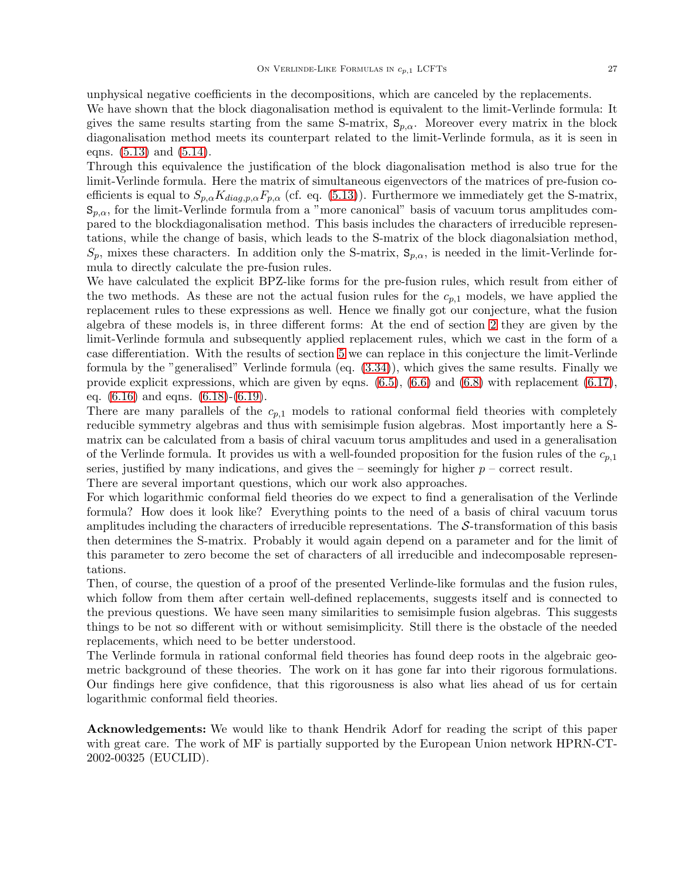unphysical negative coefficients in the decompositions, which are canceled by the replacements.
We have shown that the block diagonalisation method is equivalent to the limit-Verlinde formula: It gives the same results starting from the same S-matrix, $\mathtt{S}_{p,\alpha}$. Moreover every matrix in the block diagonalisation method meets its counterpart related to the limit-Verlinde formula, as it is seen in eqns. (5.13) and (5.14).
Through this equivalence the justification of the block diagonalisation method is also true for the limit-Verlinde formula. Here the matrix of simultaneous eigenvectors of the matrices of pre-fusion coefficients is equal to $S_{p,\alpha}K_{diag,p,\alpha}F_{p,\alpha}$ (cf. eq. (5.13)). Furthermore we immediately get the S-matrix, $\mathtt{S}_{p,\alpha}$, for the limit-Verlinde formula from a "more canonical" basis of vacuum torus amplitudes compared to the blockdiagonalisation method. This basis includes the characters of irreducible representations, while the change of basis, which leads to the S-matrix of the block diagonalsiation method, $S_p$, mixes these characters. In addition only the S-matrix, $\mathtt{S}_{p,\alpha}$, is needed in the limit-Verlinde formula to directly calculate the pre-fusion rules.
We have calculated the explicit BPZ-like forms for the pre-fusion rules, which result from either of the two methods. As these are not the actual fusion rules for the $c_{p,1}$ models, we have applied the replacement rules to these expressions as well. Hence we finally got our conjecture, what the fusion algebra of these models is, in three different forms: At the end of section 2 they are given by the limit-Verlinde formula and subsequently applied replacement rules, which we cast in the form of a case differentiation. With the results of section 5 we can replace in this conjecture the limit-Verlinde formula by the "generalised" Verlinde formula (eq. (3.34)), which gives the same results. Finally we provide explicit expressions, which are given by eqns. (6.5), (6.6) and (6.8) with replacement (6.17), eq. (6.16) and eqns. (6.18)-(6.19).
There are many parallels of the $c_{p,1}$ models to rational conformal field theories with completely reducible symmetry algebras and thus with semisimple fusion algebras. Most importantly here a S-matrix can be calculated from a basis of chiral vacuum torus amplitudes and used in a generalisation of the Verlinde formula. It provides us with a well-founded proposition for the fusion rules of the $c_{p,1}$ series, justified by many indications, and gives the – seemingly for higher $p$ – correct result.
There are several important questions, which our work also approaches.
For which logarithmic conformal field theories do we expect to find a generalisation of the Verlinde formula? How does it look like? Everything points to the need of a basis of chiral vacuum torus amplitudes including the characters of irreducible representations. The $\mathcal{S}$-transformation of this basis then determines the S-matrix. Probably it would again depend on a parameter and for the limit of this parameter to zero become the set of characters of all irreducible and indecomposable representations.
Then, of course, the question of a proof of the presented Verlinde-like formulas and the fusion rules, which follow from them after certain well-defined replacements, suggests itself and is connected to the previous questions. We have seen many similarities to semisimple fusion algebras. This suggests things to be not so different with or without semisimplicity. Still there is the obstacle of the needed replacements, which need to be better understood.
The Verlinde formula in rational conformal field theories has found deep roots in the algebraic geometric background of these theories. The work on it has gone far into their rigorous formulations. Our findings here give confidence, that this rigorousness is also what lies ahead of us for certain logarithmic conformal field theories.

**Acknowledgements:** We would like to thank Hendrik Adorf for reading the script of this paper with great care. The work of MF is partially supported by the European Union network HPRN-CT-2002-00325 (EUCLID).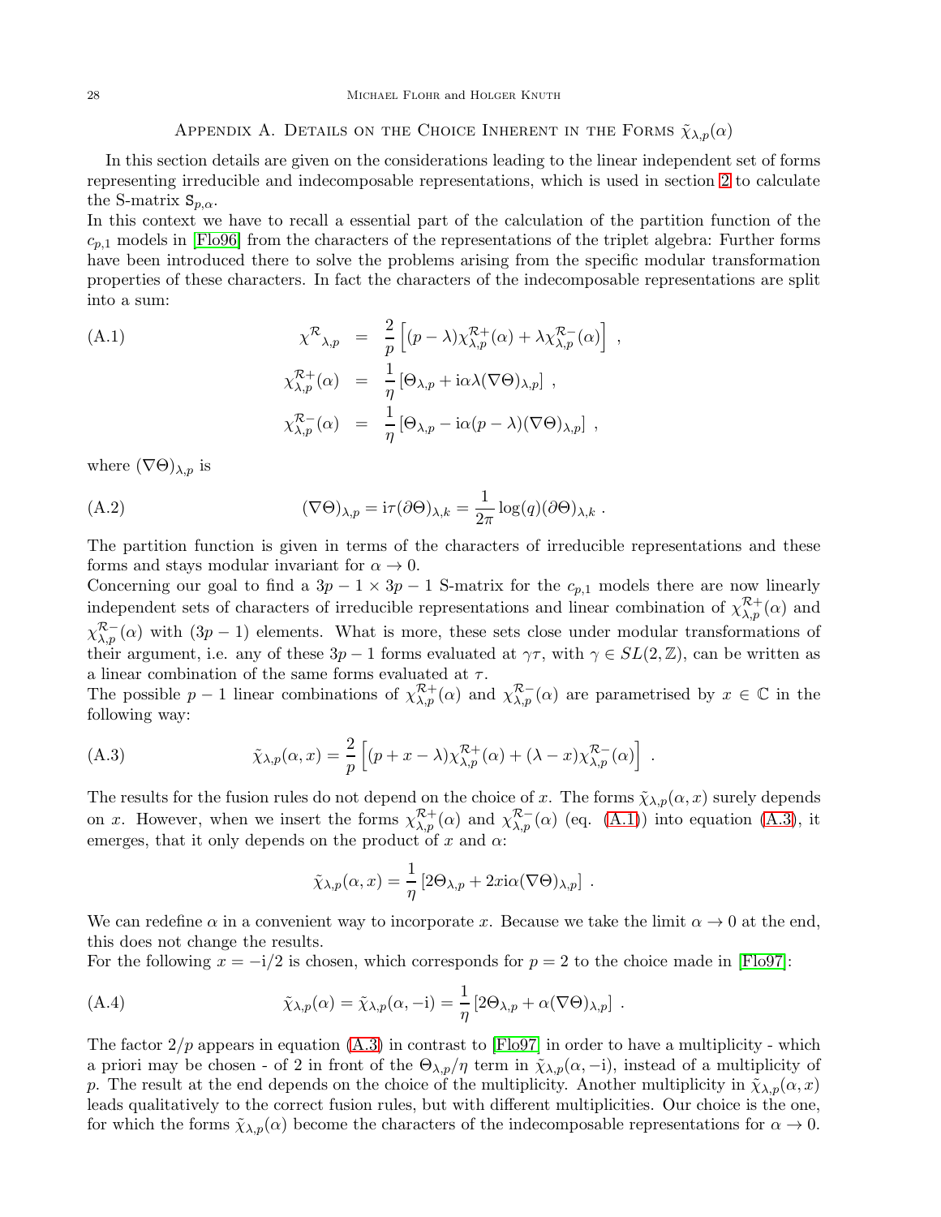## Appendix A. Details on the Choice Inherent in the Forms $\tilde{\chi}_{\lambda,p}(\alpha)$

In this section details are given on the considerations leading to the linear independent set of forms representing irreducible and indecomposable representations, which is used in section 2 to calculate the S-matrix $\mathsf{S}_{p,\alpha}$.

In this context we have to recall a essential part of the calculation of the partition function of the $c_{p,1}$ models in [Flo96] from the characters of the representations of the triplet algebra: Further forms have been introduced there to solve the problems arising from the specific modular transformation properties of these characters. In fact the characters of the indecomposable representations are split into a sum:

$$
\begin{aligned}
\chi^{\mathcal{R}}{}_{\lambda,p} &= \frac{2}{p}\left[(p-\lambda)\chi^{\mathcal{R}+}_{\lambda,p}(\alpha) + \lambda\chi^{\mathcal{R}-}_{\lambda,p}(\alpha)\right] , \\
\chi^{\mathcal{R}+}_{\lambda,p}(\alpha) &= \frac{1}{\eta}\left[\Theta_{\lambda,p} + \mathrm{i}\alpha\lambda(\nabla\Theta)_{\lambda,p}\right] , \\
\chi^{\mathcal{R}-}_{\lambda,p}(\alpha) &= \frac{1}{\eta}\left[\Theta_{\lambda,p} - \mathrm{i}\alpha(p-\lambda)(\nabla\Theta)_{\lambda,p}\right] ,
\end{aligned}
\tag{A.1}
$$

where $(\nabla\Theta)_{\lambda,p}$ is

$$
(\nabla\Theta)_{\lambda,p} = \mathrm{i}\tau(\partial\Theta)_{\lambda,k} = \frac{1}{2\pi}\log(q)(\partial\Theta)_{\lambda,k} . \tag{A.2}
$$

The partition function is given in terms of the characters of irreducible representations and these forms and stays modular invariant for $\alpha \to 0$.

Concerning our goal to find a $3p-1 \times 3p-1$ S-matrix for the $c_{p,1}$ models there are now linearly independent sets of characters of irreducible representations and linear combination of $\chi^{\mathcal{R}+}_{\lambda,p}(\alpha)$ and $\chi^{\mathcal{R}-}_{\lambda,p}(\alpha)$ with $(3p-1)$ elements. What is more, these sets close under modular transformations of their argument, i.e. any of these $3p-1$ forms evaluated at $\gamma\tau$, with $\gamma \in SL(2,\mathbb{Z})$, can be written as a linear combination of the same forms evaluated at $\tau$.

The possible $p-1$ linear combinations of $\chi^{\mathcal{R}+}_{\lambda,p}(\alpha)$ and $\chi^{\mathcal{R}-}_{\lambda,p}(\alpha)$ are parametrised by $x \in \mathbb{C}$ in the following way:

$$
\tilde{\chi}_{\lambda,p}(\alpha,x) = \frac{2}{p}\left[(p+x-\lambda)\chi^{\mathcal{R}+}_{\lambda,p}(\alpha) + (\lambda-x)\chi^{\mathcal{R}-}_{\lambda,p}(\alpha)\right] . \tag{A.3}
$$

The results for the fusion rules do not depend on the choice of $x$. The forms $\tilde{\chi}_{\lambda,p}(\alpha,x)$ surely depends on $x$. However, when we insert the forms $\chi^{\mathcal{R}+}_{\lambda,p}(\alpha)$ and $\chi^{\mathcal{R}-}_{\lambda,p}(\alpha)$ (eq. (A.1)) into equation (A.3), it emerges, that it only depends on the product of $x$ and $\alpha$:

$$
\tilde{\chi}_{\lambda,p}(\alpha,x) = \frac{1}{\eta}\left[2\Theta_{\lambda,p} + 2x\mathrm{i}\alpha(\nabla\Theta)_{\lambda,p}\right] .
$$

We can redefine $\alpha$ in a convenient way to incorporate $x$. Because we take the limit $\alpha \to 0$ at the end, this does not change the results.

For the following $x = -\mathrm{i}/2$ is chosen, which corresponds for $p = 2$ to the choice made in [Flo97]:

$$
\tilde{\chi}_{\lambda,p}(\alpha) = \tilde{\chi}_{\lambda,p}(\alpha,-\mathrm{i}) = \frac{1}{\eta}\left[2\Theta_{\lambda,p} + \alpha(\nabla\Theta)_{\lambda,p}\right] . \tag{A.4}
$$

The factor $2/p$ appears in equation (A.3) in contrast to [Flo97] in order to have a multiplicity - which a priori may be chosen - of 2 in front of the $\Theta_{\lambda,p}/\eta$ term in $\tilde{\chi}_{\lambda,p}(\alpha,-\mathrm{i})$, instead of a multiplicity of $p$. The result at the end depends on the choice of the multiplicity. Another multiplicity in $\tilde{\chi}_{\lambda,p}(\alpha,x)$ leads qualitatively to the correct fusion rules, but with different multiplicities. Our choice is the one, for which the forms $\tilde{\chi}_{\lambda,p}(\alpha)$ become the characters of the indecomposable representations for $\alpha \to 0$.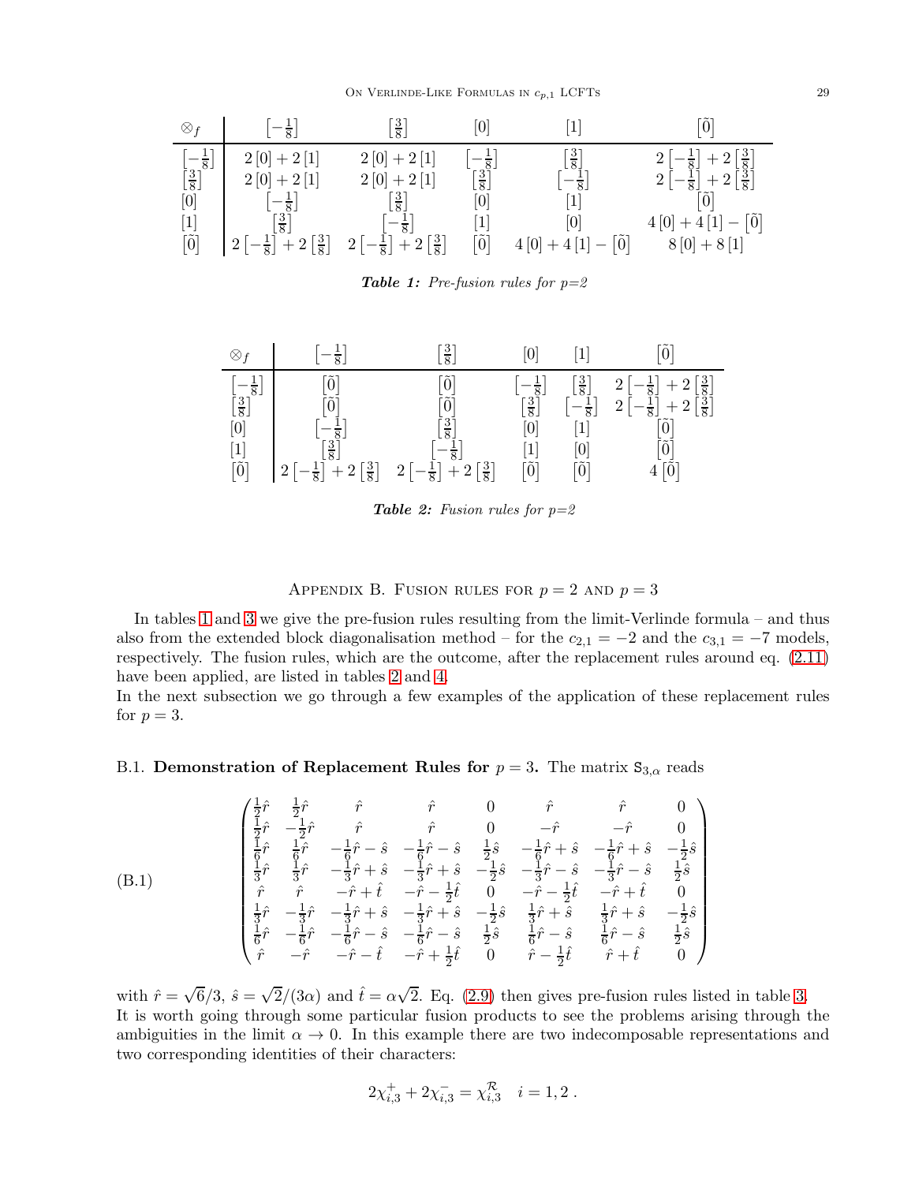| $\otimes_f$ | $\left[-\frac{1}{8}\right]$ | $\left[\frac{3}{8}\right]$ | $[0]$ | $[1]$ | $[\tilde{0}]$ |
|---|---|---|---|---|---|
| $\left[-\frac{1}{8}\right]$ | $2\,[0]+2\,[1]$ | $2\,[0]+2\,[1]$ | $\left[-\frac{1}{8}\right]$ | $\left[\frac{3}{8}\right]$ | $2\left[-\frac{1}{8}\right]+2\left[\frac{3}{8}\right]$ |
| $\left[\frac{3}{8}\right]$ | $2\,[0]+2\,[1]$ | $2\,[0]+2\,[1]$ | $\left[\frac{3}{8}\right]$ | $\left[-\frac{1}{8}\right]$ | $2\left[-\frac{1}{8}\right]+2\left[\frac{3}{8}\right]$ |
| $[0]$ | $\left[-\frac{1}{8}\right]$ | $\left[\frac{3}{8}\right]$ | $[0]$ | $[1]$ | $[\tilde{0}]$ |
| $[1]$ | $\left[\frac{3}{8}\right]$ | $\left[-\frac{1}{8}\right]$ | $[1]$ | $[0]$ | $4\,[0]+4\,[1]-[\tilde{0}]$ |
| $[\tilde{0}]$ | $2\left[-\frac{1}{8}\right]+2\left[\frac{3}{8}\right]$ | $2\left[-\frac{1}{8}\right]+2\left[\frac{3}{8}\right]$ | $[\tilde{0}]$ | $4\,[0]+4\,[1]-[\tilde{0}]$ | $8\,[0]+8\,[1]$ |

***Table 1:*** *Pre-fusion rules for p=2*

| $\otimes_f$ | $\left[-\frac{1}{8}\right]$ | $\left[\frac{3}{8}\right]$ | $[0]$ | $[1]$ | $[\tilde{0}]$ |
|---|---|---|---|---|---|
| $\left[-\frac{1}{8}\right]$ | $[\tilde{0}]$ | $[\tilde{0}]$ | $\left[-\frac{1}{8}\right]$ | $\left[\frac{3}{8}\right]$ | $2\left[-\frac{1}{8}\right]+2\left[\frac{3}{8}\right]$ |
| $\left[\frac{3}{8}\right]$ | $[\tilde{0}]$ | $[\tilde{0}]$ | $\left[\frac{3}{8}\right]$ | $\left[-\frac{1}{8}\right]$ | $2\left[-\frac{1}{8}\right]+2\left[\frac{3}{8}\right]$ |
| $[0]$ | $\left[-\frac{1}{8}\right]$ | $\left[\frac{3}{8}\right]$ | $[0]$ | $[1]$ | $[\tilde{0}]$ |
| $[1]$ | $\left[\frac{3}{8}\right]$ | $\left[-\frac{1}{8}\right]$ | $[1]$ | $[0]$ | $[\tilde{0}]$ |
| $[\tilde{0}]$ | $2\left[-\frac{1}{8}\right]+2\left[\frac{3}{8}\right]$ | $2\left[-\frac{1}{8}\right]+2\left[\frac{3}{8}\right]$ | $[\tilde{0}]$ | $[\tilde{0}]$ | $4\,[\tilde{0}]$ |

***Table 2:*** *Fusion rules for p=2*

## Appendix B. Fusion rules for $p=2$ and $p=3$

In tables 1 and 3 we give the pre-fusion rules resulting from the limit-Verlinde formula – and thus also from the extended block diagonalisation method – for the $c_{2,1}=-2$ and the $c_{3,1}=-7$ models, respectively. The fusion rules, which are the outcome, after the replacement rules around eq. (2.11) have been applied, are listed in tables 2 and 4.
In the next subsection we go through a few examples of the application of these replacement rules for $p=3$.

**B.1. Demonstration of Replacement Rules for $p=3$.** The matrix $\mathtt{S}_{3,\alpha}$ reads

$$
\begin{pmatrix}
\frac{1}{2}\hat{r} & \frac{1}{2}\hat{r} & \hat{r} & \hat{r} & 0 & \hat{r} & \hat{r} & 0 \\
\frac{1}{2}\hat{r} & -\frac{1}{2}\hat{r} & \hat{r} & \hat{r} & 0 & -\hat{r} & -\hat{r} & 0 \\
\frac{1}{6}\hat{r} & \frac{1}{6}\hat{r} & -\frac{1}{6}\hat{r}-\hat{s} & -\frac{1}{6}\hat{r}-\hat{s} & \frac{1}{2}\hat{s} & -\frac{1}{6}\hat{r}+\hat{s} & -\frac{1}{6}\hat{r}+\hat{s} & -\frac{1}{2}\hat{s} \\
\frac{1}{3}\hat{r} & \frac{1}{3}\hat{r} & -\frac{1}{3}\hat{r}+\hat{s} & -\frac{1}{3}\hat{r}+\hat{s} & -\frac{1}{2}\hat{s} & -\frac{1}{3}\hat{r}-\hat{s} & -\frac{1}{3}\hat{r}-\hat{s} & \frac{1}{2}\hat{s} \\
\hat{r} & \hat{r} & -\hat{r}+\hat{t} & -\hat{r}-\frac{1}{2}\hat{t} & 0 & -\hat{r}-\frac{1}{2}\hat{t} & -\hat{r}+\hat{t} & 0 \\
\frac{1}{3}\hat{r} & -\frac{1}{3}\hat{r} & -\frac{1}{3}\hat{r}+\hat{s} & -\frac{1}{3}\hat{r}+\hat{s} & -\frac{1}{2}\hat{s} & \frac{1}{3}\hat{r}+\hat{s} & \frac{1}{3}\hat{r}+\hat{s} & -\frac{1}{2}\hat{s} \\
\frac{1}{6}\hat{r} & -\frac{1}{6}\hat{r} & -\frac{1}{6}\hat{r}-\hat{s} & -\frac{1}{6}\hat{r}-\hat{s} & \frac{1}{2}\hat{s} & \frac{1}{6}\hat{r}-\hat{s} & \frac{1}{6}\hat{r}-\hat{s} & \frac{1}{2}\hat{s} \\
\hat{r} & -\hat{r} & -\hat{r}-\hat{t} & -\hat{r}+\frac{1}{2}\hat{t} & 0 & \hat{r}-\frac{1}{2}\hat{t} & \hat{r}+\hat{t} & 0
\end{pmatrix}
\tag{B.1}
$$

with $\hat{r}=\sqrt{6}/3$, $\hat{s}=\sqrt{2}/(3\alpha)$ and $\hat{t}=\alpha\sqrt{2}$. Eq. (2.9) then gives pre-fusion rules listed in table 3. It is worth going through some particular fusion products to see the problems arising through the ambiguities in the limit $\alpha \to 0$. In this example there are two indecomposable representations and two corresponding identities of their characters:

$$
2\chi^{+}_{i,3}+2\chi^{-}_{i,3}=\chi^{\mathcal{R}}_{i,3} \quad i=1,2\;.
$$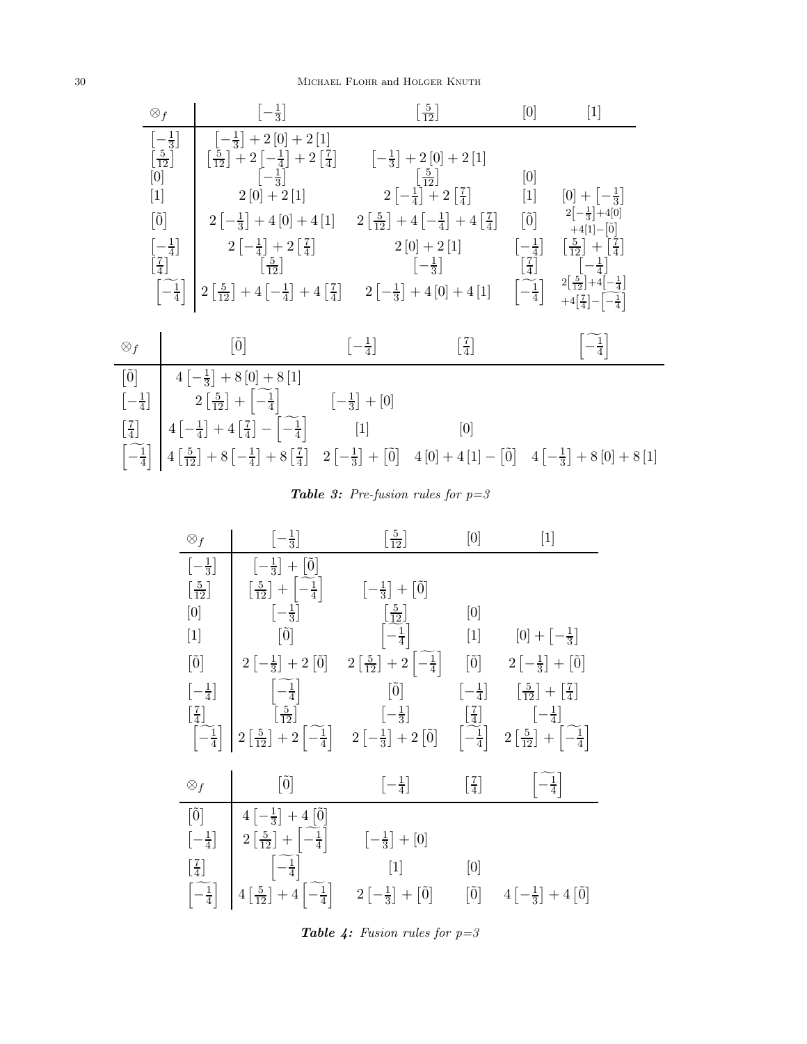| $\otimes_f$ | $\left[-\frac{1}{3}\right]$ | $\left[\frac{5}{12}\right]$ | $[0]$ | $[1]$ |
|---|---|---|---|---|
| $\left[-\frac{1}{3}\right]$ | $\left[-\frac{1}{3}\right]+2\,[0]+2\,[1]$ | | | |
| $\left[\frac{5}{12}\right]$ | $\left[\frac{5}{12}\right]+2\left[-\frac{1}{4}\right]+2\left[\frac{7}{4}\right]$ | $\left[-\frac{1}{3}\right]+2\,[0]+2\,[1]$ | | |
| $[0]$ | $\left[-\frac{1}{3}\right]$ | $\left[\frac{5}{12}\right]$ | $[0]$ | |
| $[1]$ | $2\,[0]+2\,[1]$ | $2\left[-\frac{1}{4}\right]+2\left[\frac{7}{4}\right]$ | $[1]$ | $[0]+\left[-\frac{1}{3}\right]$ |
| $[\tilde{0}]$ | $2\left[-\frac{1}{3}\right]+4\,[0]+4\,[1]$ | $2\left[\frac{5}{12}\right]+4\left[-\frac{1}{4}\right]+4\left[\frac{7}{4}\right]$ | $[\tilde{0}]$ | $2\left[-\frac{1}{3}\right]+4[0]+4[1]-[\tilde{0}]$ |
| $\left[-\frac{1}{4}\right]$ | $2\left[-\frac{1}{4}\right]+2\left[\frac{7}{4}\right]$ | $2\,[0]+2\,[1]$ | $\left[-\frac{1}{4}\right]$ | $\left[\frac{5}{12}\right]+\left[\frac{7}{4}\right]$ |
| $\left[\frac{7}{4}\right]$ | $\left[\frac{5}{12}\right]$ | $\left[-\frac{1}{3}\right]$ | $\left[\frac{7}{4}\right]$ | $\left[-\frac{1}{4}\right]$ |
| $\left[\widetilde{-\frac{1}{4}}\right]$ | $2\left[\frac{5}{12}\right]+4\left[-\frac{1}{4}\right]+4\left[\frac{7}{4}\right]$ | $2\left[-\frac{1}{3}\right]+4\,[0]+4\,[1]$ | $\left[\widetilde{-\frac{1}{4}}\right]$ | $2\left[\frac{5}{12}\right]+4\left[-\frac{1}{4}\right]+4\left[\frac{7}{4}\right]-\left[\widetilde{-\frac{1}{4}}\right]$ |

| $\otimes_f$ | $[\tilde{0}]$ | $\left[-\frac{1}{4}\right]$ | $\left[\frac{7}{4}\right]$ | $\left[\widetilde{-\frac{1}{4}}\right]$ |
|---|---|---|---|---|
| $[\tilde{0}]$ | $4\left[-\frac{1}{3}\right]+8\,[0]+8\,[1]$ | | | |
| $\left[-\frac{1}{4}\right]$ | $2\left[\frac{5}{12}\right]+\left[\widetilde{-\frac{1}{4}}\right]$ | $\left[-\frac{1}{3}\right]+[0]$ | | |
| $\left[\frac{7}{4}\right]$ | $4\left[-\frac{1}{4}\right]+4\left[\frac{7}{4}\right]-\left[\widetilde{-\frac{1}{4}}\right]$ | $[1]$ | $[0]$ | |
| $\left[\widetilde{-\frac{1}{4}}\right]$ | $4\left[\frac{5}{12}\right]+8\left[-\frac{1}{4}\right]+8\left[\frac{7}{4}\right]$ | $2\left[-\frac{1}{3}\right]+[\tilde{0}]$ | $4\,[0]+4\,[1]-[\tilde{0}]$ | $4\left[-\frac{1}{3}\right]+8\,[0]+8\,[1]$ |

***Table 3:*** *Pre-fusion rules for p=3*

| $\otimes_f$ | $\left[-\frac{1}{3}\right]$ | $\left[\frac{5}{12}\right]$ | $[0]$ | $[1]$ |
|---|---|---|---|---|
| $\left[-\frac{1}{3}\right]$ | $\left[-\frac{1}{3}\right]+[\tilde{0}]$ | | | |
| $\left[\frac{5}{12}\right]$ | $\left[\frac{5}{12}\right]+\left[\widetilde{-\frac{1}{4}}\right]$ | $\left[-\frac{1}{3}\right]+[\tilde{0}]$ | | |
| $[0]$ | $\left[-\frac{1}{3}\right]$ | $\left[\frac{5}{12}\right]$ | $[0]$ | |
| $[1]$ | $[\tilde{0}]$ | $\left[\widetilde{-\frac{1}{4}}\right]$ | $[1]$ | $[0]+\left[-\frac{1}{3}\right]$ |
| $[\tilde{0}]$ | $2\left[-\frac{1}{3}\right]+2\,[\tilde{0}]$ | $2\left[\frac{5}{12}\right]+2\left[\widetilde{-\frac{1}{4}}\right]$ | $[\tilde{0}]$ | $2\left[-\frac{1}{3}\right]+[\tilde{0}]$ |
| $\left[-\frac{1}{4}\right]$ | $\left[\widetilde{-\frac{1}{4}}\right]$ | $[\tilde{0}]$ | $\left[-\frac{1}{4}\right]$ | $\left[\frac{5}{12}\right]+\left[\frac{7}{4}\right]$ |
| $\left[\frac{7}{4}\right]$ | $\left[\frac{5}{12}\right]$ | $\left[-\frac{1}{3}\right]$ | $\left[\frac{7}{4}\right]$ | $\left[-\frac{1}{4}\right]$ |
| $\left[\widetilde{-\frac{1}{4}}\right]$ | $2\left[\frac{5}{12}\right]+2\left[\widetilde{-\frac{1}{4}}\right]$ | $2\left[-\frac{1}{3}\right]+2\,[\tilde{0}]$ | $\left[\widetilde{-\frac{1}{4}}\right]$ | $2\left[\frac{5}{12}\right]+\left[\widetilde{-\frac{1}{4}}\right]$ |

| $\otimes_f$ | $[\tilde{0}]$ | $\left[-\frac{1}{4}\right]$ | $\left[\frac{7}{4}\right]$ | $\left[\widetilde{-\frac{1}{4}}\right]$ |
|---|---|---|---|---|
| $[\tilde{0}]$ | $4\left[-\frac{1}{3}\right]+4\,[\tilde{0}]$ | | | |
| $\left[-\frac{1}{4}\right]$ | $2\left[\frac{5}{12}\right]+\left[\widetilde{-\frac{1}{4}}\right]$ | $\left[-\frac{1}{3}\right]+[0]$ | | |
| $\left[\frac{7}{4}\right]$ | $\left[\widetilde{-\frac{1}{4}}\right]$ | $[1]$ | $[0]$ | |
| $\left[\widetilde{-\frac{1}{4}}\right]$ | $4\left[\frac{5}{12}\right]+4\left[\widetilde{-\frac{1}{4}}\right]$ | $2\left[-\frac{1}{3}\right]+[\tilde{0}]$ | $[\tilde{0}]$ | $4\left[-\frac{1}{3}\right]+4\,[\tilde{0}]$ |

***Table 4:*** *Fusion rules for p=3*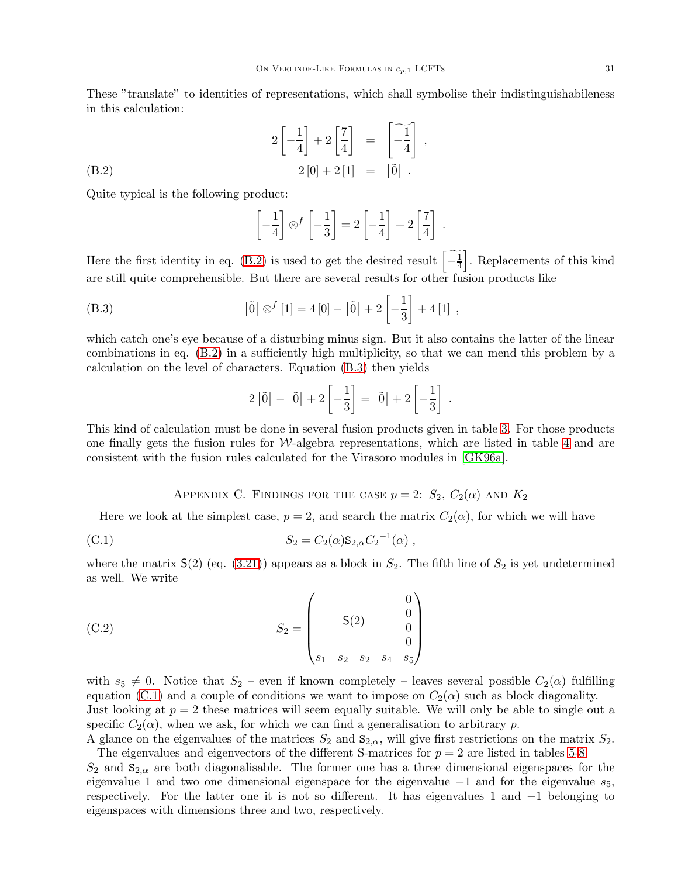These "translate" to identities of representations, which shall symbolise their indistinguishabileness in this calculation:

$$
\begin{aligned}
2\left[-\frac{1}{4}\right] + 2\left[\frac{7}{4}\right] &= \widetilde{\left[-\frac{1}{4}\right]} \,, \\
2\,[0] + 2\,[1] &= \left[\tilde{0}\right] \,. 
\end{aligned} \tag{B.2}
$$

Quite typical is the following product:

$$
\left[-\frac{1}{4}\right] \otimes^f \left[-\frac{1}{3}\right] = 2\left[-\frac{1}{4}\right] + 2\left[\frac{7}{4}\right] \,.
$$

Here the first identity in eq. (B.2) is used to get the desired result $\widetilde{\left[-\frac{1}{4}\right]}$. Replacements of this kind are still quite comprehensible. But there are several results for other fusion products like

$$
\left[\tilde{0}\right] \otimes^f [1] = 4\,[0] - \left[\tilde{0}\right] + 2\left[-\frac{1}{3}\right] + 4\,[1] \,, \tag{B.3}
$$

which catch one's eye because of a disturbing minus sign. But it also contains the latter of the linear combinations in eq. (B.2) in a sufficiently high multiplicity, so that we can mend this problem by a calculation on the level of characters. Equation (B.3) then yields

$$
2\left[\tilde{0}\right] - \left[\tilde{0}\right] + 2\left[-\frac{1}{3}\right] = \left[\tilde{0}\right] + 2\left[-\frac{1}{3}\right] \,.
$$

This kind of calculation must be done in several fusion products given in table 3. For those products one finally gets the fusion rules for $\mathcal{W}$-algebra representations, which are listed in table 4 and are consistent with the fusion rules calculated for the Virasoro modules in [GK96a].

## Appendix C. Findings for the case $p = 2$: $S_2$, $C_2(\alpha)$ and $K_2$

Here we look at the simplest case, $p = 2$, and search the matrix $C_2(\alpha)$, for which we will have

$$
S_2 = C_2(\alpha)\mathsf{S}_{2,\alpha}{C_2}^{-1}(\alpha) \,, \tag{C.1}
$$

where the matrix $\mathsf{S}(2)$ (eq. (3.21)) appears as a block in $S_2$. The fifth line of $S_2$ is yet undetermined as well. We write

$$
S_2 = \begin{pmatrix} & & & & 0 \\ & & \mathsf{S}(2) & & 0 \\ & & & & 0 \\ & & & & 0 \\ s_1 & s_2 & s_2 & s_4 & s_5 \end{pmatrix} \tag{C.2}
$$

with $s_5 \neq 0$. Notice that $S_2$ – even if known completely – leaves several possible $C_2(\alpha)$ fulfilling equation (C.1) and a couple of conditions we want to impose on $C_2(\alpha)$ such as block diagonality. Just looking at $p = 2$ these matrices will seem equally suitable. We will only be able to single out a specific $C_2(\alpha)$, when we ask, for which we can find a generalisation to arbitrary $p$.
A glance on the eigenvalues of the matrices $S_2$ and $\mathsf{S}_{2,\alpha}$, will give first restrictions on the matrix $S_2$.

The eigenvalues and eigenvectors of the different S-matrices for $p = 2$ are listed in tables 5-8.
$S_2$ and $\mathsf{S}_{2,\alpha}$ are both diagonalisable. The former one has a three dimensional eigenspaces for the eigenvalue 1 and two one dimensional eigenspace for the eigenvalue $-1$ and for the eigenvalue $s_5$, respectively. For the latter one it is not so different. It has eigenvalues 1 and $-1$ belonging to eigenspaces with dimensions three and two, respectively.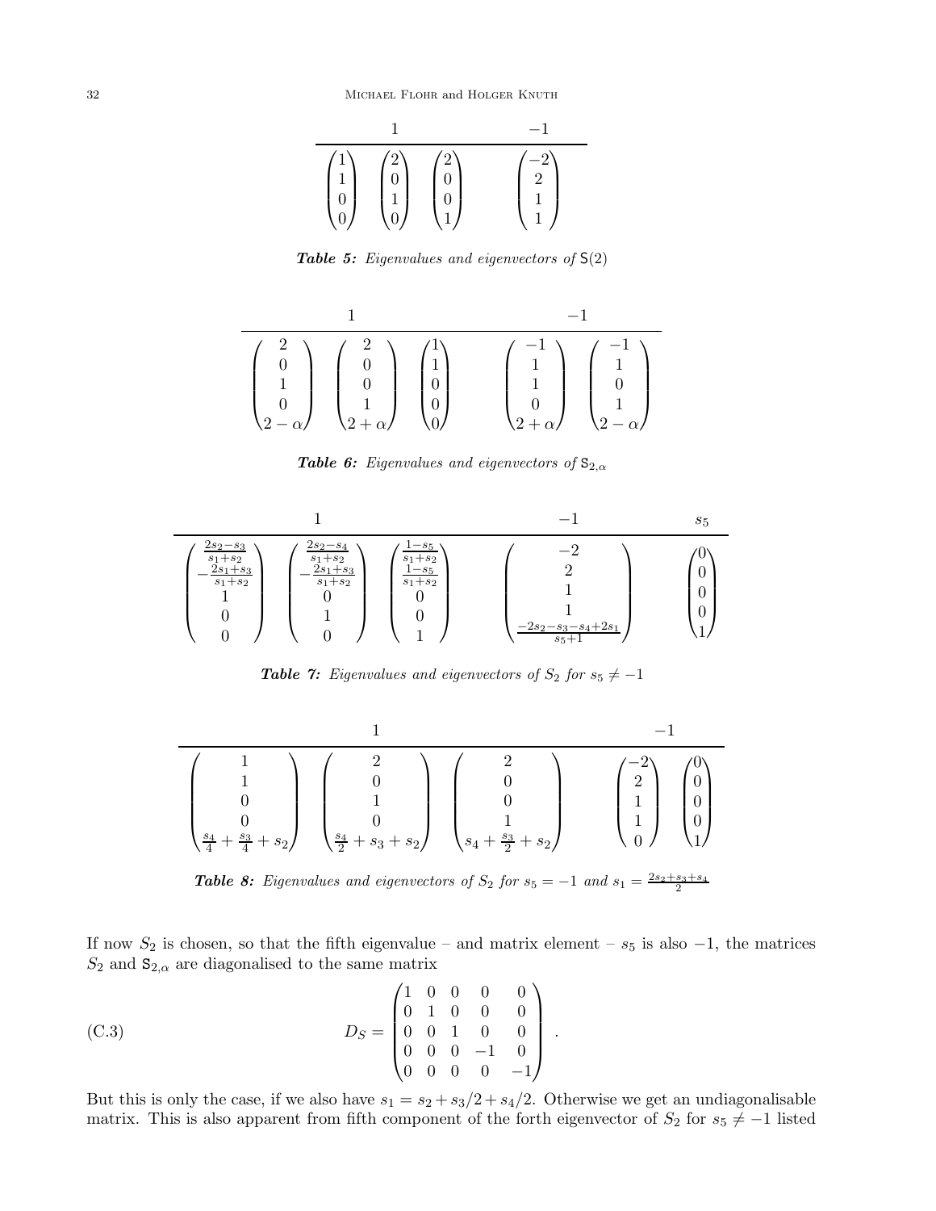| 1 | | | −1 |
|---|---|---|---|
| $\begin{pmatrix}1\\1\\0\\0\end{pmatrix}$ | $\begin{pmatrix}2\\0\\1\\0\end{pmatrix}$ | $\begin{pmatrix}2\\0\\0\\1\end{pmatrix}$ | $\begin{pmatrix}-2\\2\\1\\1\end{pmatrix}$ |

***Table 5:*** *Eigenvalues and eigenvectors of* $\mathsf{S}(2)$

| 1 | | | −1 | |
|---|---|---|---|---|
| $\begin{pmatrix}2\\0\\1\\0\\2-\alpha\end{pmatrix}$ | $\begin{pmatrix}2\\0\\0\\1\\2+\alpha\end{pmatrix}$ | $\begin{pmatrix}1\\1\\0\\0\\0\end{pmatrix}$ | $\begin{pmatrix}-1\\1\\1\\0\\2+\alpha\end{pmatrix}$ | $\begin{pmatrix}-1\\1\\0\\1\\2-\alpha\end{pmatrix}$ |

***Table 6:*** *Eigenvalues and eigenvectors of* $\mathsf{S}_{2,\alpha}$

| 1 | | | −1 | $s_5$ |
|---|---|---|---|---|
| $\begin{pmatrix}\frac{2s_2-s_3}{s_1+s_2}\\-\frac{2s_1+s_3}{s_1+s_2}\\1\\0\\0\end{pmatrix}$ | $\begin{pmatrix}\frac{2s_2-s_4}{s_1+s_2}\\-\frac{2s_1+s_3}{s_1+s_2}\\0\\1\\0\end{pmatrix}$ | $\begin{pmatrix}\frac{1-s_5}{s_1+s_2}\\\frac{1-s_5}{s_1+s_2}\\0\\0\\1\end{pmatrix}$ | $\begin{pmatrix}-2\\2\\1\\1\\\frac{-2s_2-s_3-s_4+2s_1}{s_5+1}\end{pmatrix}$ | $\begin{pmatrix}0\\0\\0\\0\\1\end{pmatrix}$ |

***Table 7:*** *Eigenvalues and eigenvectors of* $S_2$ *for* $s_5 \neq -1$

| 1 | | | −1 | |
|---|---|---|---|---|
| $\begin{pmatrix}1\\1\\0\\0\\\frac{s_4}{4}+\frac{s_3}{4}+s_2\end{pmatrix}$ | $\begin{pmatrix}2\\0\\1\\0\\\frac{s_4}{2}+s_3+s_2\end{pmatrix}$ | $\begin{pmatrix}2\\0\\0\\1\\s_4+\frac{s_3}{2}+s_2\end{pmatrix}$ | $\begin{pmatrix}-2\\2\\1\\1\\0\end{pmatrix}$ | $\begin{pmatrix}0\\0\\0\\0\\1\end{pmatrix}$ |

***Table 8:*** *Eigenvalues and eigenvectors of* $S_2$ *for* $s_5 = -1$ *and* $s_1 = \frac{2s_2+s_3+s_4}{2}$

If now $S_2$ is chosen, so that the fifth eigenvalue – and matrix element – $s_5$ is also $-1$, the matrices $S_2$ and $\mathsf{S}_{2,\alpha}$ are diagonalised to the same matrix

$$D_S = \begin{pmatrix}1 & 0 & 0 & 0 & 0\\0 & 1 & 0 & 0 & 0\\0 & 0 & 1 & 0 & 0\\0 & 0 & 0 & -1 & 0\\0 & 0 & 0 & 0 & -1\end{pmatrix}. \tag{C.3}$$

But this is only the case, if we also have $s_1 = s_2 + s_3/2 + s_4/2$. Otherwise we get an undiagonalisable matrix. This is also apparent from fifth component of the forth eigenvector of $S_2$ for $s_5 \neq -1$ listed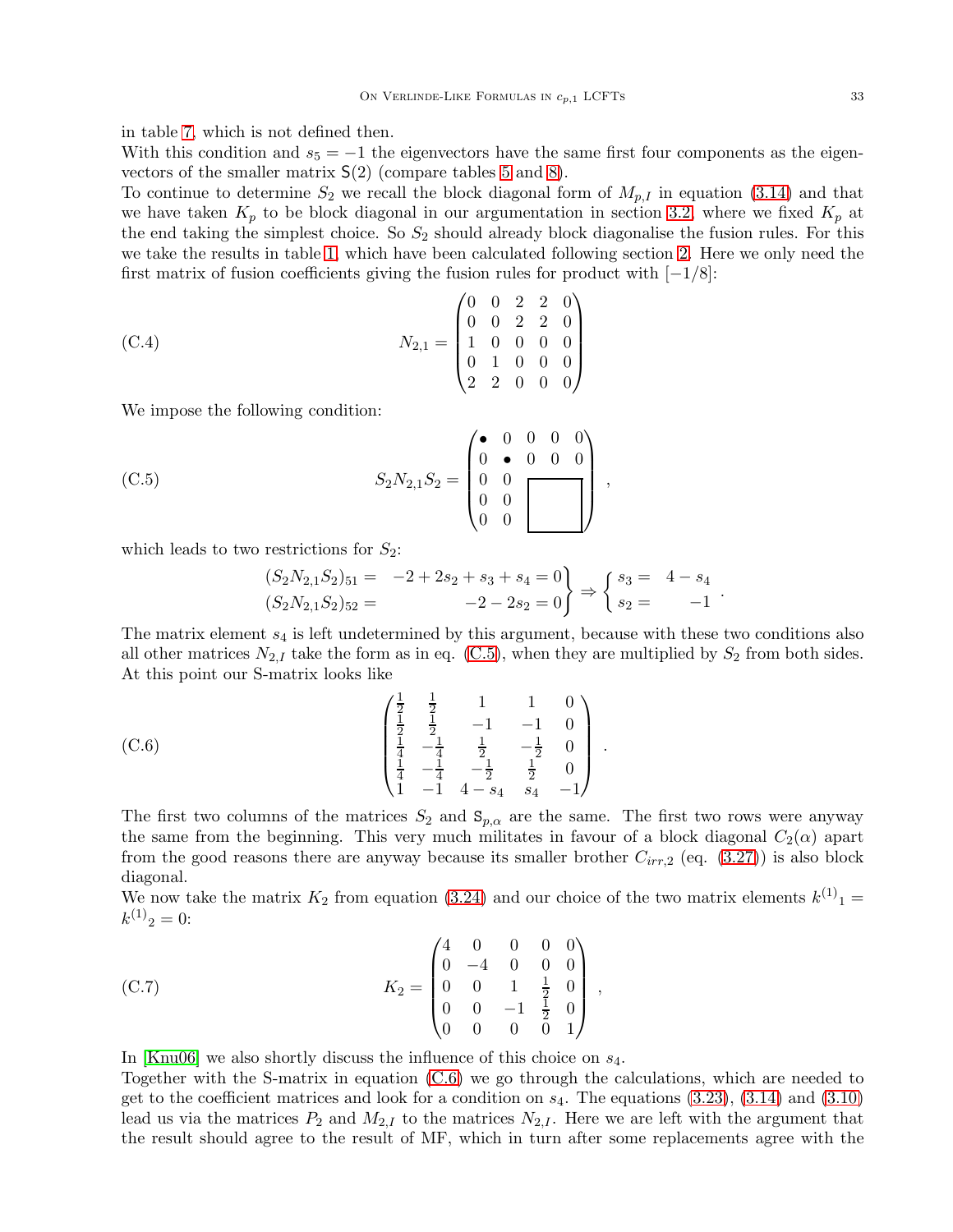in table 7, which is not defined then.

With this condition and $s_5 = -1$ the eigenvectors have the same first four components as the eigenvectors of the smaller matrix $\mathsf{S}(2)$ (compare tables 5 and 8).

To continue to determine $S_2$ we recall the block diagonal form of $M_{p,I}$ in equation (3.14) and that we have taken $K_p$ to be block diagonal in our argumentation in section 3.2, where we fixed $K_p$ at the end taking the simplest choice. So $S_2$ should already block diagonalise the fusion rules. For this we take the results in table 1, which have been calculated following section 2. Here we only need the first matrix of fusion coefficients giving the fusion rules for product with $[-1/8]$:

$$
N_{2,1} = \begin{pmatrix} 0 & 0 & 2 & 2 & 0 \\ 0 & 0 & 2 & 2 & 0 \\ 1 & 0 & 0 & 0 & 0 \\ 0 & 1 & 0 & 0 & 0 \\ 2 & 2 & 0 & 0 & 0 \end{pmatrix} \tag{C.4}
$$

We impose the following condition:

$$
S_2 N_{2,1} S_2 = \begin{pmatrix} \bullet & 0 & 0 & 0 & 0 \\ 0 & \bullet & 0 & 0 & 0 \\ 0 & 0 & \multicolumn{3}{c}{\multirow{3}{*}{$\square$}} \\ 0 & 0 & & & \\ 0 & 0 & & & \end{pmatrix}, \tag{C.5}
$$

which leads to two restrictions for $S_2$:

$$
\left.\begin{array}{rr} (S_2 N_{2,1} S_2)_{51} = & -2 + 2s_2 + s_3 + s_4 = 0 \\ (S_2 N_{2,1} S_2)_{52} = & -2 - 2s_2 = 0 \end{array}\right\} \Rightarrow \left\{\begin{array}{rr} s_3 = & 4 - s_4 \\ s_2 = & -1 \end{array}\right. .
$$

The matrix element $s_4$ is left undetermined by this argument, because with these two conditions also all other matrices $N_{2,I}$ take the form as in eq. (C.5), when they are multiplied by $S_2$ from both sides. At this point our S-matrix looks like

$$
\begin{pmatrix} \frac{1}{2} & \frac{1}{2} & 1 & 1 & 0 \\ \frac{1}{2} & \frac{1}{2} & -1 & -1 & 0 \\ \frac{1}{4} & -\frac{1}{4} & \frac{1}{2} & -\frac{1}{2} & 0 \\ \frac{1}{4} & -\frac{1}{4} & -\frac{1}{2} & \frac{1}{2} & 0 \\ 1 & -1 & 4 - s_4 & s_4 & -1 \end{pmatrix}. \tag{C.6}
$$

The first two columns of the matrices $S_2$ and $\mathsf{S}_{p,\alpha}$ are the same. The first two rows were anyway the same from the beginning. This very much militates in favour of a block diagonal $C_2(\alpha)$ apart from the good reasons there are anyway because its smaller brother $C_{irr,2}$ (eq. (3.27)) is also block diagonal.

We now take the matrix $K_2$ from equation (3.24) and our choice of the two matrix elements ${k^{(1)}}_1 = {k^{(1)}}_2 = 0$:

$$
K_2 = \begin{pmatrix} 4 & 0 & 0 & 0 & 0 \\ 0 & -4 & 0 & 0 & 0 \\ 0 & 0 & 1 & \frac{1}{2} & 0 \\ 0 & 0 & -1 & \frac{1}{2} & 0 \\ 0 & 0 & 0 & 0 & 1 \end{pmatrix}, \tag{C.7}
$$

In [Knu06] we also shortly discuss the influence of this choice on $s_4$.

Together with the S-matrix in equation (C.6) we go through the calculations, which are needed to get to the coefficient matrices and look for a condition on $s_4$. The equations (3.23), (3.14) and (3.10) lead us via the matrices $P_2$ and $M_{2,I}$ to the matrices $N_{2,I}$. Here we are left with the argument that the result should agree to the result of MF, which in turn after some replacements agree with the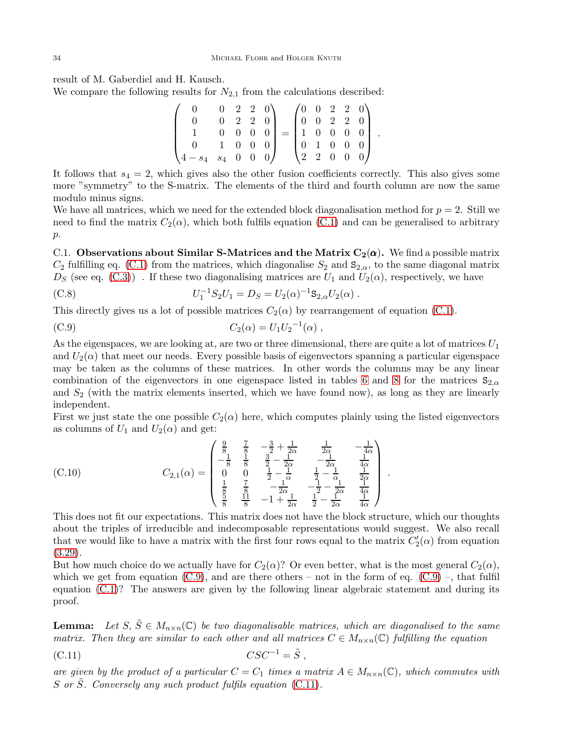result of M. Gaberdiel and H. Kausch.
We compare the following results for $N_{2,1}$ from the calculations described:

$$\begin{pmatrix} 0 & 0 & 2 & 2 & 0 \\ 0 & 0 & 2 & 2 & 0 \\ 1 & 0 & 0 & 0 & 0 \\ 0 & 1 & 0 & 0 & 0 \\ 4-s_4 & s_4 & 0 & 0 & 0 \end{pmatrix} = \begin{pmatrix} 0 & 0 & 2 & 2 & 0 \\ 0 & 0 & 2 & 2 & 0 \\ 1 & 0 & 0 & 0 & 0 \\ 0 & 1 & 0 & 0 & 0 \\ 2 & 2 & 0 & 0 & 0 \end{pmatrix} .$$

It follows that $s_4 = 2$, which gives also the other fusion coefficients correctly. This also gives some more "symmetry" to the S-matrix. The elements of the third and fourth column are now the same modulo minus signs.
We have all matrices, which we need for the extended block diagonalisation method for $p = 2$. Still we need to find the matrix $C_2(\alpha)$, which both fulfils equation (C.1) and can be generalised to arbitrary $p$.

C.1. **Observations about Similar S-Matrices and the Matrix $\mathbf{C_2(\alpha)}$.** We find a possible matrix $C_2$ fulfilling eq. (C.1) from the matrices, which diagonalise $S_2$ and $\mathtt{S}_{2,\alpha}$, to the same diagonal matrix $D_S$ (see eq. (C.3)) . If these two diagonalising matrices are $U_1$ and $U_2(\alpha)$, respectively, we have

$$U_1^{-1} S_2 U_1 = D_S = U_2(\alpha)^{-1} \mathtt{S}_{2,\alpha} U_2(\alpha) \,. \tag{C.8}$$

This directly gives us a lot of possible matrices $C_2(\alpha)$ by rearrangement of equation (C.1).

$$C_2(\alpha) = U_1 {U_2}^{-1}(\alpha) \,, \tag{C.9}$$

As the eigenspaces, we are looking at, are two or three dimensional, there are quite a lot of matrices $U_1$ and $U_2(\alpha)$ that meet our needs. Every possible basis of eigenvectors spanning a particular eigenspace may be taken as the columns of these matrices. In other words the columns may be any linear combination of the eigenvectors in one eigenspace listed in tables 6 and 8 for the matrices $\mathtt{S}_{2,\alpha}$ and $S_2$ (with the matrix elements inserted, which we have found now), as long as they are linearly independent.
First we just state the one possible $C_2(\alpha)$ here, which computes plainly using the listed eigenvectors as columns of $U_1$ and $U_2(\alpha)$ and get:

$$C_{2,1}(\alpha) = \begin{pmatrix} \frac{9}{8} & \frac{7}{8} & -\frac{3}{2} + \frac{1}{2\alpha} & \frac{1}{2\alpha} & -\frac{1}{4\alpha} \\ -\frac{1}{8} & \frac{1}{8} & \frac{3}{2} - \frac{1}{2\alpha} & -\frac{1}{2\alpha} & \frac{1}{4\alpha} \\ 0 & 0 & \frac{1}{2} - \frac{1}{\alpha} & \frac{1}{2} - \frac{1}{\alpha} & \frac{1}{2\alpha} \\ \frac{1}{8} & \frac{7}{8} & -\frac{1}{2\alpha} & -\frac{1}{2} - \frac{1}{2\alpha} & \frac{1}{4\alpha} \\ \frac{5}{8} & \frac{11}{8} & -1 + \frac{1}{2\alpha} & \frac{1}{2} - \frac{1}{2\alpha} & \frac{1}{4\alpha} \end{pmatrix} . \tag{C.10}$$

This does not fit our expectations. This matrix does not have the block structure, which our thoughts about the triples of irreducible and indecomposable representations would suggest. We also recall that we would like to have a matrix with the first four rows equal to the matrix $C_2'(\alpha)$ from equation (3.29).
But how much choice do we actually have for $C_2(\alpha)$? Or even better, what is the most general $C_2(\alpha)$, which we get from equation (C.9), and are there others – not in the form of eq. (C.9) –, that fulfil equation (C.1)? The answers are given by the following linear algebraic statement and during its proof.

**Lemma:** *Let $S, \tilde{S} \in M_{n\times n}(\mathbb{C})$ be two diagonalisable matrices, which are diagonalised to the same matrix. Then they are similar to each other and all matrices $C \in M_{n\times n}(\mathbb{C})$ fulfilling the equation*

$$CSC^{-1} = \tilde{S} \,, \tag{C.11}$$

*are given by the product of a particular $C = C_1$ times a matrix $A \in M_{n\times n}(\mathbb{C})$, which commutes with $S$ or $\tilde{S}$. Conversely any such product fulfils equation (C.11).*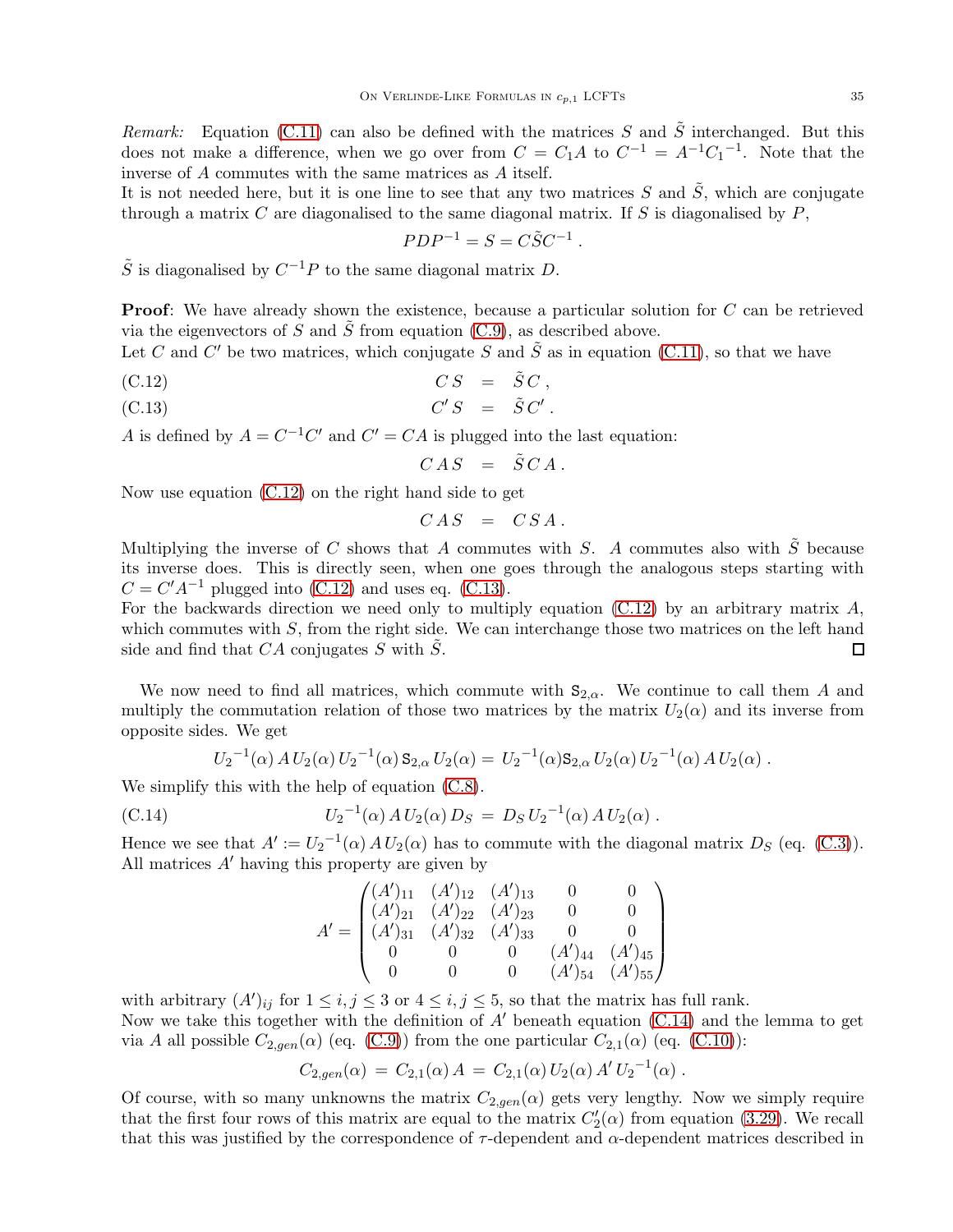*Remark:* Equation (C.11) can also be defined with the matrices $S$ and $\tilde{S}$ interchanged. But this does not make a difference, when we go over from $C = C_1 A$ to $C^{-1} = A^{-1} C_1{}^{-1}$. Note that the inverse of $A$ commutes with the same matrices as $A$ itself.
It is not needed here, but it is one line to see that any two matrices $S$ and $\tilde{S}$, which are conjugate through a matrix $C$ are diagonalised to the same diagonal matrix. If $S$ is diagonalised by $P$,

$$PDP^{-1} = S = C\tilde{S}C^{-1} \,.$$

$\tilde{S}$ is diagonalised by $C^{-1}P$ to the same diagonal matrix $D$.

**Proof**: We have already shown the existence, because a particular solution for $C$ can be retrieved via the eigenvectors of $S$ and $\tilde{S}$ from equation (C.9), as described above.
Let $C$ and $C'$ be two matrices, which conjugate $S$ and $\tilde{S}$ as in equation (C.11), so that we have

$$C\,S \;=\; \tilde{S}\,C\,, \tag{C.12}$$

$$C'\,S \;=\; \tilde{S}\,C'\,. \tag{C.13}$$

$A$ is defined by $A = C^{-1}C'$ and $C' = CA$ is plugged into the last equation:

$$C\,A\,S \;=\; \tilde{S}\,C\,A\,.$$

Now use equation (C.12) on the right hand side to get

$$C\,A\,S \;=\; C\,S\,A\,.$$

Multiplying the inverse of $C$ shows that $A$ commutes with $S$. $A$ commutes also with $\tilde{S}$ because its inverse does. This is directly seen, when one goes through the analogous steps starting with $C = C'A^{-1}$ plugged into (C.12) and uses eq. (C.13).
For the backwards direction we need only to multiply equation (C.12) by an arbitrary matrix $A$, which commutes with $S$, from the right side. We can interchange those two matrices on the left hand side and find that $CA$ conjugates $S$ with $\tilde{S}$. □

We now need to find all matrices, which commute with $\mathtt{S}_{2,\alpha}$. We continue to call them $A$ and multiply the commutation relation of those two matrices by the matrix $U_2(\alpha)$ and its inverse from opposite sides. We get

$$U_2{}^{-1}(\alpha)\,A\,U_2(\alpha)\,U_2{}^{-1}(\alpha)\,\mathtt{S}_{2,\alpha}\,U_2(\alpha) = U_2{}^{-1}(\alpha)\mathtt{S}_{2,\alpha}\,U_2(\alpha)\,U_2{}^{-1}(\alpha)\,A\,U_2(\alpha)\,.$$

We simplify this with the help of equation (C.8).

$$U_2{}^{-1}(\alpha)\,A\,U_2(\alpha)\,D_S \;=\; D_S\,U_2{}^{-1}(\alpha)\,A\,U_2(\alpha)\,. \tag{C.14}$$

Hence we see that $A' := U_2{}^{-1}(\alpha)\,A\,U_2(\alpha)$ has to commute with the diagonal matrix $D_S$ (eq. (C.3)). All matrices $A'$ having this property are given by

$$A' = \begin{pmatrix} (A')_{11} & (A')_{12} & (A')_{13} & 0 & 0 \\ (A')_{21} & (A')_{22} & (A')_{23} & 0 & 0 \\ (A')_{31} & (A')_{32} & (A')_{33} & 0 & 0 \\ 0 & 0 & 0 & (A')_{44} & (A')_{45} \\ 0 & 0 & 0 & (A')_{54} & (A')_{55} \end{pmatrix}$$

with arbitrary $(A')_{ij}$ for $1 \le i,j \le 3$ or $4 \le i,j \le 5$, so that the matrix has full rank.
Now we take this together with the definition of $A'$ beneath equation (C.14) and the lemma to get via $A$ all possible $C_{2,gen}(\alpha)$ (eq. (C.9)) from the one particular $C_{2,1}(\alpha)$ (eq. (C.10)):

$$C_{2,gen}(\alpha) \;=\; C_{2,1}(\alpha)\,A \;=\; C_{2,1}(\alpha)\,U_2(\alpha)\,A'\,U_2{}^{-1}(\alpha)\,.$$

Of course, with so many unknowns the matrix $C_{2,gen}(\alpha)$ gets very lengthy. Now we simply require that the first four rows of this matrix are equal to the matrix $C_2'(\alpha)$ from equation (3.29). We recall that this was justified by the correspondence of $\tau$-dependent and $\alpha$-dependent matrices described in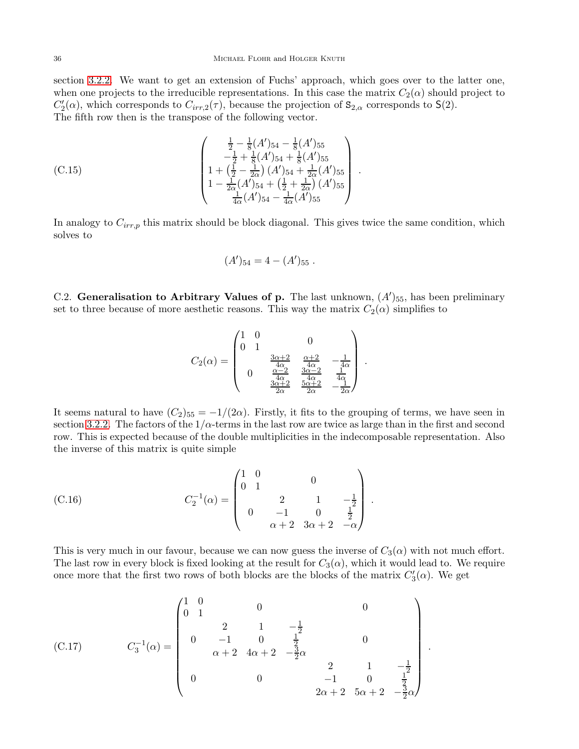section 3.2.2. We want to get an extension of Fuchs' approach, which goes over to the latter one, when one projects to the irreducible representations. In this case the matrix $C_2(\alpha)$ should project to $C_2'(\alpha)$, which corresponds to $C_{irr,2}(\tau)$, because the projection of $\mathsf{S}_{2,\alpha}$ corresponds to $\mathsf{S}(2)$.
The fifth row then is the transpose of the following vector.

$$
\begin{pmatrix}
\frac{1}{2} - \frac{1}{8}(A')_{54} - \frac{1}{8}(A')_{55} \\
-\frac{1}{2} + \frac{1}{8}(A')_{54} + \frac{1}{8}(A')_{55} \\
1 + \left(\frac{1}{2} - \frac{1}{2\alpha}\right)(A')_{54} + \frac{1}{2\alpha}(A')_{55} \\
1 - \frac{1}{2\alpha}(A')_{54} + \left(\frac{1}{2} + \frac{1}{2\alpha}\right)(A')_{55} \\
\frac{1}{4\alpha}(A')_{54} - \frac{1}{4\alpha}(A')_{55}
\end{pmatrix} . \tag{C.15}
$$

In analogy to $C_{irr,p}$ this matrix should be block diagonal. This gives twice the same condition, which solves to

$$
(A')_{54} = 4 - (A')_{55} .
$$

C.2. **Generalisation to Arbitrary Values of p.** The last unknown, $(A')_{55}$, has been preliminary set to three because of more aesthetic reasons. This way the matrix $C_2(\alpha)$ simplifies to

$$
C_2(\alpha) = \begin{pmatrix}
1 & 0 & & 0 & \\
0 & 1 & & & \\
 & & \frac{3\alpha+2}{4\alpha} & \frac{\alpha+2}{4\alpha} & -\frac{1}{4\alpha} \\
 & 0 & \frac{\alpha-2}{4\alpha} & \frac{3\alpha-2}{4\alpha} & \frac{1}{4\alpha} \\
 & & \frac{3\alpha+2}{2\alpha} & \frac{5\alpha+2}{2\alpha} & -\frac{1}{2\alpha}
\end{pmatrix} .
$$

It seems natural to have $(C_2)_{55} = -1/(2\alpha)$. Firstly, it fits to the grouping of terms, we have seen in section 3.2.2. The factors of the $1/\alpha$-terms in the last row are twice as large than in the first and second row. This is expected because of the double multiplicities in the indecomposable representation. Also the inverse of this matrix is quite simple

$$
C_2^{-1}(\alpha) = \begin{pmatrix}
1 & 0 & & 0 & \\
0 & 1 & & & \\
 & & 2 & 1 & -\frac{1}{2} \\
 & 0 & -1 & 0 & \frac{1}{2} \\
 & & \alpha+2 & 3\alpha+2 & -\alpha
\end{pmatrix} . \tag{C.16}
$$

This is very much in our favour, because we can now guess the inverse of $C_3(\alpha)$ with not much effort. The last row in every block is fixed looking at the result for $C_3(\alpha)$, which it would lead to. We require once more that the first two rows of both blocks are the blocks of the matrix $C_3'(\alpha)$. We get

$$
C_3^{-1}(\alpha) = \begin{pmatrix}
1 & 0 & & 0 & & & 0 & \\
0 & 1 & & & & & & \\
 & & 2 & 1 & -\frac{1}{2} & & & \\
 & 0 & -1 & 0 & \frac{1}{2} & & 0 & \\
 & & \alpha+2 & 4\alpha+2 & -\frac{3}{2}\alpha & & & \\
 & & & & & 2 & 1 & -\frac{1}{2} \\
 & 0 & & 0 & & -1 & 0 & \frac{1}{2} \\
 & & & & & 2\alpha+2 & 5\alpha+2 & -\frac{3}{2}\alpha
\end{pmatrix} . \tag{C.17}
$$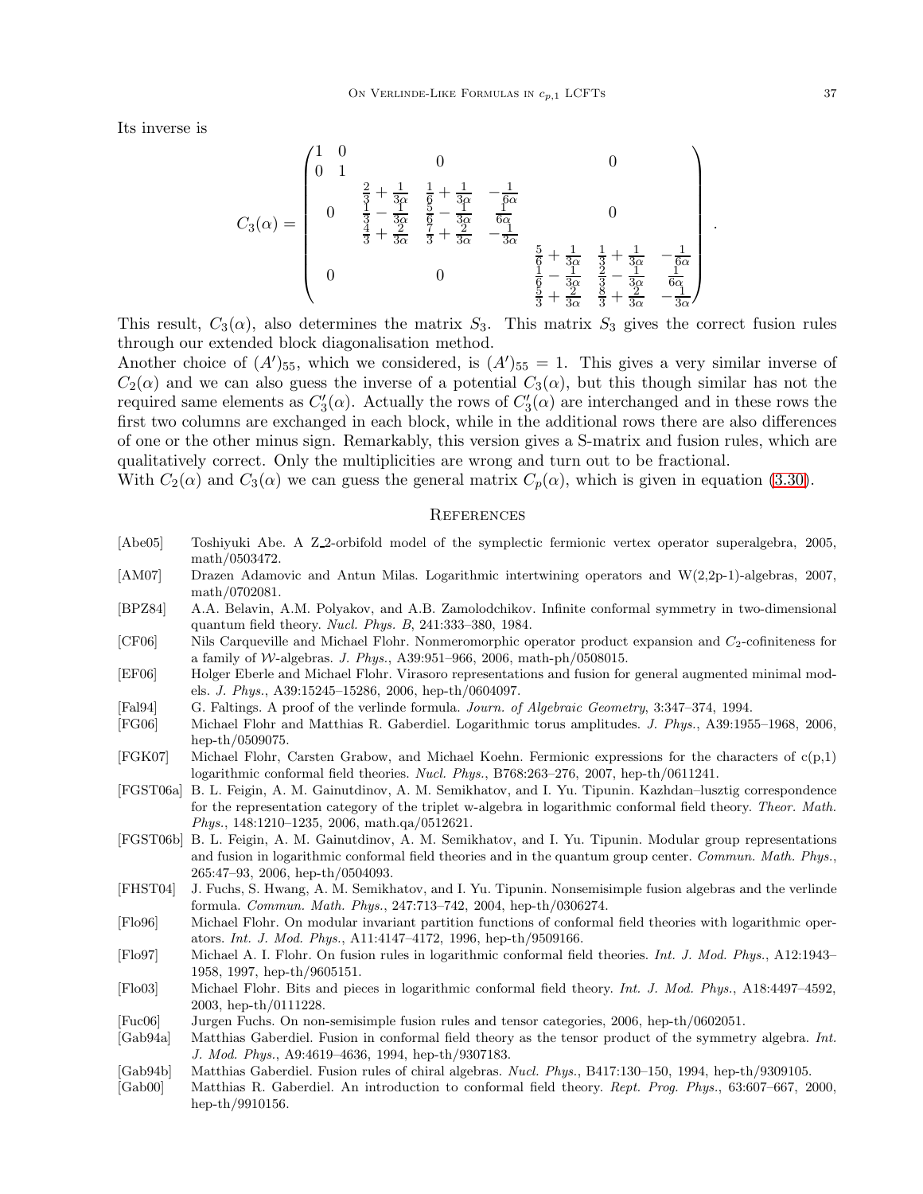Its inverse is

$$
C_3(\alpha) = \begin{pmatrix}
1 & 0 & & & & & & \\
0 & 1 & & & & & & \\
 & & \frac{2}{3}+\frac{1}{3\alpha} & \frac{1}{6}+\frac{1}{3\alpha} & -\frac{1}{6\alpha} & & & \\
 & & \frac{1}{3}-\frac{1}{3\alpha} & \frac{5}{6}-\frac{1}{3\alpha} & \frac{1}{6\alpha} & & & \\
 & & \frac{4}{3}+\frac{2}{3\alpha} & \frac{7}{3}+\frac{2}{3\alpha} & -\frac{1}{3\alpha} & & & \\
 & & & & & \frac{5}{6}+\frac{1}{3\alpha} & \frac{1}{3}+\frac{1}{3\alpha} & -\frac{1}{6\alpha} \\
 & & & & & \frac{1}{6}-\frac{1}{3\alpha} & \frac{2}{3}-\frac{1}{3\alpha} & \frac{1}{6\alpha} \\
 & & & & & \frac{5}{3}+\frac{2}{3\alpha} & \frac{8}{3}+\frac{2}{3\alpha} & -\frac{1}{3\alpha}
\end{pmatrix}.
$$

This result, $C_3(\alpha)$, also determines the matrix $S_3$. This matrix $S_3$ gives the correct fusion rules through our extended block diagonalisation method.
Another choice of $(A')_{55}$, which we considered, is $(A')_{55} = 1$. This gives a very similar inverse of $C_2(\alpha)$ and we can also guess the inverse of a potential $C_3(\alpha)$, but this though similar has not the required same elements as $C_3'(\alpha)$. Actually the rows of $C_3'(\alpha)$ are interchanged and in these rows the first two columns are exchanged in each block, while in the additional rows there are also differences of one or the other minus sign. Remarkably, this version gives a S-matrix and fusion rules, which are qualitatively correct. Only the multiplicities are wrong and turn out to be fractional.
With $C_2(\alpha)$ and $C_3(\alpha)$ we can guess the general matrix $C_p(\alpha)$, which is given in equation (3.30).

## References

[Abe05] Toshiyuki Abe. A Z_2-orbifold model of the symplectic fermionic vertex operator superalgebra, 2005, math/0503472.

[AM07] Drazen Adamovic and Antun Milas. Logarithmic intertwining operators and W(2,2p-1)-algebras, 2007, math/0702081.

[BPZ84] A.A. Belavin, A.M. Polyakov, and A.B. Zamolodchikov. Infinite conformal symmetry in two-dimensional quantum field theory. *Nucl. Phys. B*, 241:333–380, 1984.

[CF06] Nils Carqueville and Michael Flohr. Nonmeromorphic operator product expansion and $C_2$-cofiniteness for a family of $\mathcal{W}$-algebras. *J. Phys.*, A39:951–966, 2006, math-ph/0508015.

[EF06] Holger Eberle and Michael Flohr. Virasoro representations and fusion for general augmented minimal models. *J. Phys.*, A39:15245–15286, 2006, hep-th/0604097.

[Fal94] G. Faltings. A proof of the verlinde formula. *Journ. of Algebraic Geometry*, 3:347–374, 1994.

[FG06] Michael Flohr and Matthias R. Gaberdiel. Logarithmic torus amplitudes. *J. Phys.*, A39:1955–1968, 2006, hep-th/0509075.

[FGK07] Michael Flohr, Carsten Grabow, and Michael Koehn. Fermionic expressions for the characters of c(p,1) logarithmic conformal field theories. *Nucl. Phys.*, B768:263–276, 2007, hep-th/0611241.

[FGST06a] B. L. Feigin, A. M. Gainutdinov, A. M. Semikhatov, and I. Yu. Tipunin. Kazhdan–lusztig correspondence for the representation category of the triplet w-algebra in logarithmic conformal field theory. *Theor. Math. Phys.*, 148:1210–1235, 2006, math.qa/0512621.

[FGST06b] B. L. Feigin, A. M. Gainutdinov, A. M. Semikhatov, and I. Yu. Tipunin. Modular group representations and fusion in logarithmic conformal field theories and in the quantum group center. *Commun. Math. Phys.*, 265:47–93, 2006, hep-th/0504093.

[FHST04] J. Fuchs, S. Hwang, A. M. Semikhatov, and I. Yu. Tipunin. Nonsemisimple fusion algebras and the verlinde formula. *Commun. Math. Phys.*, 247:713–742, 2004, hep-th/0306274.

[Flo96] Michael Flohr. On modular invariant partition functions of conformal field theories with logarithmic operators. *Int. J. Mod. Phys.*, A11:4147–4172, 1996, hep-th/9509166.

[Flo97] Michael A. I. Flohr. On fusion rules in logarithmic conformal field theories. *Int. J. Mod. Phys.*, A12:1943–1958, 1997, hep-th/9605151.

[Flo03] Michael Flohr. Bits and pieces in logarithmic conformal field theory. *Int. J. Mod. Phys.*, A18:4497–4592, 2003, hep-th/0111228.

[Fuc06] Jurgen Fuchs. On non-semisimple fusion rules and tensor categories, 2006, hep-th/0602051.

[Gab94a] Matthias Gaberdiel. Fusion in conformal field theory as the tensor product of the symmetry algebra. *Int. J. Mod. Phys.*, A9:4619–4636, 1994, hep-th/9307183.

[Gab94b] Matthias Gaberdiel. Fusion rules of chiral algebras. *Nucl. Phys.*, B417:130–150, 1994, hep-th/9309105.

[Gab00] Matthias R. Gaberdiel. An introduction to conformal field theory. *Rept. Prog. Phys.*, 63:607–667, 2000, hep-th/9910156.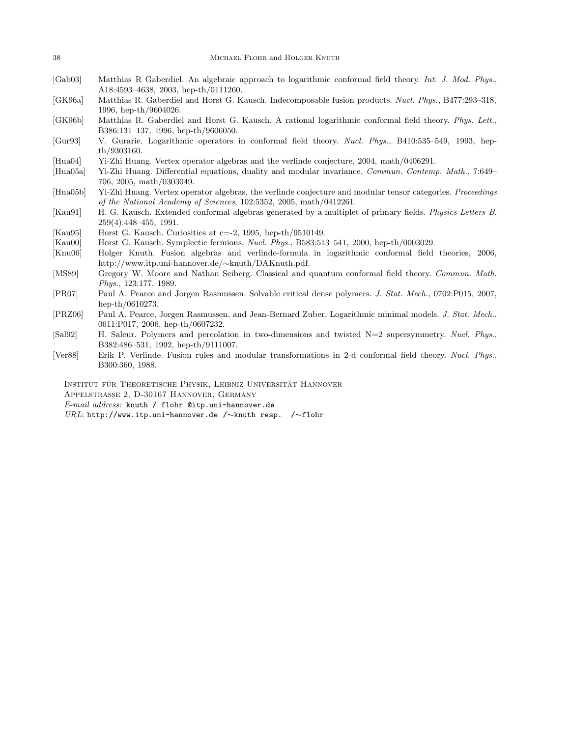[Gab03] Matthias R Gaberdiel. An algebraic approach to logarithmic conformal field theory. *Int. J. Mod. Phys.*, A18:4593–4638, 2003, hep-th/0111260.

[GK96a] Matthias R. Gaberdiel and Horst G. Kausch. Indecomposable fusion products. *Nucl. Phys.*, B477:293–318, 1996, hep-th/9604026.

[GK96b] Matthias R. Gaberdiel and Horst G. Kausch. A rational logarithmic conformal field theory. *Phys. Lett.*, B386:131–137, 1996, hep-th/9606050.

[Gur93] V. Gurarie. Logarithmic operators in conformal field theory. *Nucl. Phys.*, B410:535–549, 1993, hep-th/9303160.

[Hua04] Yi-Zhi Huang. Vertex operator algebras and the verlinde conjecture, 2004, math/0406291.

[Hua05a] Yi-Zhi Huang. Differential equations, duality and modular invariance. *Commun. Contemp. Math.*, 7:649–706, 2005, math/0303049.

[Hua05b] Yi-Zhi Huang. Vertex operator algebras, the verlinde conjecture and modular tensor categories. *Proceedings of the National Academy of Sciences*, 102:5352, 2005, math/0412261.

[Kau91] H. G. Kausch. Extended conformal algebras generated by a multiplet of primary fields. *Physics Letters B*, 259(4):448–455, 1991.

[Kau95] Horst G. Kausch. Curiosities at c=-2, 1995, hep-th/9510149.

[Kau00] Horst G. Kausch. Symplectic fermions. *Nucl. Phys.*, B583:513–541, 2000, hep-th/0003029.

[Knu06] Holger Knuth. Fusion algebras and verlinde-formula in logarithmic conformal field theories, 2006, http://www.itp.uni-hannover.de/∼knuth/DAKnuth.pdf.

[MS89] Gregory W. Moore and Nathan Seiberg. Classical and quantum conformal field theory. *Commun. Math. Phys.*, 123:177, 1989.

[PR07] Paul A. Pearce and Jorgen Rasmussen. Solvable critical dense polymers. *J. Stat. Mech.*, 0702:P015, 2007, hep-th/0610273.

[PRZ06] Paul A. Pearce, Jorgen Rasmussen, and Jean-Bernard Zuber. Logarithmic minimal models. *J. Stat. Mech.*, 0611:P017, 2006, hep-th/0607232.

[Sal92] H. Saleur. Polymers and percolation in two-dimensions and twisted N=2 supersymmetry. *Nucl. Phys.*, B382:486–531, 1992, hep-th/9111007.

[Ver88] Erik P. Verlinde. Fusion rules and modular transformations in 2-d conformal field theory. *Nucl. Phys.*, B300:360, 1988.

Institut für Theoretische Physik, Leibniz Universität Hannover
Appelstrasse 2, D-30167 Hannover, Germany
*E-mail address*: knuth / flohr @itp.uni-hannover.de
*URL*: http://www.itp.uni-hannover.de /∼knuth resp. /∼flohr